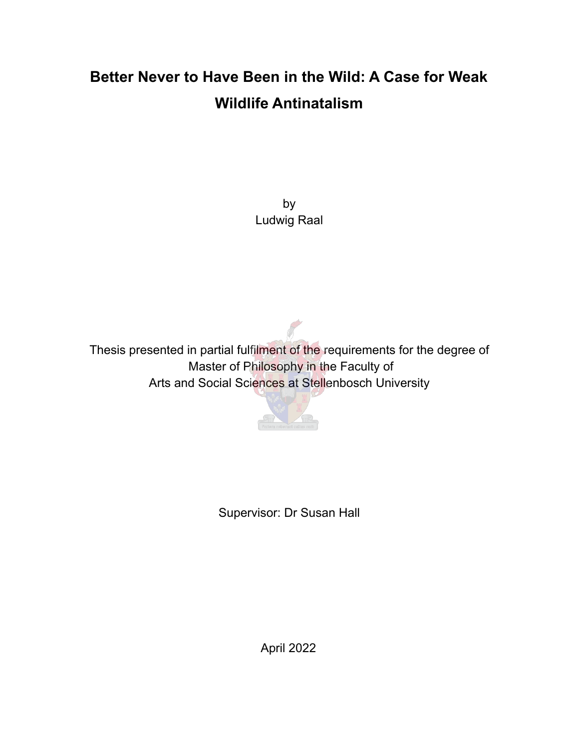# Better Never to Have Been in the Wild: A Case for Weak Wildlife Antinatalism

by
Ludwig Raal

Thesis presented in partial fulfilment of the requirements for the degree of
Master of Philosophy in the Faculty of
Arts and Social Sciences at Stellenbosch University

Supervisor: Dr Susan Hall

April 2022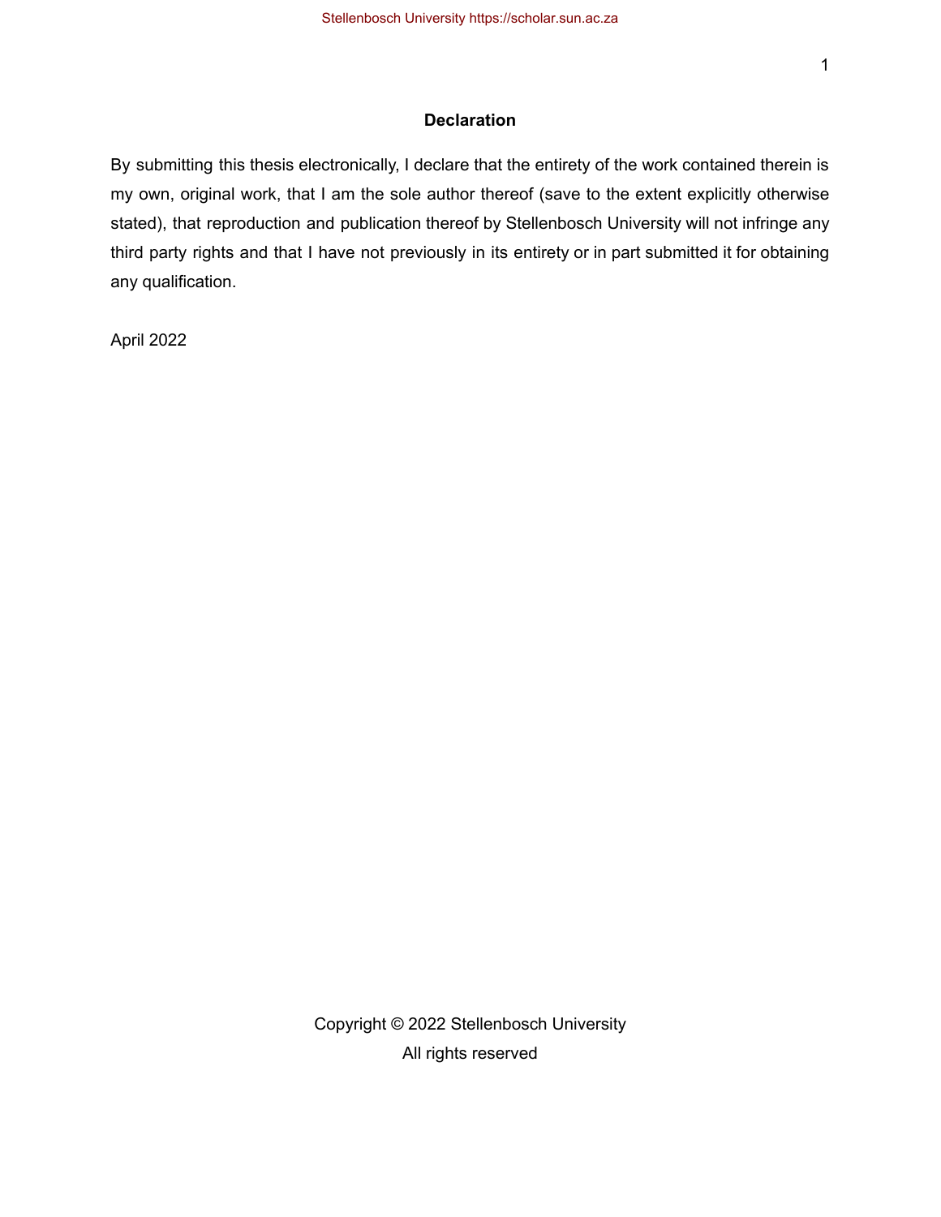## Declaration

By submitting this thesis electronically, I declare that the entirety of the work contained therein is my own, original work, that I am the sole author thereof (save to the extent explicitly otherwise stated), that reproduction and publication thereof by Stellenbosch University will not infringe any third party rights and that I have not previously in its entirety or in part submitted it for obtaining any qualification.

April 2022

Copyright © 2022 Stellenbosch University

All rights reserved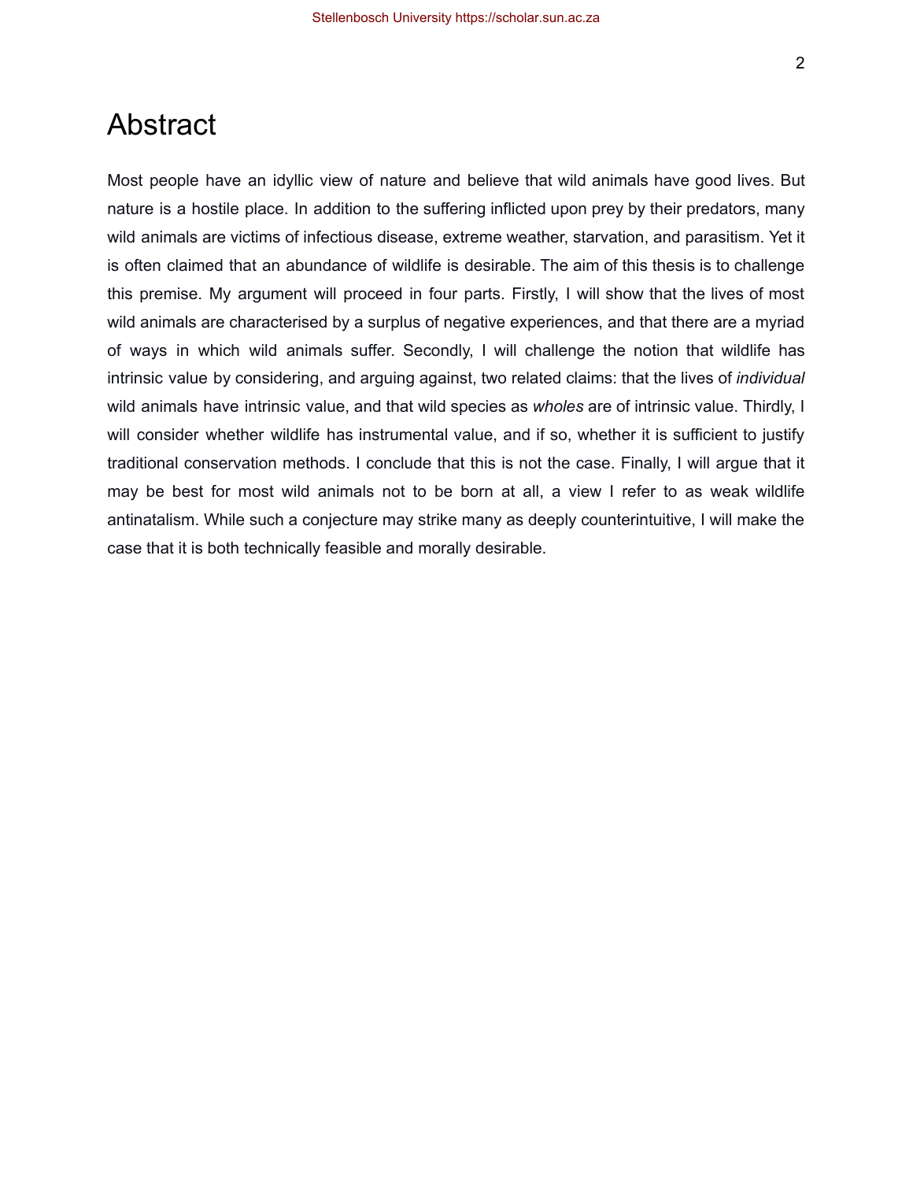# Abstract

Most people have an idyllic view of nature and believe that wild animals have good lives. But nature is a hostile place. In addition to the suffering inflicted upon prey by their predators, many wild animals are victims of infectious disease, extreme weather, starvation, and parasitism. Yet it is often claimed that an abundance of wildlife is desirable. The aim of this thesis is to challenge this premise. My argument will proceed in four parts. Firstly, I will show that the lives of most wild animals are characterised by a surplus of negative experiences, and that there are a myriad of ways in which wild animals suffer. Secondly, I will challenge the notion that wildlife has intrinsic value by considering, and arguing against, two related claims: that the lives of *individual* wild animals have intrinsic value, and that wild species as *wholes* are of intrinsic value. Thirdly, I will consider whether wildlife has instrumental value, and if so, whether it is sufficient to justify traditional conservation methods. I conclude that this is not the case. Finally, I will argue that it may be best for most wild animals not to be born at all, a view I refer to as weak wildlife antinatalism. While such a conjecture may strike many as deeply counterintuitive, I will make the case that it is both technically feasible and morally desirable.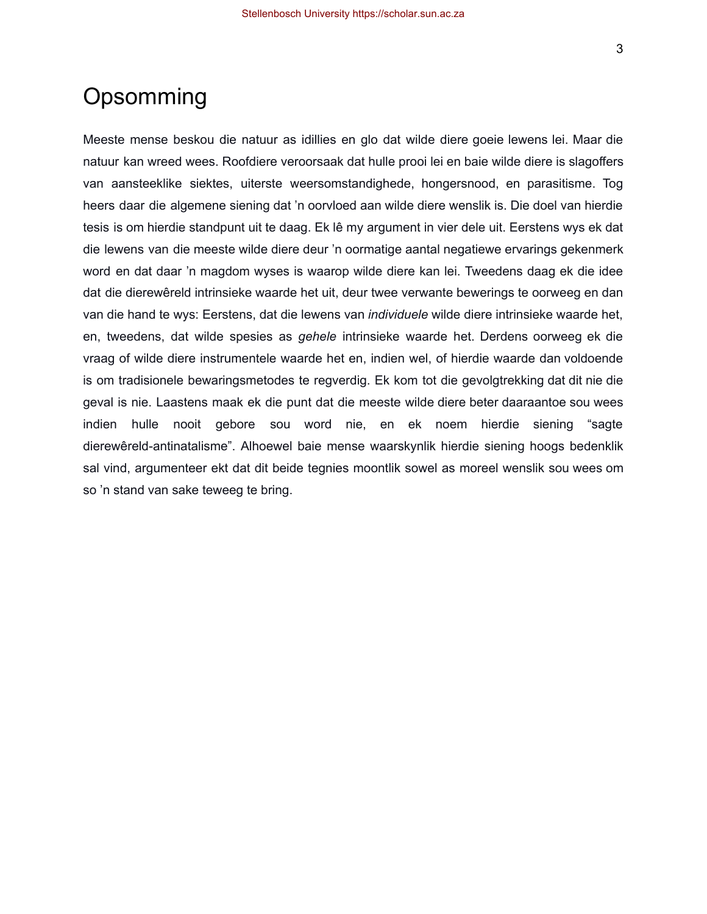# Opsomming

Meeste mense beskou die natuur as idillies en glo dat wilde diere goeie lewens lei. Maar die natuur kan wreed wees. Roofdiere veroorsaak dat hulle prooi lei en baie wilde diere is slagoffers van aansteeklike siektes, uiterste weersomstandighede, hongersnood, en parasitisme. Tog heers daar die algemene siening dat 'n oorvloed aan wilde diere wenslik is. Die doel van hierdie tesis is om hierdie standpunt uit te daag. Ek lê my argument in vier dele uit. Eerstens wys ek dat die lewens van die meeste wilde diere deur 'n oormatige aantal negatiewe ervarings gekenmerk word en dat daar 'n magdom wyses is waarop wilde diere kan lei. Tweedens daag ek die idee dat die dierewêreld intrinsieke waarde het uit, deur twee verwante bewerings te oorweeg en dan van die hand te wys: Eerstens, dat die lewens van *individuele* wilde diere intrinsieke waarde het, en, tweedens, dat wilde spesies as *gehele* intrinsieke waarde het. Derdens oorweeg ek die vraag of wilde diere instrumentele waarde het en, indien wel, of hierdie waarde dan voldoende is om tradisionele bewaringsmetodes te regverdig. Ek kom tot die gevolgtrekking dat dit nie die geval is nie. Laastens maak ek die punt dat die meeste wilde diere beter daaraantoe sou wees indien hulle nooit gebore sou word nie, en ek noem hierdie siening "sagte dierewêreld-antinatalisme". Alhoewel baie mense waarskynlik hierdie siening hoogs bedenklik sal vind, argumenteer ekt dat dit beide tegnies moontlik sowel as moreel wenslik sou wees om so 'n stand van sake teweeg te bring.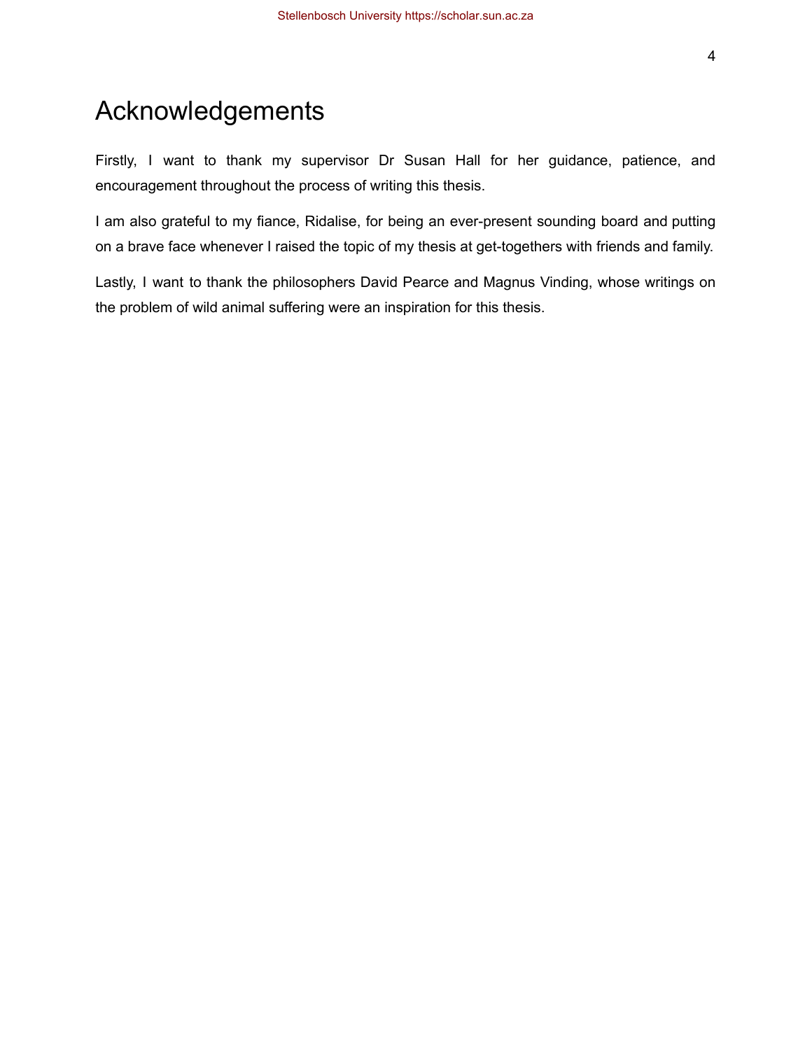# Acknowledgements

Firstly, I want to thank my supervisor Dr Susan Hall for her guidance, patience, and encouragement throughout the process of writing this thesis.

I am also grateful to my fiance, Ridalise, for being an ever-present sounding board and putting on a brave face whenever I raised the topic of my thesis at get-togethers with friends and family.

Lastly, I want to thank the philosophers David Pearce and Magnus Vinding, whose writings on the problem of wild animal suffering were an inspiration for this thesis.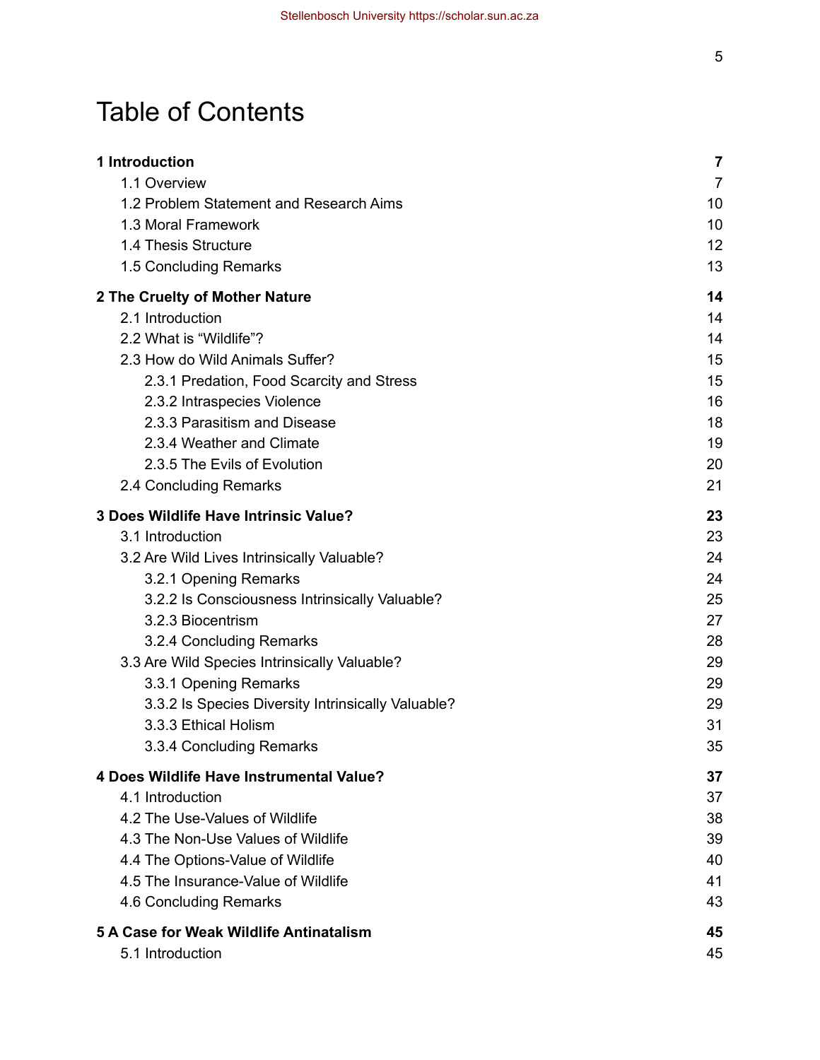# Table of Contents

| | |
|---|---|
| **1 Introduction** | **7** |
| 1.1 Overview | 7 |
| 1.2 Problem Statement and Research Aims | 10 |
| 1.3 Moral Framework | 10 |
| 1.4 Thesis Structure | 12 |
| 1.5 Concluding Remarks | 13 |
| **2 The Cruelty of Mother Nature** | **14** |
| 2.1 Introduction | 14 |
| 2.2 What is “Wildlife”? | 14 |
| 2.3 How do Wild Animals Suffer? | 15 |
| 2.3.1 Predation, Food Scarcity and Stress | 15 |
| 2.3.2 Intraspecies Violence | 16 |
| 2.3.3 Parasitism and Disease | 18 |
| 2.3.4 Weather and Climate | 19 |
| 2.3.5 The Evils of Evolution | 20 |
| 2.4 Concluding Remarks | 21 |
| **3 Does Wildlife Have Intrinsic Value?** | **23** |
| 3.1 Introduction | 23 |
| 3.2 Are Wild Lives Intrinsically Valuable? | 24 |
| 3.2.1 Opening Remarks | 24 |
| 3.2.2 Is Consciousness Intrinsically Valuable? | 25 |
| 3.2.3 Biocentrism | 27 |
| 3.2.4 Concluding Remarks | 28 |
| 3.3 Are Wild Species Intrinsically Valuable? | 29 |
| 3.3.1 Opening Remarks | 29 |
| 3.3.2 Is Species Diversity Intrinsically Valuable? | 29 |
| 3.3.3 Ethical Holism | 31 |
| 3.3.4 Concluding Remarks | 35 |
| **4 Does Wildlife Have Instrumental Value?** | **37** |
| 4.1 Introduction | 37 |
| 4.2 The Use-Values of Wildlife | 38 |
| 4.3 The Non-Use Values of Wildlife | 39 |
| 4.4 The Options-Value of Wildlife | 40 |
| 4.5 The Insurance-Value of Wildlife | 41 |
| 4.6 Concluding Remarks | 43 |
| **5 A Case for Weak Wildlife Antinatalism** | **45** |
| 5.1 Introduction | 45 |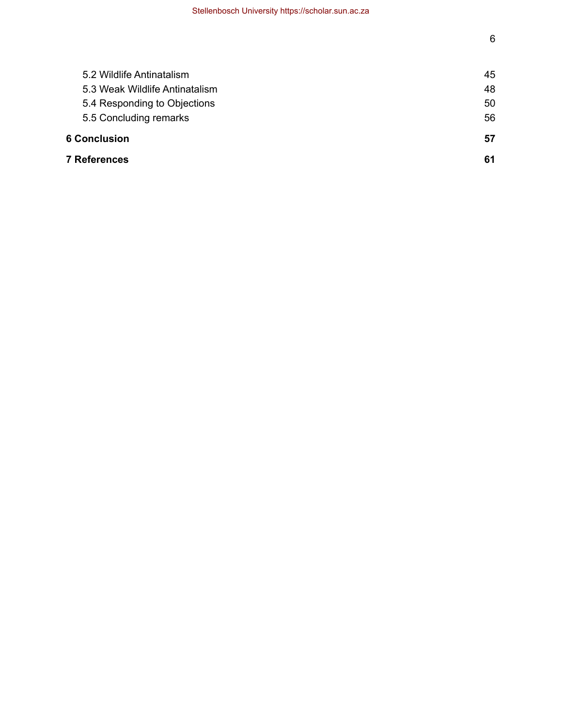| | |
|---|---|
| 5.2 Wildlife Antinatalism | 45 |
| 5.3 Weak Wildlife Antinatalism | 48 |
| 5.4 Responding to Objections | 50 |
| 5.5 Concluding remarks | 56 |
| **6 Conclusion** | **57** |
| **7 References** | **61** |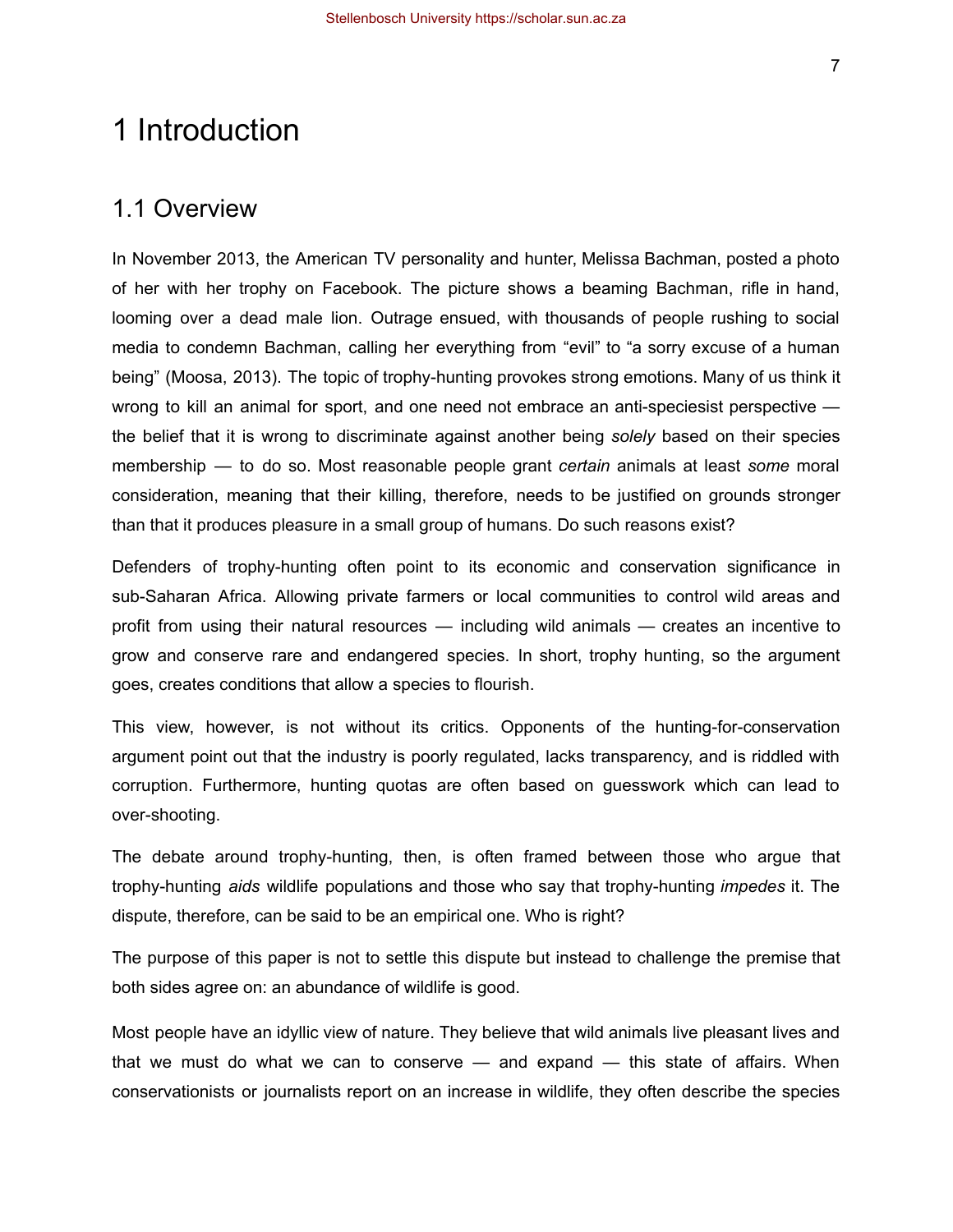# 1 Introduction

## 1.1 Overview

In November 2013, the American TV personality and hunter, Melissa Bachman, posted a photo of her with her trophy on Facebook. The picture shows a beaming Bachman, rifle in hand, looming over a dead male lion. Outrage ensued, with thousands of people rushing to social media to condemn Bachman, calling her everything from "evil" to "a sorry excuse of a human being" (Moosa, 2013). The topic of trophy-hunting provokes strong emotions. Many of us think it wrong to kill an animal for sport, and one need not embrace an anti-speciesist perspective — the belief that it is wrong to discriminate against another being *solely* based on their species membership — to do so. Most reasonable people grant *certain* animals at least *some* moral consideration, meaning that their killing, therefore, needs to be justified on grounds stronger than that it produces pleasure in a small group of humans. Do such reasons exist?

Defenders of trophy-hunting often point to its economic and conservation significance in sub-Saharan Africa. Allowing private farmers or local communities to control wild areas and profit from using their natural resources — including wild animals — creates an incentive to grow and conserve rare and endangered species. In short, trophy hunting, so the argument goes, creates conditions that allow a species to flourish.

This view, however, is not without its critics. Opponents of the hunting-for-conservation argument point out that the industry is poorly regulated, lacks transparency, and is riddled with corruption. Furthermore, hunting quotas are often based on guesswork which can lead to over-shooting.

The debate around trophy-hunting, then, is often framed between those who argue that trophy-hunting *aids* wildlife populations and those who say that trophy-hunting *impedes* it. The dispute, therefore, can be said to be an empirical one. Who is right?

The purpose of this paper is not to settle this dispute but instead to challenge the premise that both sides agree on: an abundance of wildlife is good.

Most people have an idyllic view of nature. They believe that wild animals live pleasant lives and that we must do what we can to conserve — and expand — this state of affairs. When conservationists or journalists report on an increase in wildlife, they often describe the species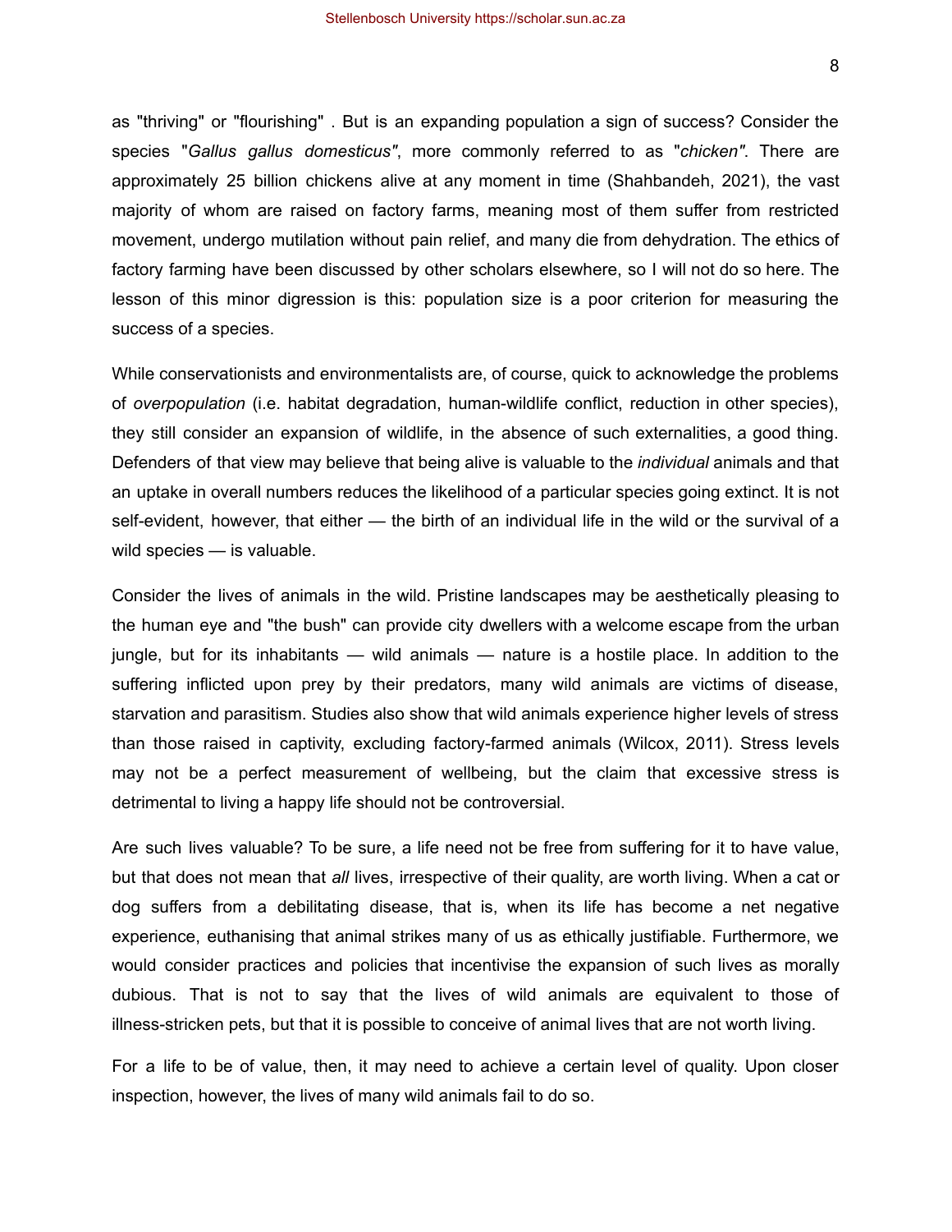as "thriving" or "flourishing" . But is an expanding population a sign of success? Consider the species "*Gallus gallus domesticus"*, more commonly referred to as "*chicken"*. There are approximately 25 billion chickens alive at any moment in time (Shahbandeh, 2021), the vast majority of whom are raised on factory farms, meaning most of them suffer from restricted movement, undergo mutilation without pain relief, and many die from dehydration. The ethics of factory farming have been discussed by other scholars elsewhere, so I will not do so here. The lesson of this minor digression is this: population size is a poor criterion for measuring the success of a species.

While conservationists and environmentalists are, of course, quick to acknowledge the problems of *overpopulation* (i.e. habitat degradation, human-wildlife conflict, reduction in other species), they still consider an expansion of wildlife, in the absence of such externalities, a good thing. Defenders of that view may believe that being alive is valuable to the *individual* animals and that an uptake in overall numbers reduces the likelihood of a particular species going extinct. It is not self-evident, however, that either — the birth of an individual life in the wild or the survival of a wild species — is valuable.

Consider the lives of animals in the wild. Pristine landscapes may be aesthetically pleasing to the human eye and "the bush" can provide city dwellers with a welcome escape from the urban jungle, but for its inhabitants — wild animals — nature is a hostile place. In addition to the suffering inflicted upon prey by their predators, many wild animals are victims of disease, starvation and parasitism. Studies also show that wild animals experience higher levels of stress than those raised in captivity, excluding factory-farmed animals (Wilcox, 2011). Stress levels may not be a perfect measurement of wellbeing, but the claim that excessive stress is detrimental to living a happy life should not be controversial.

Are such lives valuable? To be sure, a life need not be free from suffering for it to have value, but that does not mean that *all* lives, irrespective of their quality, are worth living. When a cat or dog suffers from a debilitating disease, that is, when its life has become a net negative experience, euthanising that animal strikes many of us as ethically justifiable. Furthermore, we would consider practices and policies that incentivise the expansion of such lives as morally dubious. That is not to say that the lives of wild animals are equivalent to those of illness-stricken pets, but that it is possible to conceive of animal lives that are not worth living.

For a life to be of value, then, it may need to achieve a certain level of quality. Upon closer inspection, however, the lives of many wild animals fail to do so.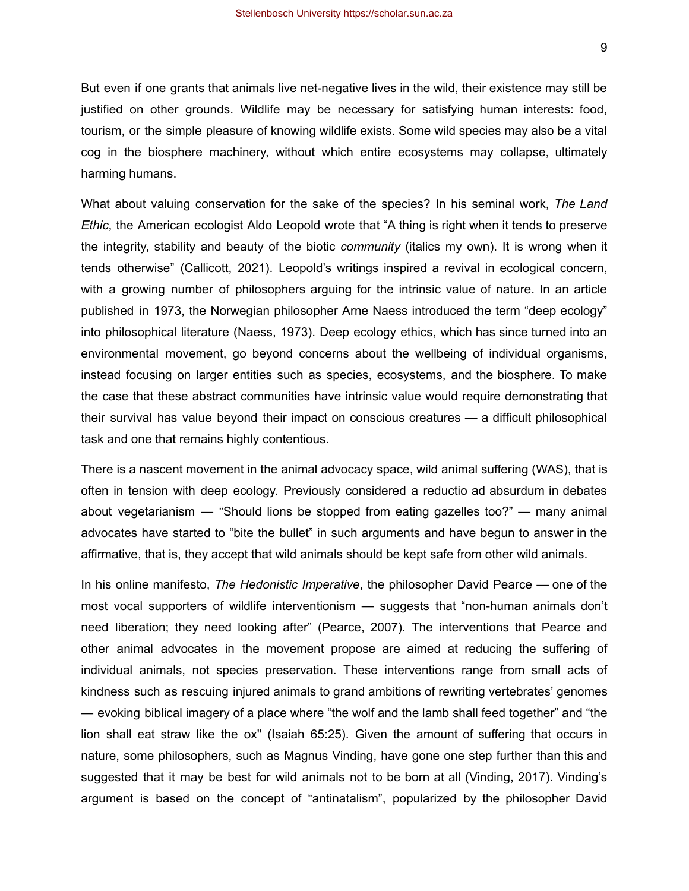But even if one grants that animals live net-negative lives in the wild, their existence may still be justified on other grounds. Wildlife may be necessary for satisfying human interests: food, tourism, or the simple pleasure of knowing wildlife exists. Some wild species may also be a vital cog in the biosphere machinery, without which entire ecosystems may collapse, ultimately harming humans.

What about valuing conservation for the sake of the species? In his seminal work, *The Land Ethic*, the American ecologist Aldo Leopold wrote that "A thing is right when it tends to preserve the integrity, stability and beauty of the biotic *community* (italics my own). It is wrong when it tends otherwise" (Callicott, 2021). Leopold's writings inspired a revival in ecological concern, with a growing number of philosophers arguing for the intrinsic value of nature. In an article published in 1973, the Norwegian philosopher Arne Naess introduced the term "deep ecology" into philosophical literature (Naess, 1973). Deep ecology ethics, which has since turned into an environmental movement, go beyond concerns about the wellbeing of individual organisms, instead focusing on larger entities such as species, ecosystems, and the biosphere. To make the case that these abstract communities have intrinsic value would require demonstrating that their survival has value beyond their impact on conscious creatures — a difficult philosophical task and one that remains highly contentious.

There is a nascent movement in the animal advocacy space, wild animal suffering (WAS), that is often in tension with deep ecology. Previously considered a reductio ad absurdum in debates about vegetarianism — "Should lions be stopped from eating gazelles too?" — many animal advocates have started to "bite the bullet" in such arguments and have begun to answer in the affirmative, that is, they accept that wild animals should be kept safe from other wild animals.

In his online manifesto, *The Hedonistic Imperative*, the philosopher David Pearce — one of the most vocal supporters of wildlife interventionism — suggests that "non-human animals don't need liberation; they need looking after" (Pearce, 2007). The interventions that Pearce and other animal advocates in the movement propose are aimed at reducing the suffering of individual animals, not species preservation. These interventions range from small acts of kindness such as rescuing injured animals to grand ambitions of rewriting vertebrates' genomes — evoking biblical imagery of a place where "the wolf and the lamb shall feed together" and "the lion shall eat straw like the ox" (Isaiah 65:25). Given the amount of suffering that occurs in nature, some philosophers, such as Magnus Vinding, have gone one step further than this and suggested that it may be best for wild animals not to be born at all (Vinding, 2017). Vinding's argument is based on the concept of "antinatalism", popularized by the philosopher David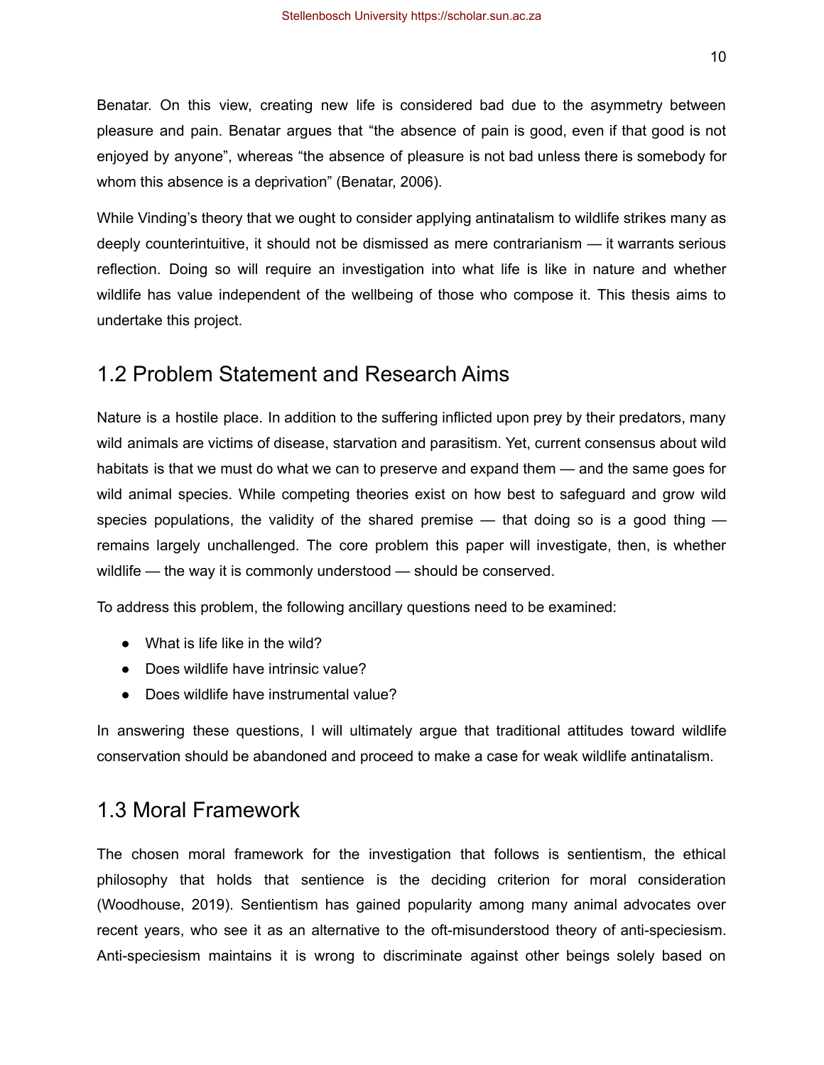Benatar. On this view, creating new life is considered bad due to the asymmetry between pleasure and pain. Benatar argues that "the absence of pain is good, even if that good is not enjoyed by anyone", whereas "the absence of pleasure is not bad unless there is somebody for whom this absence is a deprivation" (Benatar, 2006).

While Vinding's theory that we ought to consider applying antinatalism to wildlife strikes many as deeply counterintuitive, it should not be dismissed as mere contrarianism — it warrants serious reflection. Doing so will require an investigation into what life is like in nature and whether wildlife has value independent of the wellbeing of those who compose it. This thesis aims to undertake this project.

## 1.2 Problem Statement and Research Aims

Nature is a hostile place. In addition to the suffering inflicted upon prey by their predators, many wild animals are victims of disease, starvation and parasitism. Yet, current consensus about wild habitats is that we must do what we can to preserve and expand them — and the same goes for wild animal species. While competing theories exist on how best to safeguard and grow wild species populations, the validity of the shared premise — that doing so is a good thing — remains largely unchallenged. The core problem this paper will investigate, then, is whether wildlife — the way it is commonly understood — should be conserved.

To address this problem, the following ancillary questions need to be examined:

- What is life like in the wild?
- Does wildlife have intrinsic value?
- Does wildlife have instrumental value?

In answering these questions, I will ultimately argue that traditional attitudes toward wildlife conservation should be abandoned and proceed to make a case for weak wildlife antinatalism.

## 1.3 Moral Framework

The chosen moral framework for the investigation that follows is sentientism, the ethical philosophy that holds that sentience is the deciding criterion for moral consideration (Woodhouse, 2019). Sentientism has gained popularity among many animal advocates over recent years, who see it as an alternative to the oft-misunderstood theory of anti-speciesism. Anti-speciesism maintains it is wrong to discriminate against other beings solely based on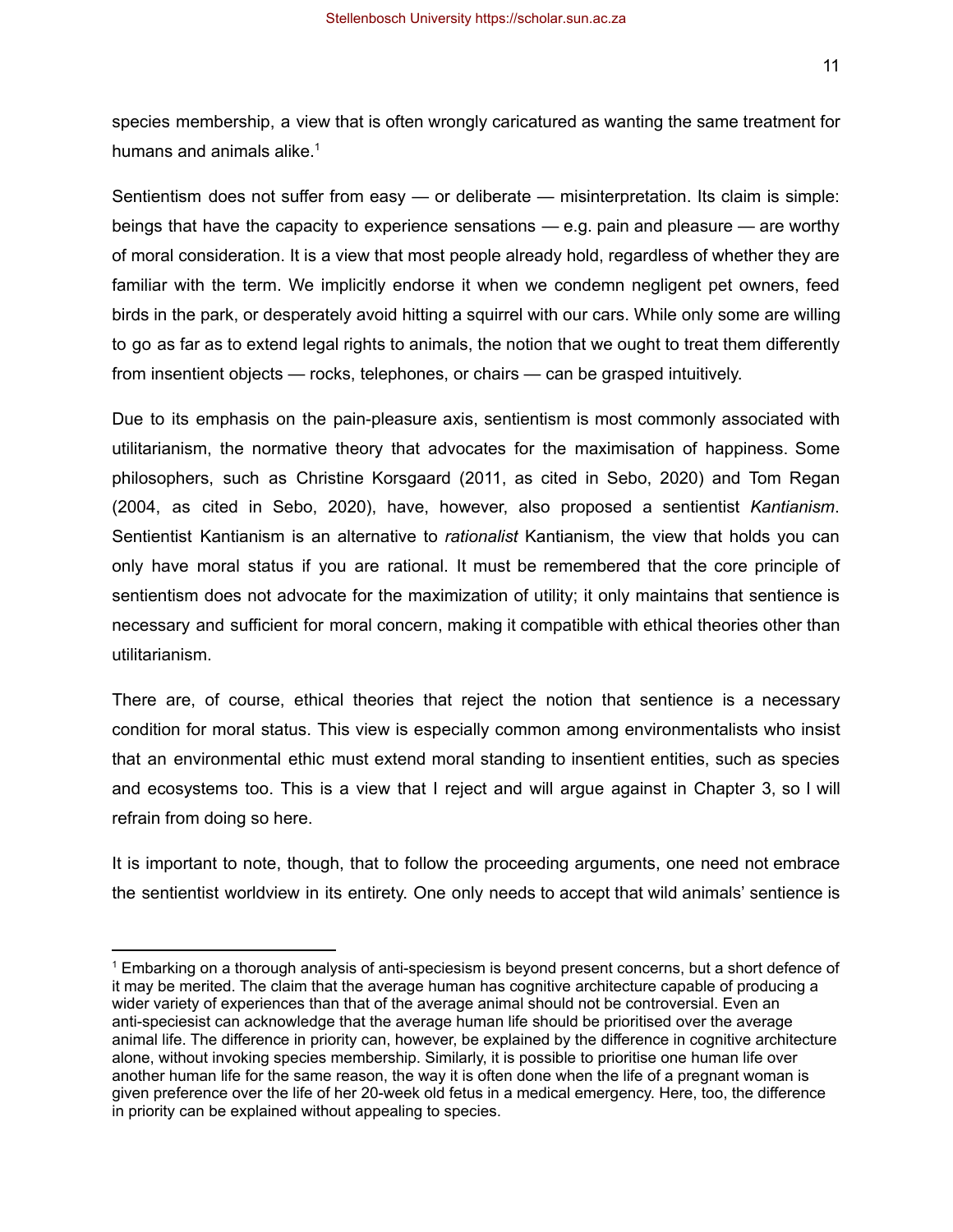species membership, a view that is often wrongly caricatured as wanting the same treatment for humans and animals alike.[1]

Sentientism does not suffer from easy — or deliberate — misinterpretation. Its claim is simple: beings that have the capacity to experience sensations — e.g. pain and pleasure — are worthy of moral consideration. It is a view that most people already hold, regardless of whether they are familiar with the term. We implicitly endorse it when we condemn negligent pet owners, feed birds in the park, or desperately avoid hitting a squirrel with our cars. While only some are willing to go as far as to extend legal rights to animals, the notion that we ought to treat them differently from insentient objects — rocks, telephones, or chairs — can be grasped intuitively.

Due to its emphasis on the pain-pleasure axis, sentientism is most commonly associated with utilitarianism, the normative theory that advocates for the maximisation of happiness. Some philosophers, such as Christine Korsgaard (2011, as cited in Sebo, 2020) and Tom Regan (2004, as cited in Sebo, 2020), have, however, also proposed a sentientist *Kantianism*. Sentientist Kantianism is an alternative to *rationalist* Kantianism, the view that holds you can only have moral status if you are rational. It must be remembered that the core principle of sentientism does not advocate for the maximization of utility; it only maintains that sentience is necessary and sufficient for moral concern, making it compatible with ethical theories other than utilitarianism.

There are, of course, ethical theories that reject the notion that sentience is a necessary condition for moral status. This view is especially common among environmentalists who insist that an environmental ethic must extend moral standing to insentient entities, such as species and ecosystems too. This is a view that I reject and will argue against in Chapter 3, so I will refrain from doing so here.

It is important to note, though, that to follow the proceeding arguments, one need not embrace the sentientist worldview in its entirety. One only needs to accept that wild animals' sentience is

---

[1] Embarking on a thorough analysis of anti-speciesism is beyond present concerns, but a short defence of it may be merited. The claim that the average human has cognitive architecture capable of producing a wider variety of experiences than that of the average animal should not be controversial. Even an anti-speciesist can acknowledge that the average human life should be prioritised over the average animal life. The difference in priority can, however, be explained by the difference in cognitive architecture alone, without invoking species membership. Similarly, it is possible to prioritise one human life over another human life for the same reason, the way it is often done when the life of a pregnant woman is given preference over the life of her 20-week old fetus in a medical emergency. Here, too, the difference in priority can be explained without appealing to species.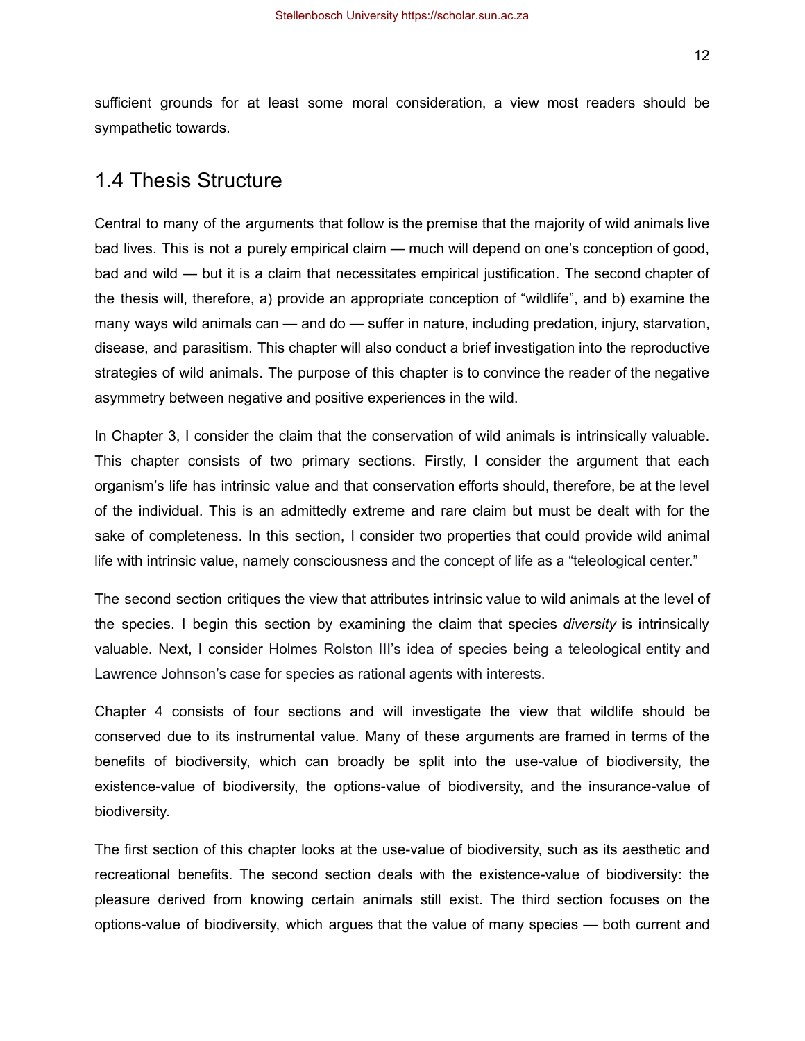sufficient grounds for at least some moral consideration, a view most readers should be sympathetic towards.

## 1.4 Thesis Structure

Central to many of the arguments that follow is the premise that the majority of wild animals live bad lives. This is not a purely empirical claim — much will depend on one's conception of good, bad and wild — but it is a claim that necessitates empirical justification. The second chapter of the thesis will, therefore, a) provide an appropriate conception of "wildlife", and b) examine the many ways wild animals can — and do — suffer in nature, including predation, injury, starvation, disease, and parasitism. This chapter will also conduct a brief investigation into the reproductive strategies of wild animals. The purpose of this chapter is to convince the reader of the negative asymmetry between negative and positive experiences in the wild.

In Chapter 3, I consider the claim that the conservation of wild animals is intrinsically valuable. This chapter consists of two primary sections. Firstly, I consider the argument that each organism's life has intrinsic value and that conservation efforts should, therefore, be at the level of the individual. This is an admittedly extreme and rare claim but must be dealt with for the sake of completeness. In this section, I consider two properties that could provide wild animal life with intrinsic value, namely consciousness and the concept of life as a "teleological center."

The second section critiques the view that attributes intrinsic value to wild animals at the level of the species. I begin this section by examining the claim that species *diversity* is intrinsically valuable. Next, I consider Holmes Rolston III's idea of species being a teleological entity and Lawrence Johnson's case for species as rational agents with interests.

Chapter 4 consists of four sections and will investigate the view that wildlife should be conserved due to its instrumental value. Many of these arguments are framed in terms of the benefits of biodiversity, which can broadly be split into the use-value of biodiversity, the existence-value of biodiversity, the options-value of biodiversity, and the insurance-value of biodiversity.

The first section of this chapter looks at the use-value of biodiversity, such as its aesthetic and recreational benefits. The second section deals with the existence-value of biodiversity: the pleasure derived from knowing certain animals still exist. The third section focuses on the options-value of biodiversity, which argues that the value of many species — both current and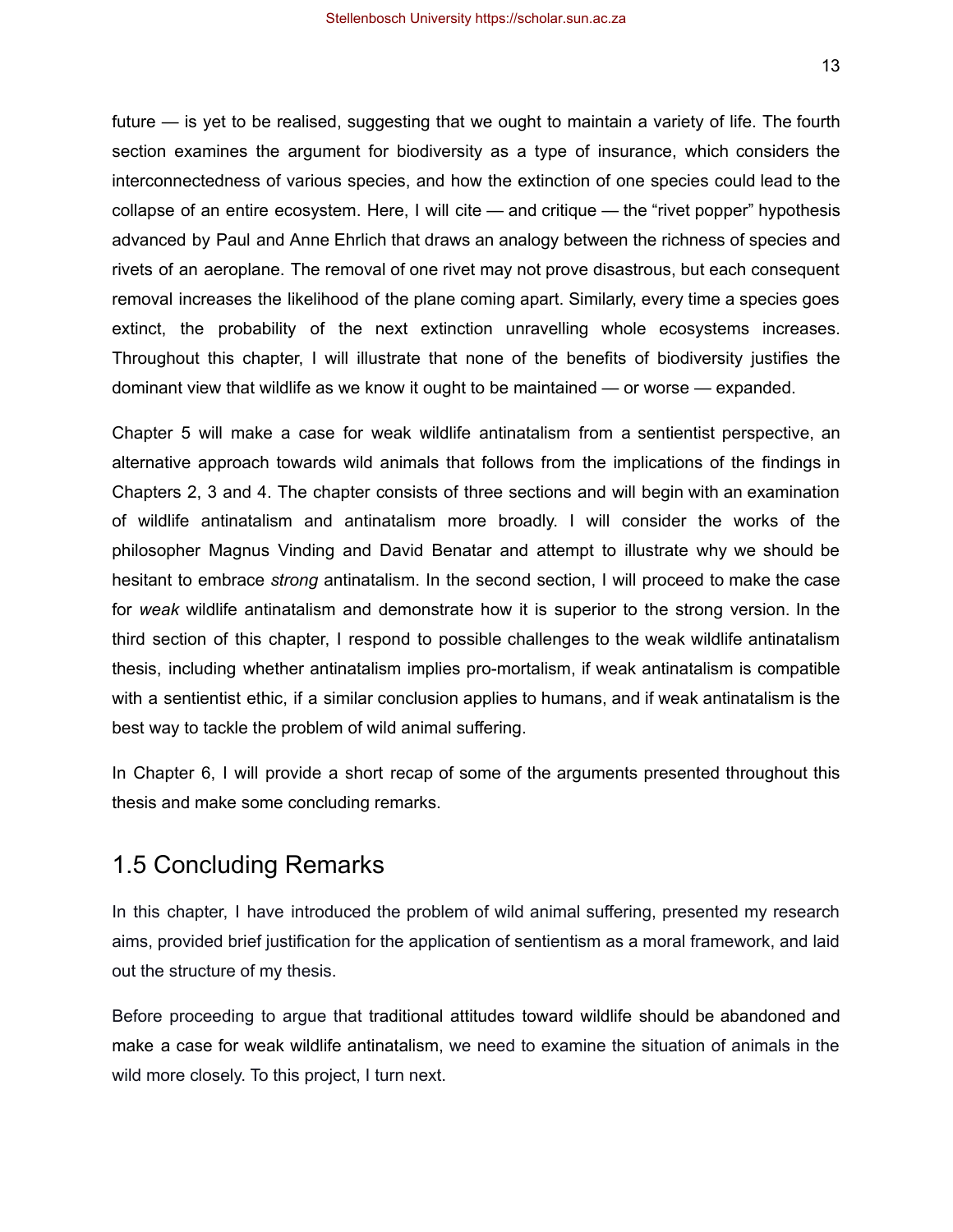future — is yet to be realised, suggesting that we ought to maintain a variety of life. The fourth section examines the argument for biodiversity as a type of insurance, which considers the interconnectedness of various species, and how the extinction of one species could lead to the collapse of an entire ecosystem. Here, I will cite — and critique — the "rivet popper" hypothesis advanced by Paul and Anne Ehrlich that draws an analogy between the richness of species and rivets of an aeroplane. The removal of one rivet may not prove disastrous, but each consequent removal increases the likelihood of the plane coming apart. Similarly, every time a species goes extinct, the probability of the next extinction unravelling whole ecosystems increases. Throughout this chapter, I will illustrate that none of the benefits of biodiversity justifies the dominant view that wildlife as we know it ought to be maintained — or worse — expanded.

Chapter 5 will make a case for weak wildlife antinatalism from a sentientist perspective, an alternative approach towards wild animals that follows from the implications of the findings in Chapters 2, 3 and 4. The chapter consists of three sections and will begin with an examination of wildlife antinatalism and antinatalism more broadly. I will consider the works of the philosopher Magnus Vinding and David Benatar and attempt to illustrate why we should be hesitant to embrace *strong* antinatalism. In the second section, I will proceed to make the case for *weak* wildlife antinatalism and demonstrate how it is superior to the strong version. In the third section of this chapter, I respond to possible challenges to the weak wildlife antinatalism thesis, including whether antinatalism implies pro-mortalism, if weak antinatalism is compatible with a sentientist ethic, if a similar conclusion applies to humans, and if weak antinatalism is the best way to tackle the problem of wild animal suffering.

In Chapter 6, I will provide a short recap of some of the arguments presented throughout this thesis and make some concluding remarks.

## 1.5 Concluding Remarks

In this chapter, I have introduced the problem of wild animal suffering, presented my research aims, provided brief justification for the application of sentientism as a moral framework, and laid out the structure of my thesis.

Before proceeding to argue that traditional attitudes toward wildlife should be abandoned and make a case for weak wildlife antinatalism, we need to examine the situation of animals in the wild more closely. To this project, I turn next.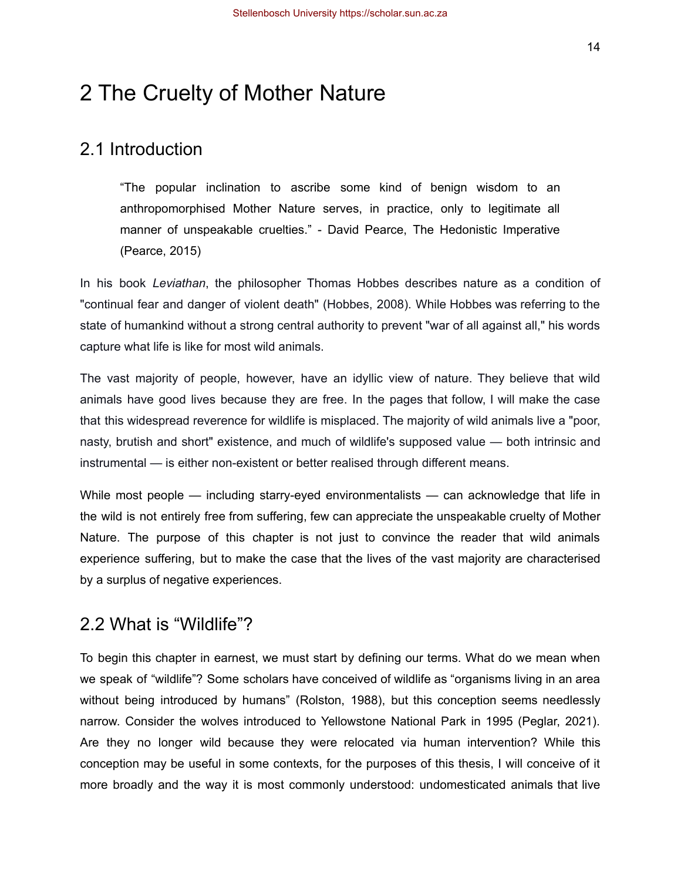# 2 The Cruelty of Mother Nature

## 2.1 Introduction

> "The popular inclination to ascribe some kind of benign wisdom to an anthropomorphised Mother Nature serves, in practice, only to legitimate all manner of unspeakable cruelties." - David Pearce, The Hedonistic Imperative (Pearce, 2015)

In his book *Leviathan*, the philosopher Thomas Hobbes describes nature as a condition of "continual fear and danger of violent death" (Hobbes, 2008). While Hobbes was referring to the state of humankind without a strong central authority to prevent "war of all against all," his words capture what life is like for most wild animals.

The vast majority of people, however, have an idyllic view of nature. They believe that wild animals have good lives because they are free. In the pages that follow, I will make the case that this widespread reverence for wildlife is misplaced. The majority of wild animals live a "poor, nasty, brutish and short" existence, and much of wildlife's supposed value — both intrinsic and instrumental — is either non-existent or better realised through different means.

While most people — including starry-eyed environmentalists — can acknowledge that life in the wild is not entirely free from suffering, few can appreciate the unspeakable cruelty of Mother Nature. The purpose of this chapter is not just to convince the reader that wild animals experience suffering, but to make the case that the lives of the vast majority are characterised by a surplus of negative experiences.

## 2.2 What is "Wildlife"?

To begin this chapter in earnest, we must start by defining our terms. What do we mean when we speak of "wildlife"? Some scholars have conceived of wildlife as "organisms living in an area without being introduced by humans" (Rolston, 1988), but this conception seems needlessly narrow. Consider the wolves introduced to Yellowstone National Park in 1995 (Peglar, 2021). Are they no longer wild because they were relocated via human intervention? While this conception may be useful in some contexts, for the purposes of this thesis, I will conceive of it more broadly and the way it is most commonly understood: undomesticated animals that live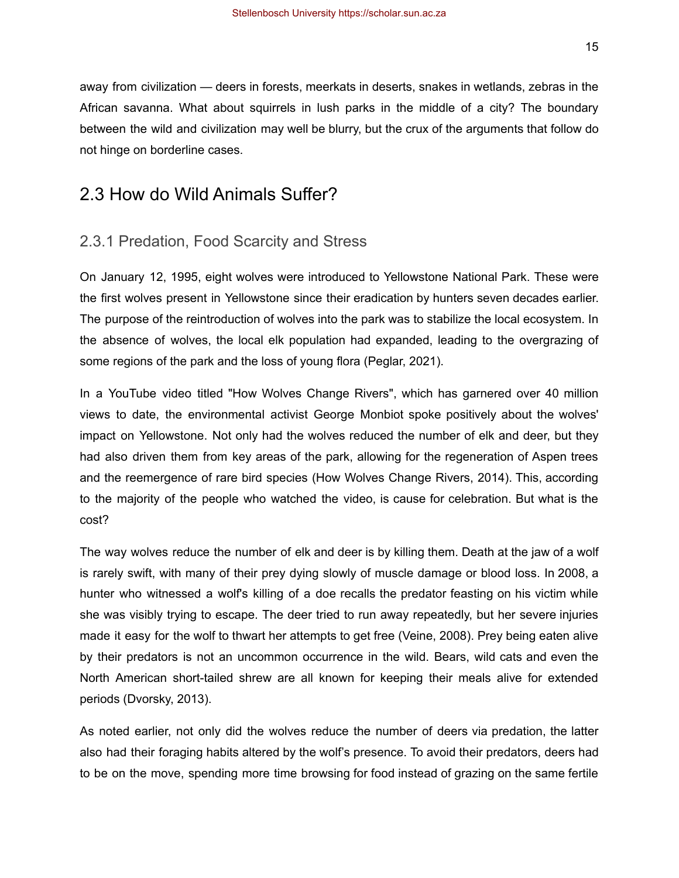away from civilization — deers in forests, meerkats in deserts, snakes in wetlands, zebras in the African savanna. What about squirrels in lush parks in the middle of a city? The boundary between the wild and civilization may well be blurry, but the crux of the arguments that follow do not hinge on borderline cases.

## 2.3 How do Wild Animals Suffer?

### 2.3.1 Predation, Food Scarcity and Stress

On January 12, 1995, eight wolves were introduced to Yellowstone National Park. These were the first wolves present in Yellowstone since their eradication by hunters seven decades earlier. The purpose of the reintroduction of wolves into the park was to stabilize the local ecosystem. In the absence of wolves, the local elk population had expanded, leading to the overgrazing of some regions of the park and the loss of young flora (Peglar, 2021).

In a YouTube video titled "How Wolves Change Rivers", which has garnered over 40 million views to date, the environmental activist George Monbiot spoke positively about the wolves' impact on Yellowstone. Not only had the wolves reduced the number of elk and deer, but they had also driven them from key areas of the park, allowing for the regeneration of Aspen trees and the reemergence of rare bird species (How Wolves Change Rivers, 2014). This, according to the majority of the people who watched the video, is cause for celebration. But what is the cost?

The way wolves reduce the number of elk and deer is by killing them. Death at the jaw of a wolf is rarely swift, with many of their prey dying slowly of muscle damage or blood loss. In 2008, a hunter who witnessed a wolf's killing of a doe recalls the predator feasting on his victim while she was visibly trying to escape. The deer tried to run away repeatedly, but her severe injuries made it easy for the wolf to thwart her attempts to get free (Veine, 2008). Prey being eaten alive by their predators is not an uncommon occurrence in the wild. Bears, wild cats and even the North American short-tailed shrew are all known for keeping their meals alive for extended periods (Dvorsky, 2013).

As noted earlier, not only did the wolves reduce the number of deers via predation, the latter also had their foraging habits altered by the wolf's presence. To avoid their predators, deers had to be on the move, spending more time browsing for food instead of grazing on the same fertile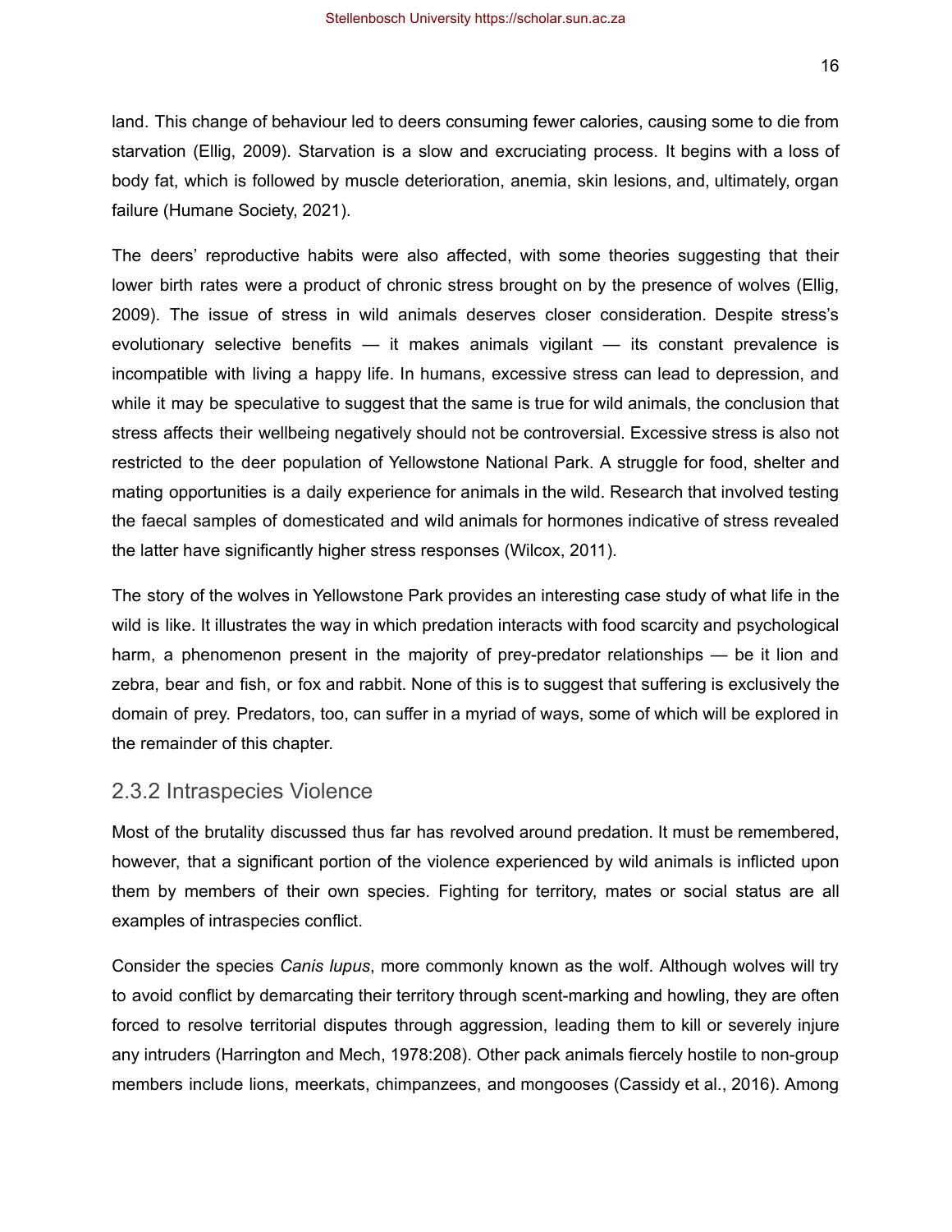land. This change of behaviour led to deers consuming fewer calories, causing some to die from starvation (Ellig, 2009). Starvation is a slow and excruciating process. It begins with a loss of body fat, which is followed by muscle deterioration, anemia, skin lesions, and, ultimately, organ failure (Humane Society, 2021).

The deers' reproductive habits were also affected, with some theories suggesting that their lower birth rates were a product of chronic stress brought on by the presence of wolves (Ellig, 2009). The issue of stress in wild animals deserves closer consideration. Despite stress's evolutionary selective benefits — it makes animals vigilant — its constant prevalence is incompatible with living a happy life. In humans, excessive stress can lead to depression, and while it may be speculative to suggest that the same is true for wild animals, the conclusion that stress affects their wellbeing negatively should not be controversial. Excessive stress is also not restricted to the deer population of Yellowstone National Park. A struggle for food, shelter and mating opportunities is a daily experience for animals in the wild. Research that involved testing the faecal samples of domesticated and wild animals for hormones indicative of stress revealed the latter have significantly higher stress responses (Wilcox, 2011).

The story of the wolves in Yellowstone Park provides an interesting case study of what life in the wild is like. It illustrates the way in which predation interacts with food scarcity and psychological harm, a phenomenon present in the majority of prey-predator relationships — be it lion and zebra, bear and fish, or fox and rabbit. None of this is to suggest that suffering is exclusively the domain of prey. Predators, too, can suffer in a myriad of ways, some of which will be explored in the remainder of this chapter.

### 2.3.2 Intraspecies Violence

Most of the brutality discussed thus far has revolved around predation. It must be remembered, however, that a significant portion of the violence experienced by wild animals is inflicted upon them by members of their own species. Fighting for territory, mates or social status are all examples of intraspecies conflict.

Consider the species *Canis lupus*, more commonly known as the wolf. Although wolves will try to avoid conflict by demarcating their territory through scent-marking and howling, they are often forced to resolve territorial disputes through aggression, leading them to kill or severely injure any intruders (Harrington and Mech, 1978:208). Other pack animals fiercely hostile to non-group members include lions, meerkats, chimpanzees, and mongooses (Cassidy et al., 2016). Among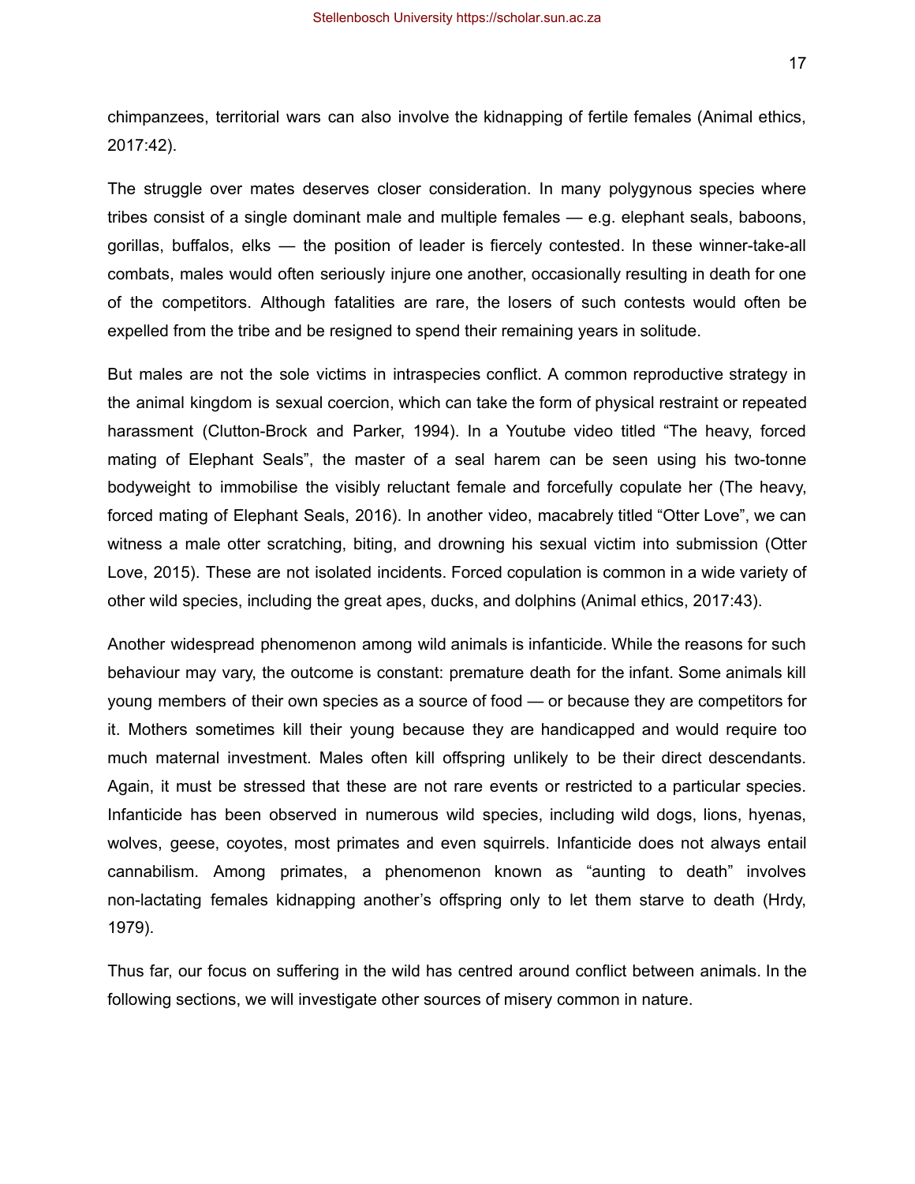chimpanzees, territorial wars can also involve the kidnapping of fertile females (Animal ethics, 2017:42).

The struggle over mates deserves closer consideration. In many polygynous species where tribes consist of a single dominant male and multiple females — e.g. elephant seals, baboons, gorillas, buffalos, elks — the position of leader is fiercely contested. In these winner-take-all combats, males would often seriously injure one another, occasionally resulting in death for one of the competitors. Although fatalities are rare, the losers of such contests would often be expelled from the tribe and be resigned to spend their remaining years in solitude.

But males are not the sole victims in intraspecies conflict. A common reproductive strategy in the animal kingdom is sexual coercion, which can take the form of physical restraint or repeated harassment (Clutton-Brock and Parker, 1994). In a Youtube video titled "The heavy, forced mating of Elephant Seals", the master of a seal harem can be seen using his two-tonne bodyweight to immobilise the visibly reluctant female and forcefully copulate her (The heavy, forced mating of Elephant Seals, 2016). In another video, macabrely titled "Otter Love", we can witness a male otter scratching, biting, and drowning his sexual victim into submission (Otter Love, 2015). These are not isolated incidents. Forced copulation is common in a wide variety of other wild species, including the great apes, ducks, and dolphins (Animal ethics, 2017:43).

Another widespread phenomenon among wild animals is infanticide. While the reasons for such behaviour may vary, the outcome is constant: premature death for the infant. Some animals kill young members of their own species as a source of food — or because they are competitors for it. Mothers sometimes kill their young because they are handicapped and would require too much maternal investment. Males often kill offspring unlikely to be their direct descendants. Again, it must be stressed that these are not rare events or restricted to a particular species. Infanticide has been observed in numerous wild species, including wild dogs, lions, hyenas, wolves, geese, coyotes, most primates and even squirrels. Infanticide does not always entail cannibalism. Among primates, a phenomenon known as "aunting to death" involves non-lactating females kidnapping another's offspring only to let them starve to death (Hrdy, 1979).

Thus far, our focus on suffering in the wild has centred around conflict between animals. In the following sections, we will investigate other sources of misery common in nature.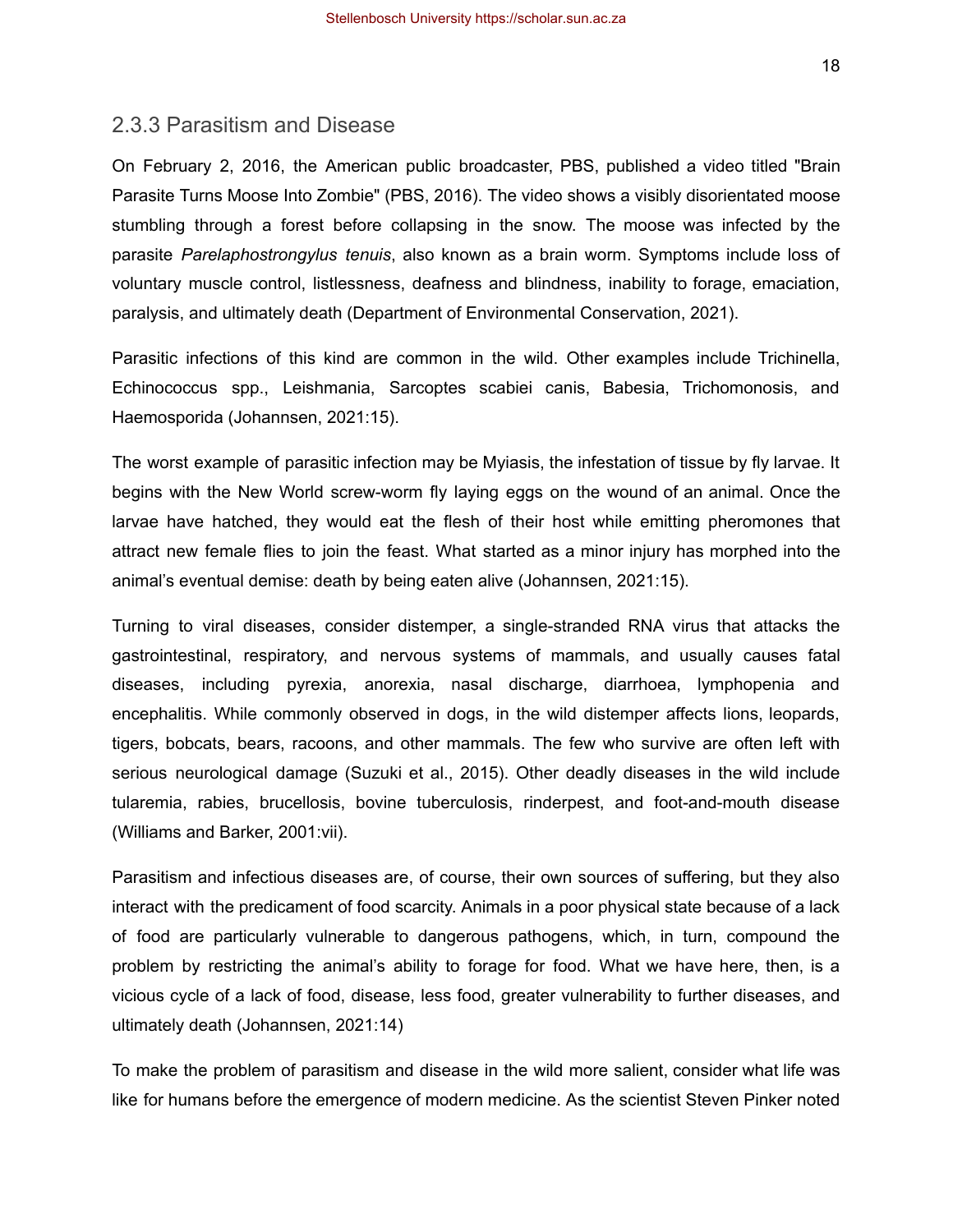### 2.3.3 Parasitism and Disease

On February 2, 2016, the American public broadcaster, PBS, published a video titled "Brain Parasite Turns Moose Into Zombie" (PBS, 2016). The video shows a visibly disorientated moose stumbling through a forest before collapsing in the snow. The moose was infected by the parasite *Parelaphostrongylus tenuis*, also known as a brain worm. Symptoms include loss of voluntary muscle control, listlessness, deafness and blindness, inability to forage, emaciation, paralysis, and ultimately death (Department of Environmental Conservation, 2021).

Parasitic infections of this kind are common in the wild. Other examples include Trichinella, Echinococcus spp., Leishmania, Sarcoptes scabiei canis, Babesia, Trichomonosis, and Haemosporida (Johannsen, 2021:15).

The worst example of parasitic infection may be Myiasis, the infestation of tissue by fly larvae. It begins with the New World screw-worm fly laying eggs on the wound of an animal. Once the larvae have hatched, they would eat the flesh of their host while emitting pheromones that attract new female flies to join the feast. What started as a minor injury has morphed into the animal's eventual demise: death by being eaten alive (Johannsen, 2021:15).

Turning to viral diseases, consider distemper, a single-stranded RNA virus that attacks the gastrointestinal, respiratory, and nervous systems of mammals, and usually causes fatal diseases, including pyrexia, anorexia, nasal discharge, diarrhoea, lymphopenia and encephalitis. While commonly observed in dogs, in the wild distemper affects lions, leopards, tigers, bobcats, bears, racoons, and other mammals. The few who survive are often left with serious neurological damage (Suzuki et al., 2015). Other deadly diseases in the wild include tularemia, rabies, brucellosis, bovine tuberculosis, rinderpest, and foot-and-mouth disease (Williams and Barker, 2001:vii).

Parasitism and infectious diseases are, of course, their own sources of suffering, but they also interact with the predicament of food scarcity. Animals in a poor physical state because of a lack of food are particularly vulnerable to dangerous pathogens, which, in turn, compound the problem by restricting the animal's ability to forage for food. What we have here, then, is a vicious cycle of a lack of food, disease, less food, greater vulnerability to further diseases, and ultimately death (Johannsen, 2021:14)

To make the problem of parasitism and disease in the wild more salient, consider what life was like for humans before the emergence of modern medicine. As the scientist Steven Pinker noted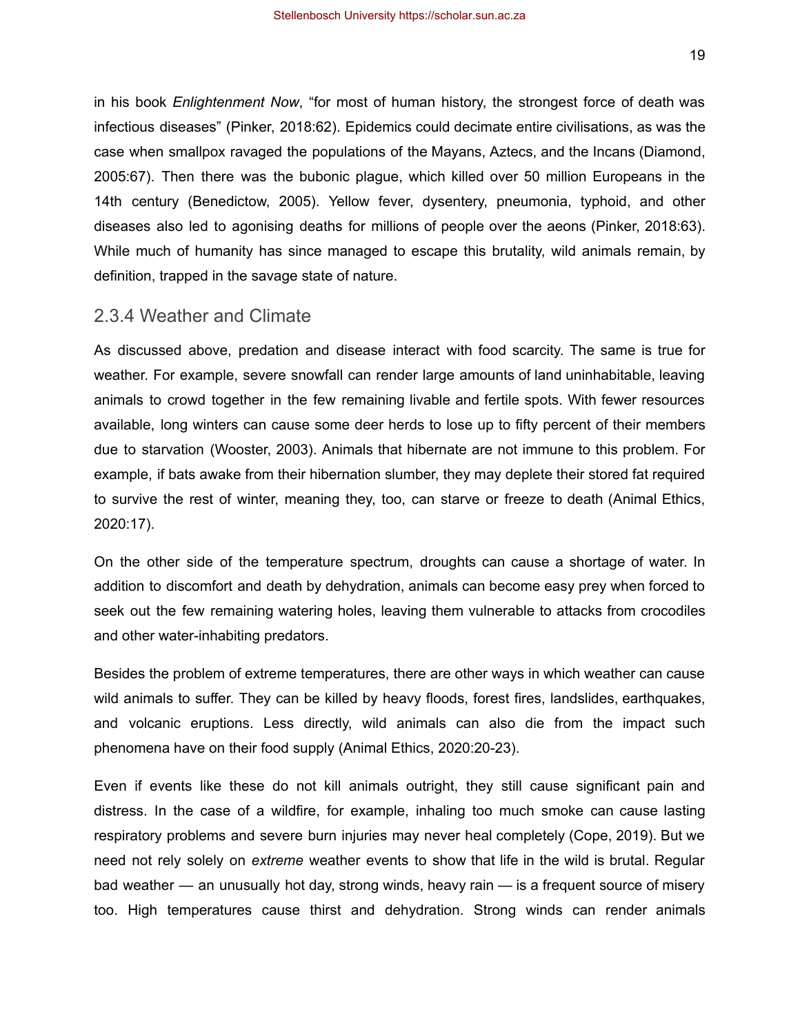in his book *Enlightenment Now*, "for most of human history, the strongest force of death was infectious diseases" (Pinker, 2018:62). Epidemics could decimate entire civilisations, as was the case when smallpox ravaged the populations of the Mayans, Aztecs, and the Incans (Diamond, 2005:67). Then there was the bubonic plague, which killed over 50 million Europeans in the 14th century (Benedictow, 2005). Yellow fever, dysentery, pneumonia, typhoid, and other diseases also led to agonising deaths for millions of people over the aeons (Pinker, 2018:63). While much of humanity has since managed to escape this brutality, wild animals remain, by definition, trapped in the savage state of nature.

### 2.3.4 Weather and Climate

As discussed above, predation and disease interact with food scarcity. The same is true for weather. For example, severe snowfall can render large amounts of land uninhabitable, leaving animals to crowd together in the few remaining livable and fertile spots. With fewer resources available, long winters can cause some deer herds to lose up to fifty percent of their members due to starvation (Wooster, 2003). Animals that hibernate are not immune to this problem. For example, if bats awake from their hibernation slumber, they may deplete their stored fat required to survive the rest of winter, meaning they, too, can starve or freeze to death (Animal Ethics, 2020:17).

On the other side of the temperature spectrum, droughts can cause a shortage of water. In addition to discomfort and death by dehydration, animals can become easy prey when forced to seek out the few remaining watering holes, leaving them vulnerable to attacks from crocodiles and other water-inhabiting predators.

Besides the problem of extreme temperatures, there are other ways in which weather can cause wild animals to suffer. They can be killed by heavy floods, forest fires, landslides, earthquakes, and volcanic eruptions. Less directly, wild animals can also die from the impact such phenomena have on their food supply (Animal Ethics, 2020:20-23).

Even if events like these do not kill animals outright, they still cause significant pain and distress. In the case of a wildfire, for example, inhaling too much smoke can cause lasting respiratory problems and severe burn injuries may never heal completely (Cope, 2019). But we need not rely solely on *extreme* weather events to show that life in the wild is brutal. Regular bad weather — an unusually hot day, strong winds, heavy rain — is a frequent source of misery too. High temperatures cause thirst and dehydration. Strong winds can render animals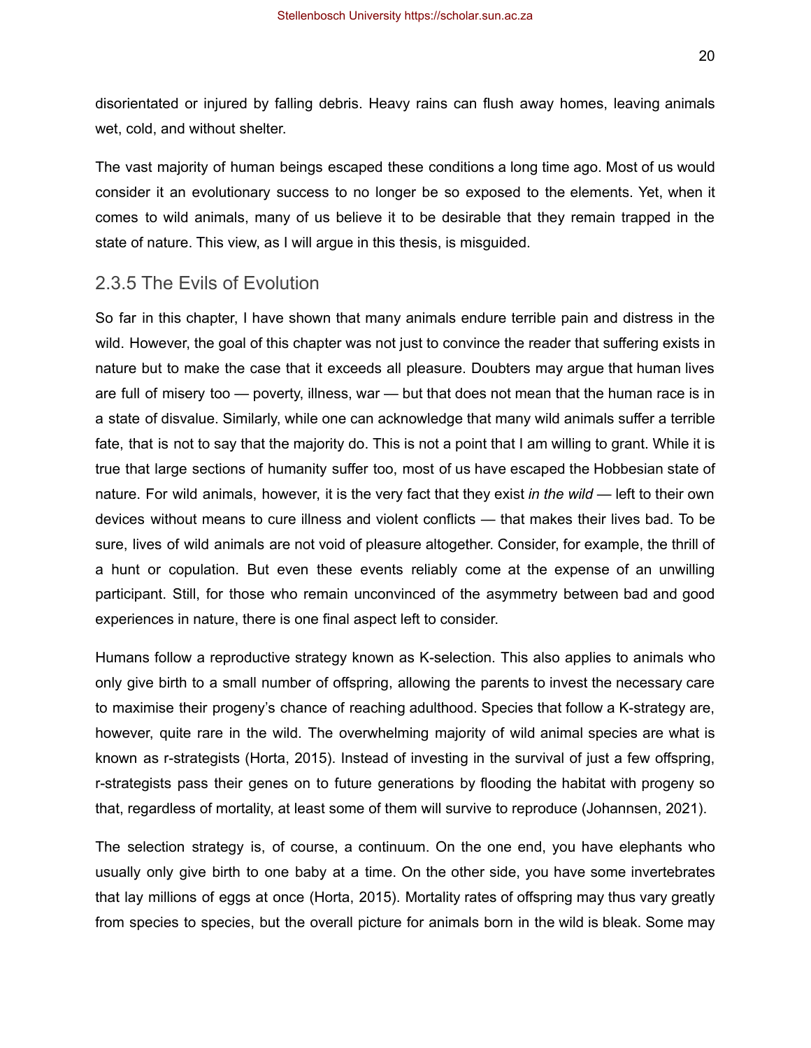disorientated or injured by falling debris. Heavy rains can flush away homes, leaving animals wet, cold, and without shelter.

The vast majority of human beings escaped these conditions a long time ago. Most of us would consider it an evolutionary success to no longer be so exposed to the elements. Yet, when it comes to wild animals, many of us believe it to be desirable that they remain trapped in the state of nature. This view, as I will argue in this thesis, is misguided.

### 2.3.5 The Evils of Evolution

So far in this chapter, I have shown that many animals endure terrible pain and distress in the wild. However, the goal of this chapter was not just to convince the reader that suffering exists in nature but to make the case that it exceeds all pleasure. Doubters may argue that human lives are full of misery too — poverty, illness, war — but that does not mean that the human race is in a state of disvalue. Similarly, while one can acknowledge that many wild animals suffer a terrible fate, that is not to say that the majority do. This is not a point that I am willing to grant. While it is true that large sections of humanity suffer too, most of us have escaped the Hobbesian state of nature. For wild animals, however, it is the very fact that they exist *in the wild* — left to their own devices without means to cure illness and violent conflicts — that makes their lives bad. To be sure, lives of wild animals are not void of pleasure altogether. Consider, for example, the thrill of a hunt or copulation. But even these events reliably come at the expense of an unwilling participant. Still, for those who remain unconvinced of the asymmetry between bad and good experiences in nature, there is one final aspect left to consider.

Humans follow a reproductive strategy known as K-selection. This also applies to animals who only give birth to a small number of offspring, allowing the parents to invest the necessary care to maximise their progeny's chance of reaching adulthood. Species that follow a K-strategy are, however, quite rare in the wild. The overwhelming majority of wild animal species are what is known as r-strategists (Horta, 2015). Instead of investing in the survival of just a few offspring, r-strategists pass their genes on to future generations by flooding the habitat with progeny so that, regardless of mortality, at least some of them will survive to reproduce (Johannsen, 2021).

The selection strategy is, of course, a continuum. On the one end, you have elephants who usually only give birth to one baby at a time. On the other side, you have some invertebrates that lay millions of eggs at once (Horta, 2015). Mortality rates of offspring may thus vary greatly from species to species, but the overall picture for animals born in the wild is bleak. Some may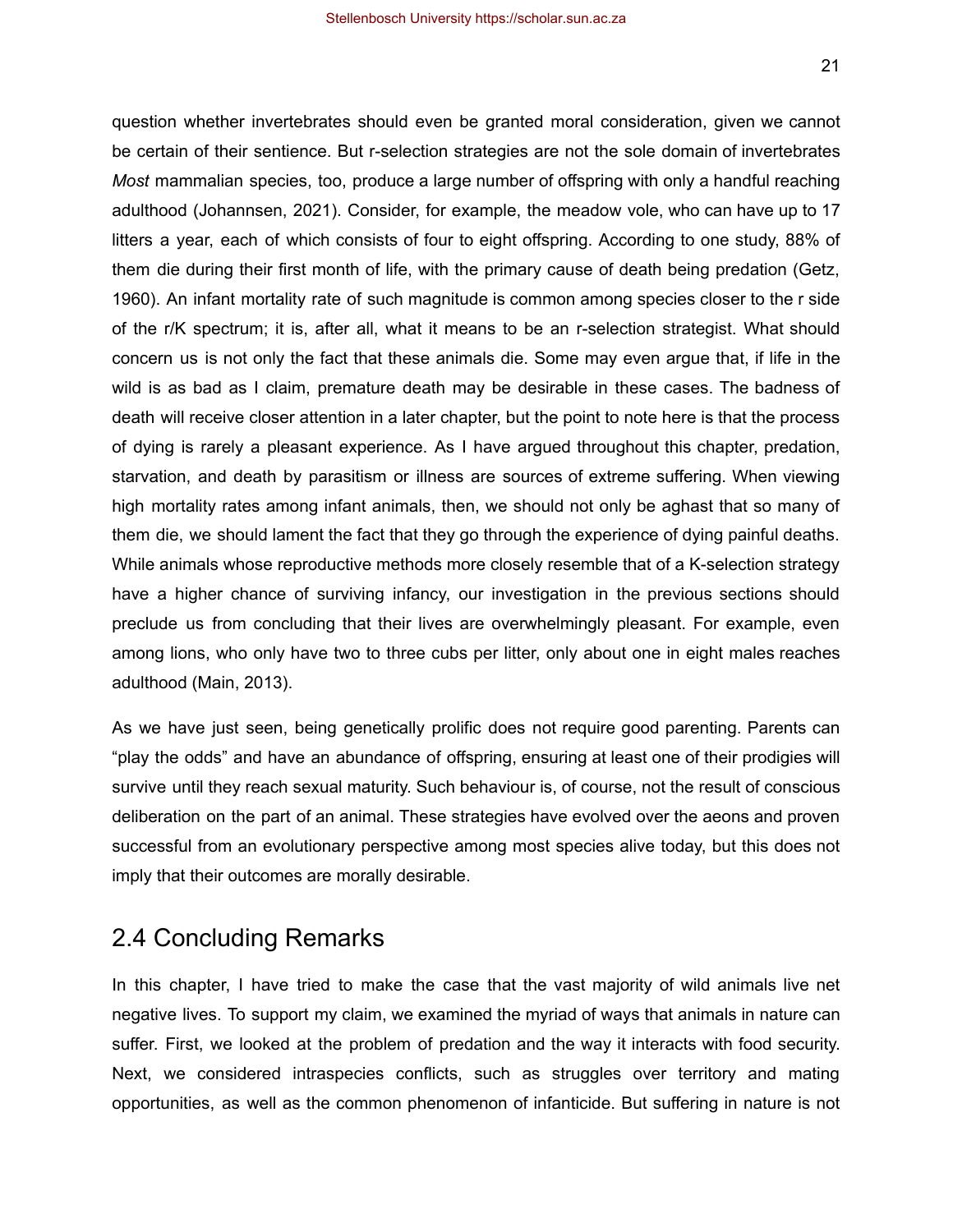question whether invertebrates should even be granted moral consideration, given we cannot be certain of their sentience. But r-selection strategies are not the sole domain of invertebrates *Most* mammalian species, too, produce a large number of offspring with only a handful reaching adulthood (Johannsen, 2021). Consider, for example, the meadow vole, who can have up to 17 litters a year, each of which consists of four to eight offspring. According to one study, 88% of them die during their first month of life, with the primary cause of death being predation (Getz, 1960). An infant mortality rate of such magnitude is common among species closer to the r side of the r/K spectrum; it is, after all, what it means to be an r-selection strategist. What should concern us is not only the fact that these animals die. Some may even argue that, if life in the wild is as bad as I claim, premature death may be desirable in these cases. The badness of death will receive closer attention in a later chapter, but the point to note here is that the process of dying is rarely a pleasant experience. As I have argued throughout this chapter, predation, starvation, and death by parasitism or illness are sources of extreme suffering. When viewing high mortality rates among infant animals, then, we should not only be aghast that so many of them die, we should lament the fact that they go through the experience of dying painful deaths. While animals whose reproductive methods more closely resemble that of a K-selection strategy have a higher chance of surviving infancy, our investigation in the previous sections should preclude us from concluding that their lives are overwhelmingly pleasant. For example, even among lions, who only have two to three cubs per litter, only about one in eight males reaches adulthood (Main, 2013).

As we have just seen, being genetically prolific does not require good parenting. Parents can "play the odds" and have an abundance of offspring, ensuring at least one of their prodigies will survive until they reach sexual maturity. Such behaviour is, of course, not the result of conscious deliberation on the part of an animal. These strategies have evolved over the aeons and proven successful from an evolutionary perspective among most species alive today, but this does not imply that their outcomes are morally desirable.

## 2.4 Concluding Remarks

In this chapter, I have tried to make the case that the vast majority of wild animals live net negative lives. To support my claim, we examined the myriad of ways that animals in nature can suffer. First, we looked at the problem of predation and the way it interacts with food security. Next, we considered intraspecies conflicts, such as struggles over territory and mating opportunities, as well as the common phenomenon of infanticide. But suffering in nature is not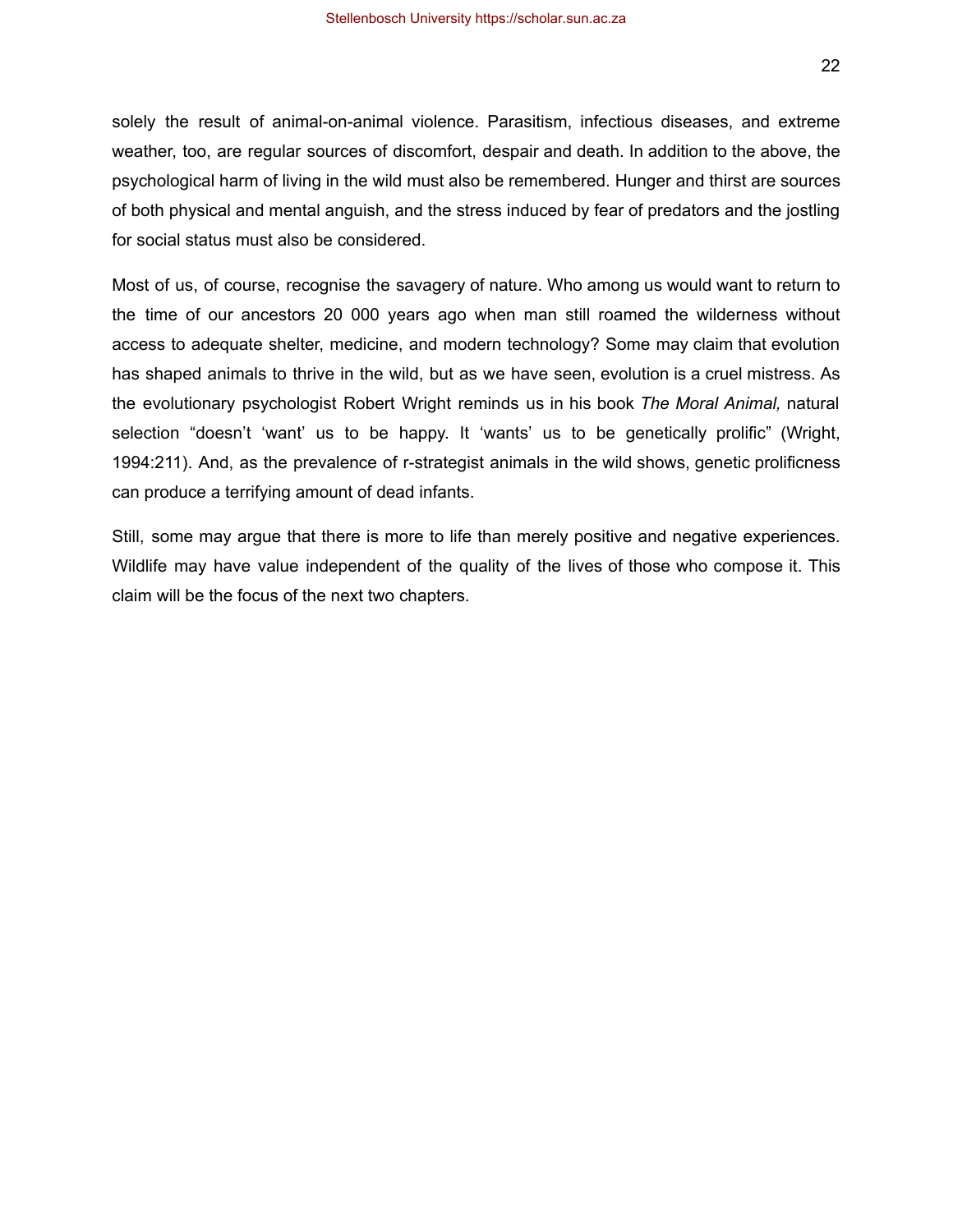solely the result of animal-on-animal violence. Parasitism, infectious diseases, and extreme weather, too, are regular sources of discomfort, despair and death. In addition to the above, the psychological harm of living in the wild must also be remembered. Hunger and thirst are sources of both physical and mental anguish, and the stress induced by fear of predators and the jostling for social status must also be considered.

Most of us, of course, recognise the savagery of nature. Who among us would want to return to the time of our ancestors 20 000 years ago when man still roamed the wilderness without access to adequate shelter, medicine, and modern technology? Some may claim that evolution has shaped animals to thrive in the wild, but as we have seen, evolution is a cruel mistress. As the evolutionary psychologist Robert Wright reminds us in his book *The Moral Animal,* natural selection “doesn’t ‘want’ us to be happy. It ‘wants’ us to be genetically prolific” (Wright, 1994:211). And, as the prevalence of r-strategist animals in the wild shows, genetic prolificness can produce a terrifying amount of dead infants.

Still, some may argue that there is more to life than merely positive and negative experiences. Wildlife may have value independent of the quality of the lives of those who compose it. This claim will be the focus of the next two chapters.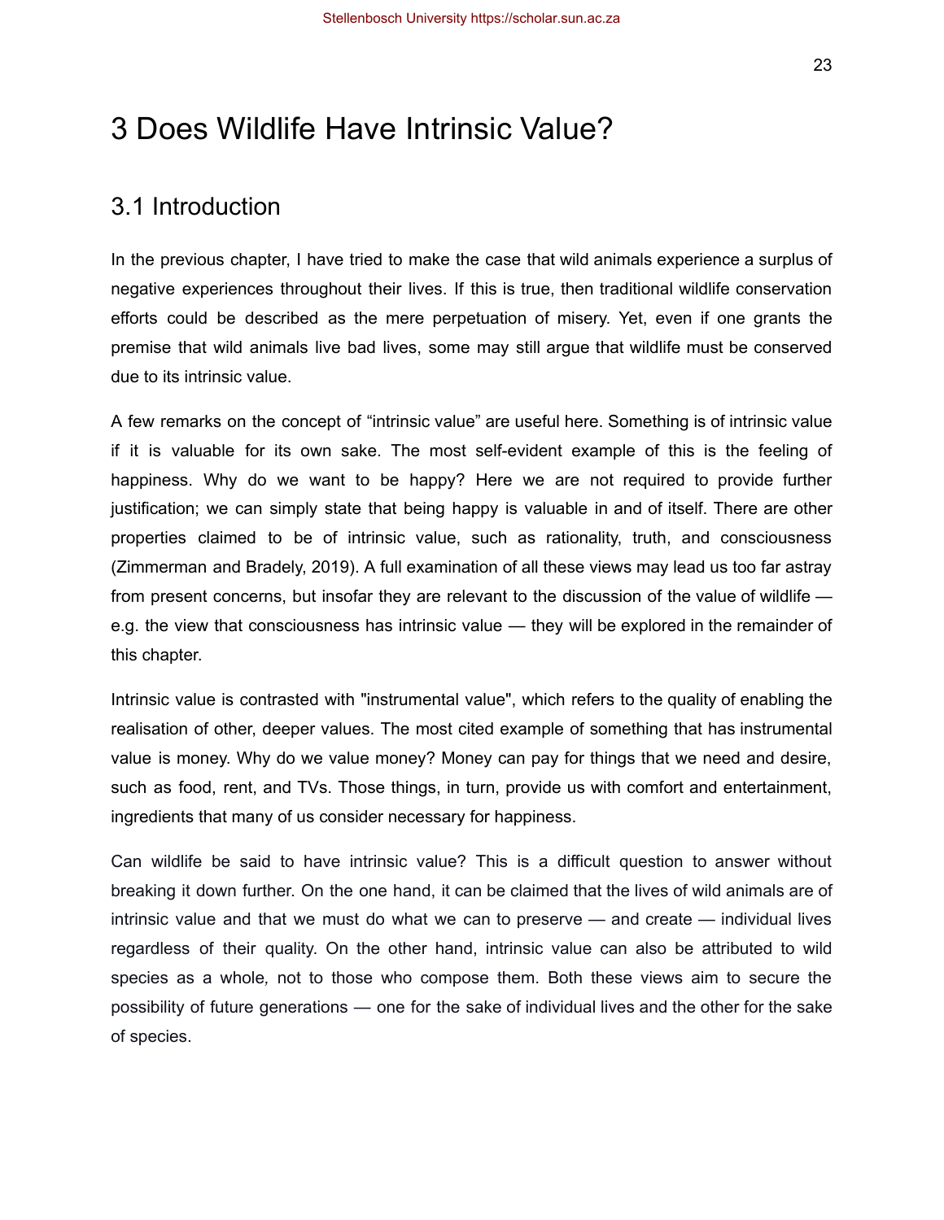# 3 Does Wildlife Have Intrinsic Value?

## 3.1 Introduction

In the previous chapter, I have tried to make the case that wild animals experience a surplus of negative experiences throughout their lives. If this is true, then traditional wildlife conservation efforts could be described as the mere perpetuation of misery. Yet, even if one grants the premise that wild animals live bad lives, some may still argue that wildlife must be conserved due to its intrinsic value.

A few remarks on the concept of "intrinsic value" are useful here. Something is of intrinsic value if it is valuable for its own sake. The most self-evident example of this is the feeling of happiness. Why do we want to be happy? Here we are not required to provide further justification; we can simply state that being happy is valuable in and of itself. There are other properties claimed to be of intrinsic value, such as rationality, truth, and consciousness (Zimmerman and Bradely, 2019). A full examination of all these views may lead us too far astray from present concerns, but insofar they are relevant to the discussion of the value of wildlife — e.g. the view that consciousness has intrinsic value — they will be explored in the remainder of this chapter.

Intrinsic value is contrasted with "instrumental value", which refers to the quality of enabling the realisation of other, deeper values. The most cited example of something that has instrumental value is money. Why do we value money? Money can pay for things that we need and desire, such as food, rent, and TVs. Those things, in turn, provide us with comfort and entertainment, ingredients that many of us consider necessary for happiness.

Can wildlife be said to have intrinsic value? This is a difficult question to answer without breaking it down further. On the one hand, it can be claimed that the lives of wild animals are of intrinsic value and that we must do what we can to preserve — and create — individual lives regardless of their quality. On the other hand, intrinsic value can also be attributed to wild species as a whole*,* not to those who compose them. Both these views aim to secure the possibility of future generations — one for the sake of individual lives and the other for the sake of species.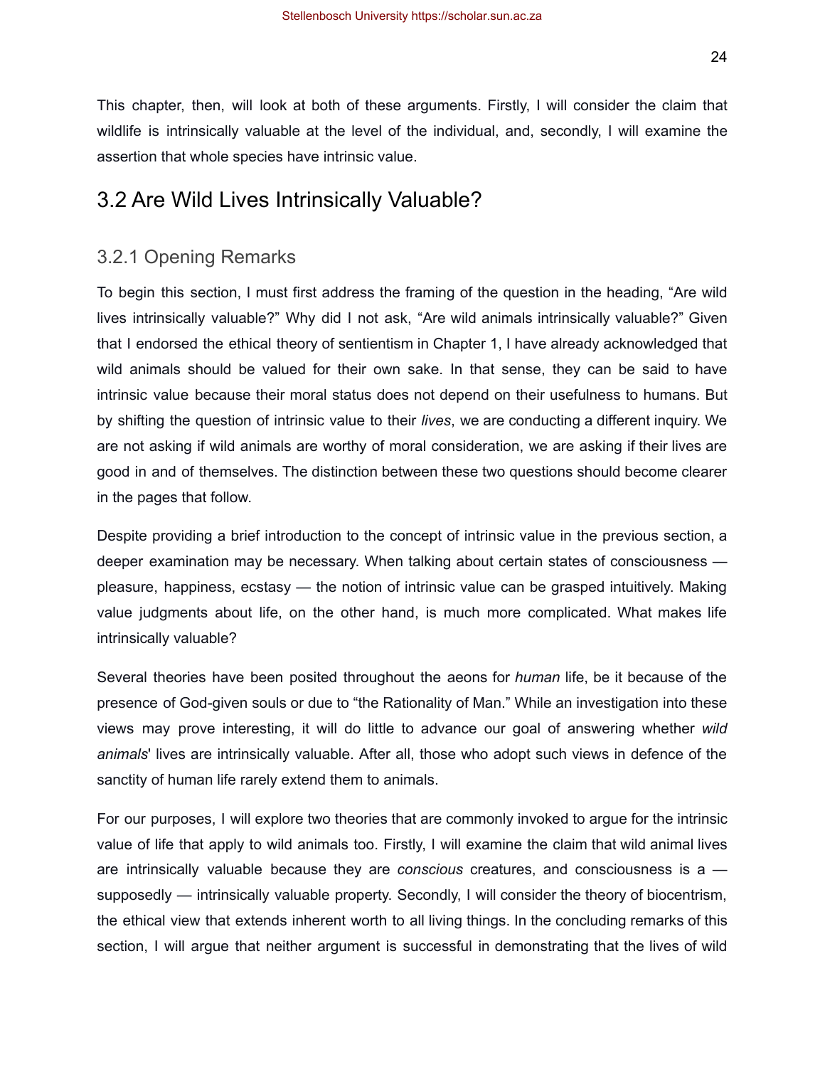This chapter, then, will look at both of these arguments. Firstly, I will consider the claim that wildlife is intrinsically valuable at the level of the individual, and, secondly, I will examine the assertion that whole species have intrinsic value.

## 3.2 Are Wild Lives Intrinsically Valuable?

### 3.2.1 Opening Remarks

To begin this section, I must first address the framing of the question in the heading, "Are wild lives intrinsically valuable?" Why did I not ask, "Are wild animals intrinsically valuable?" Given that I endorsed the ethical theory of sentientism in Chapter 1, I have already acknowledged that wild animals should be valued for their own sake. In that sense, they can be said to have intrinsic value because their moral status does not depend on their usefulness to humans. But by shifting the question of intrinsic value to their *lives*, we are conducting a different inquiry. We are not asking if wild animals are worthy of moral consideration, we are asking if their lives are good in and of themselves. The distinction between these two questions should become clearer in the pages that follow.

Despite providing a brief introduction to the concept of intrinsic value in the previous section, a deeper examination may be necessary. When talking about certain states of consciousness — pleasure, happiness, ecstasy — the notion of intrinsic value can be grasped intuitively. Making value judgments about life, on the other hand, is much more complicated. What makes life intrinsically valuable?

Several theories have been posited throughout the aeons for *human* life, be it because of the presence of God-given souls or due to "the Rationality of Man." While an investigation into these views may prove interesting, it will do little to advance our goal of answering whether *wild animals*' lives are intrinsically valuable. After all, those who adopt such views in defence of the sanctity of human life rarely extend them to animals.

For our purposes, I will explore two theories that are commonly invoked to argue for the intrinsic value of life that apply to wild animals too. Firstly, I will examine the claim that wild animal lives are intrinsically valuable because they are *conscious* creatures, and consciousness is a — supposedly — intrinsically valuable property. Secondly, I will consider the theory of biocentrism, the ethical view that extends inherent worth to all living things. In the concluding remarks of this section, I will argue that neither argument is successful in demonstrating that the lives of wild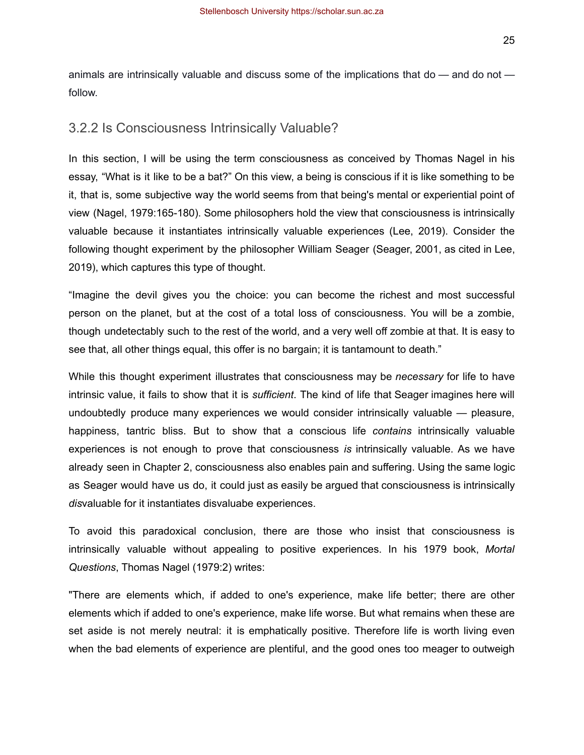animals are intrinsically valuable and discuss some of the implications that do — and do not — follow.

### 3.2.2 Is Consciousness Intrinsically Valuable?

In this section, I will be using the term consciousness as conceived by Thomas Nagel in his essay, "What is it like to be a bat?" On this view, a being is conscious if it is like something to be it, that is, some subjective way the world seems from that being's mental or experiential point of view (Nagel, 1979:165-180). Some philosophers hold the view that consciousness is intrinsically valuable because it instantiates intrinsically valuable experiences (Lee, 2019). Consider the following thought experiment by the philosopher William Seager (Seager, 2001, as cited in Lee, 2019), which captures this type of thought.

"Imagine the devil gives you the choice: you can become the richest and most successful person on the planet, but at the cost of a total loss of consciousness. You will be a zombie, though undetectably such to the rest of the world, and a very well off zombie at that. It is easy to see that, all other things equal, this offer is no bargain; it is tantamount to death."

While this thought experiment illustrates that consciousness may be *necessary* for life to have intrinsic value, it fails to show that it is *sufficient*. The kind of life that Seager imagines here will undoubtedly produce many experiences we would consider intrinsically valuable — pleasure, happiness, tantric bliss. But to show that a conscious life *contains* intrinsically valuable experiences is not enough to prove that consciousness *is* intrinsically valuable. As we have already seen in Chapter 2, consciousness also enables pain and suffering. Using the same logic as Seager would have us do, it could just as easily be argued that consciousness is intrinsically *dis*valuable for it instantiates disvaluabe experiences.

To avoid this paradoxical conclusion, there are those who insist that consciousness is intrinsically valuable without appealing to positive experiences. In his 1979 book, *Mortal Questions*, Thomas Nagel (1979:2) writes:

"There are elements which, if added to one's experience, make life better; there are other elements which if added to one's experience, make life worse. But what remains when these are set aside is not merely neutral: it is emphatically positive. Therefore life is worth living even when the bad elements of experience are plentiful, and the good ones too meager to outweigh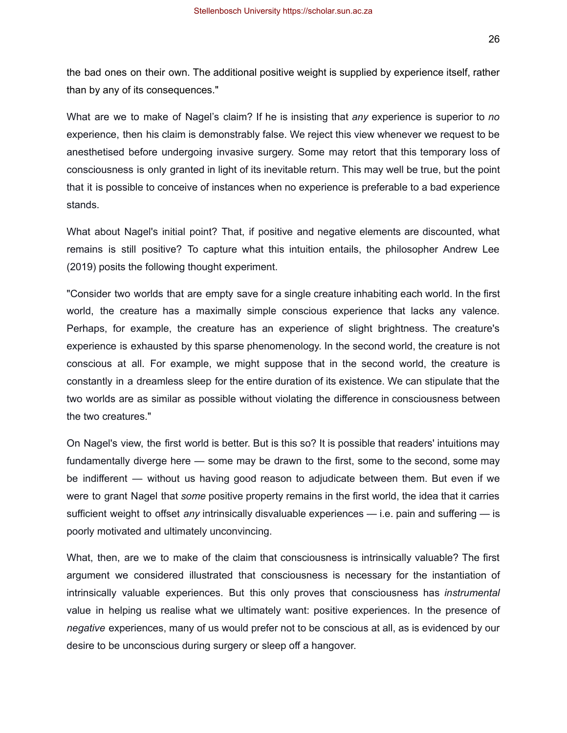the bad ones on their own. The additional positive weight is supplied by experience itself, rather than by any of its consequences."

What are we to make of Nagel's claim? If he is insisting that *any* experience is superior to *no* experience, then his claim is demonstrably false. We reject this view whenever we request to be anesthetised before undergoing invasive surgery. Some may retort that this temporary loss of consciousness is only granted in light of its inevitable return. This may well be true, but the point that it is possible to conceive of instances when no experience is preferable to a bad experience stands.

What about Nagel's initial point? That, if positive and negative elements are discounted, what remains is still positive? To capture what this intuition entails, the philosopher Andrew Lee (2019) posits the following thought experiment.

"Consider two worlds that are empty save for a single creature inhabiting each world. In the first world, the creature has a maximally simple conscious experience that lacks any valence. Perhaps, for example, the creature has an experience of slight brightness. The creature's experience is exhausted by this sparse phenomenology. In the second world, the creature is not conscious at all. For example, we might suppose that in the second world, the creature is constantly in a dreamless sleep for the entire duration of its existence. We can stipulate that the two worlds are as similar as possible without violating the difference in consciousness between the two creatures."

On Nagel's view, the first world is better. But is this so? It is possible that readers' intuitions may fundamentally diverge here — some may be drawn to the first, some to the second, some may be indifferent — without us having good reason to adjudicate between them. But even if we were to grant Nagel that *some* positive property remains in the first world, the idea that it carries sufficient weight to offset *any* intrinsically disvaluable experiences — i.e. pain and suffering — is poorly motivated and ultimately unconvincing.

What, then, are we to make of the claim that consciousness is intrinsically valuable? The first argument we considered illustrated that consciousness is necessary for the instantiation of intrinsically valuable experiences. But this only proves that consciousness has *instrumental* value in helping us realise what we ultimately want: positive experiences. In the presence of *negative* experiences, many of us would prefer not to be conscious at all, as is evidenced by our desire to be unconscious during surgery or sleep off a hangover.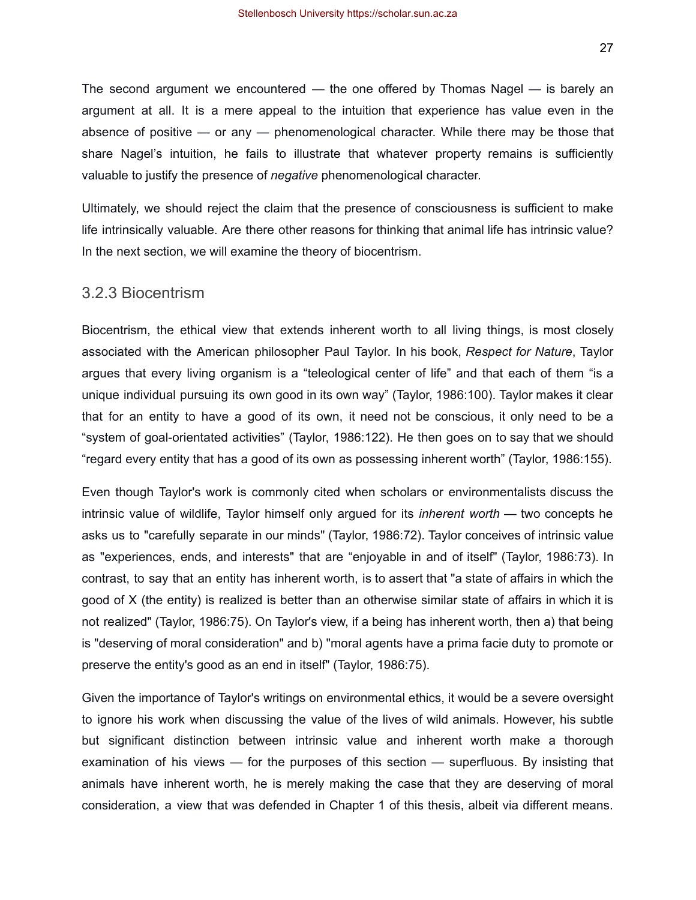The second argument we encountered — the one offered by Thomas Nagel — is barely an argument at all. It is a mere appeal to the intuition that experience has value even in the absence of positive — or any — phenomenological character. While there may be those that share Nagel's intuition, he fails to illustrate that whatever property remains is sufficiently valuable to justify the presence of *negative* phenomenological character.

Ultimately, we should reject the claim that the presence of consciousness is sufficient to make life intrinsically valuable. Are there other reasons for thinking that animal life has intrinsic value? In the next section, we will examine the theory of biocentrism.

### 3.2.3 Biocentrism

Biocentrism, the ethical view that extends inherent worth to all living things, is most closely associated with the American philosopher Paul Taylor. In his book, *Respect for Nature*, Taylor argues that every living organism is a "teleological center of life" and that each of them "is a unique individual pursuing its own good in its own way" (Taylor, 1986:100). Taylor makes it clear that for an entity to have a good of its own, it need not be conscious, it only need to be a "system of goal-orientated activities" (Taylor, 1986:122). He then goes on to say that we should "regard every entity that has a good of its own as possessing inherent worth" (Taylor, 1986:155).

Even though Taylor's work is commonly cited when scholars or environmentalists discuss the intrinsic value of wildlife, Taylor himself only argued for its *inherent worth* — two concepts he asks us to "carefully separate in our minds" (Taylor, 1986:72). Taylor conceives of intrinsic value as "experiences, ends, and interests" that are "enjoyable in and of itself" (Taylor, 1986:73). In contrast, to say that an entity has inherent worth, is to assert that "a state of affairs in which the good of X (the entity) is realized is better than an otherwise similar state of affairs in which it is not realized" (Taylor, 1986:75). On Taylor's view, if a being has inherent worth, then a) that being is "deserving of moral consideration" and b) "moral agents have a prima facie duty to promote or preserve the entity's good as an end in itself" (Taylor, 1986:75).

Given the importance of Taylor's writings on environmental ethics, it would be a severe oversight to ignore his work when discussing the value of the lives of wild animals. However, his subtle but significant distinction between intrinsic value and inherent worth make a thorough examination of his views — for the purposes of this section — superfluous. By insisting that animals have inherent worth, he is merely making the case that they are deserving of moral consideration, a view that was defended in Chapter 1 of this thesis, albeit via different means.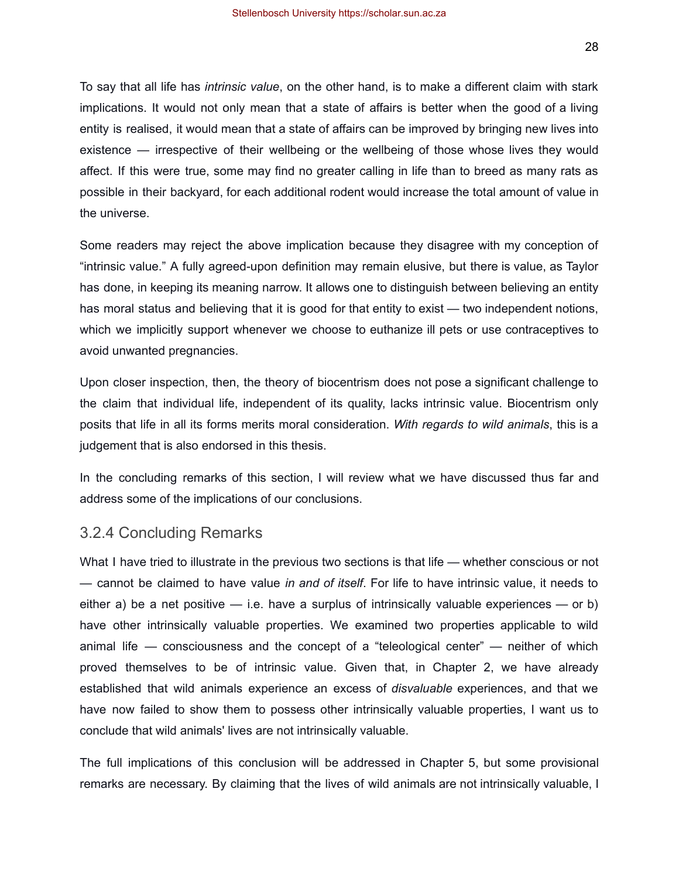To say that all life has *intrinsic value*, on the other hand, is to make a different claim with stark implications. It would not only mean that a state of affairs is better when the good of a living entity is realised, it would mean that a state of affairs can be improved by bringing new lives into existence — irrespective of their wellbeing or the wellbeing of those whose lives they would affect. If this were true, some may find no greater calling in life than to breed as many rats as possible in their backyard, for each additional rodent would increase the total amount of value in the universe.

Some readers may reject the above implication because they disagree with my conception of "intrinsic value." A fully agreed-upon definition may remain elusive, but there is value, as Taylor has done, in keeping its meaning narrow. It allows one to distinguish between believing an entity has moral status and believing that it is good for that entity to exist — two independent notions, which we implicitly support whenever we choose to euthanize ill pets or use contraceptives to avoid unwanted pregnancies.

Upon closer inspection, then, the theory of biocentrism does not pose a significant challenge to the claim that individual life, independent of its quality, lacks intrinsic value. Biocentrism only posits that life in all its forms merits moral consideration. *With regards to wild animals*, this is a judgement that is also endorsed in this thesis.

In the concluding remarks of this section, I will review what we have discussed thus far and address some of the implications of our conclusions.

### 3.2.4 Concluding Remarks

What I have tried to illustrate in the previous two sections is that life — whether conscious or not — cannot be claimed to have value *in and of itself*. For life to have intrinsic value, it needs to either a) be a net positive — i.e. have a surplus of intrinsically valuable experiences — or b) have other intrinsically valuable properties. We examined two properties applicable to wild animal life — consciousness and the concept of a "teleological center" — neither of which proved themselves to be of intrinsic value. Given that, in Chapter 2, we have already established that wild animals experience an excess of *disvaluable* experiences, and that we have now failed to show them to possess other intrinsically valuable properties, I want us to conclude that wild animals' lives are not intrinsically valuable.

The full implications of this conclusion will be addressed in Chapter 5, but some provisional remarks are necessary. By claiming that the lives of wild animals are not intrinsically valuable, I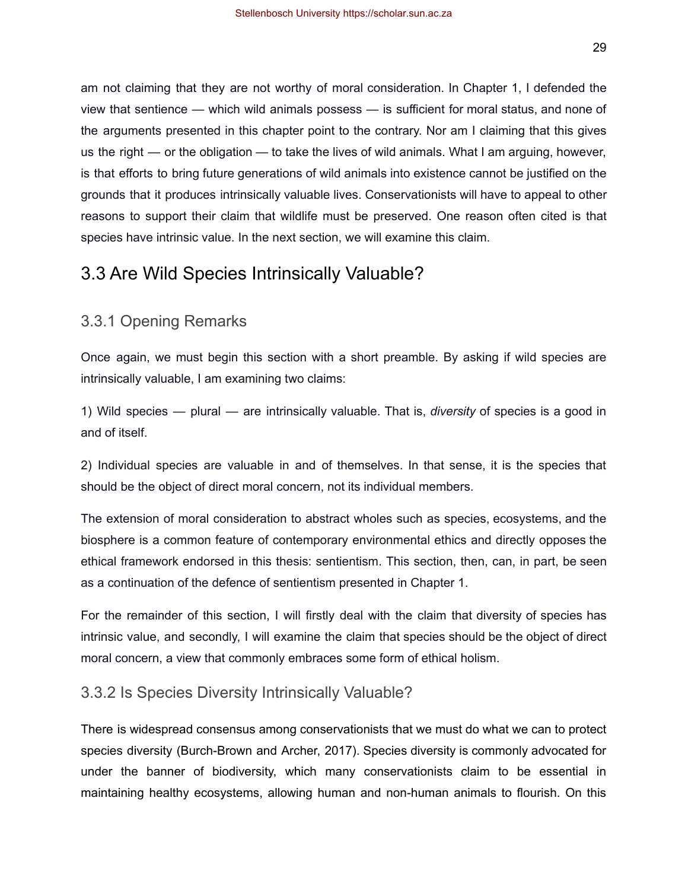am not claiming that they are not worthy of moral consideration. In Chapter 1, I defended the view that sentience — which wild animals possess — is sufficient for moral status, and none of the arguments presented in this chapter point to the contrary. Nor am I claiming that this gives us the right — or the obligation — to take the lives of wild animals. What I am arguing, however, is that efforts to bring future generations of wild animals into existence cannot be justified on the grounds that it produces intrinsically valuable lives. Conservationists will have to appeal to other reasons to support their claim that wildlife must be preserved. One reason often cited is that species have intrinsic value. In the next section, we will examine this claim.

## 3.3 Are Wild Species Intrinsically Valuable?

### 3.3.1 Opening Remarks

Once again, we must begin this section with a short preamble. By asking if wild species are intrinsically valuable, I am examining two claims:

1) Wild species — plural — are intrinsically valuable. That is, *diversity* of species is a good in and of itself.

2) Individual species are valuable in and of themselves. In that sense, it is the species that should be the object of direct moral concern, not its individual members.

The extension of moral consideration to abstract wholes such as species, ecosystems, and the biosphere is a common feature of contemporary environmental ethics and directly opposes the ethical framework endorsed in this thesis: sentientism. This section, then, can, in part, be seen as a continuation of the defence of sentientism presented in Chapter 1.

For the remainder of this section, I will firstly deal with the claim that diversity of species has intrinsic value, and secondly, I will examine the claim that species should be the object of direct moral concern, a view that commonly embraces some form of ethical holism.

### 3.3.2 Is Species Diversity Intrinsically Valuable?

There is widespread consensus among conservationists that we must do what we can to protect species diversity (Burch-Brown and Archer, 2017). Species diversity is commonly advocated for under the banner of biodiversity, which many conservationists claim to be essential in maintaining healthy ecosystems, allowing human and non-human animals to flourish. On this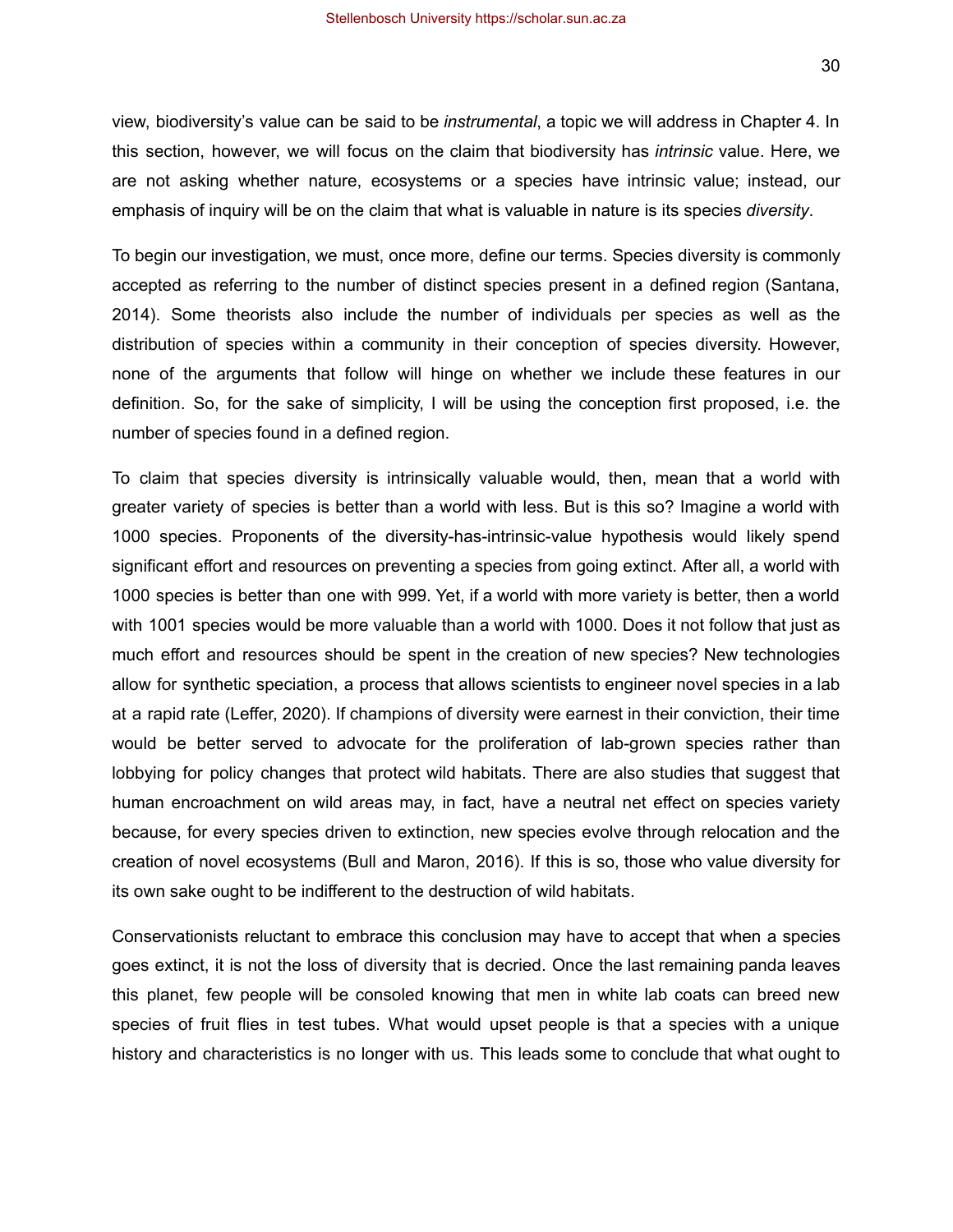view, biodiversity's value can be said to be *instrumental*, a topic we will address in Chapter 4. In this section, however, we will focus on the claim that biodiversity has *intrinsic* value. Here, we are not asking whether nature, ecosystems or a species have intrinsic value; instead, our emphasis of inquiry will be on the claim that what is valuable in nature is its species *diversity*.

To begin our investigation, we must, once more, define our terms. Species diversity is commonly accepted as referring to the number of distinct species present in a defined region (Santana, 2014). Some theorists also include the number of individuals per species as well as the distribution of species within a community in their conception of species diversity. However, none of the arguments that follow will hinge on whether we include these features in our definition. So, for the sake of simplicity, I will be using the conception first proposed, i.e. the number of species found in a defined region.

To claim that species diversity is intrinsically valuable would, then, mean that a world with greater variety of species is better than a world with less. But is this so? Imagine a world with 1000 species. Proponents of the diversity-has-intrinsic-value hypothesis would likely spend significant effort and resources on preventing a species from going extinct. After all, a world with 1000 species is better than one with 999. Yet, if a world with more variety is better, then a world with 1001 species would be more valuable than a world with 1000. Does it not follow that just as much effort and resources should be spent in the creation of new species? New technologies allow for synthetic speciation, a process that allows scientists to engineer novel species in a lab at a rapid rate (Leffer, 2020). If champions of diversity were earnest in their conviction, their time would be better served to advocate for the proliferation of lab-grown species rather than lobbying for policy changes that protect wild habitats. There are also studies that suggest that human encroachment on wild areas may, in fact, have a neutral net effect on species variety because, for every species driven to extinction, new species evolve through relocation and the creation of novel ecosystems (Bull and Maron, 2016). If this is so, those who value diversity for its own sake ought to be indifferent to the destruction of wild habitats.

Conservationists reluctant to embrace this conclusion may have to accept that when a species goes extinct, it is not the loss of diversity that is decried. Once the last remaining panda leaves this planet, few people will be consoled knowing that men in white lab coats can breed new species of fruit flies in test tubes. What would upset people is that a species with a unique history and characteristics is no longer with us. This leads some to conclude that what ought to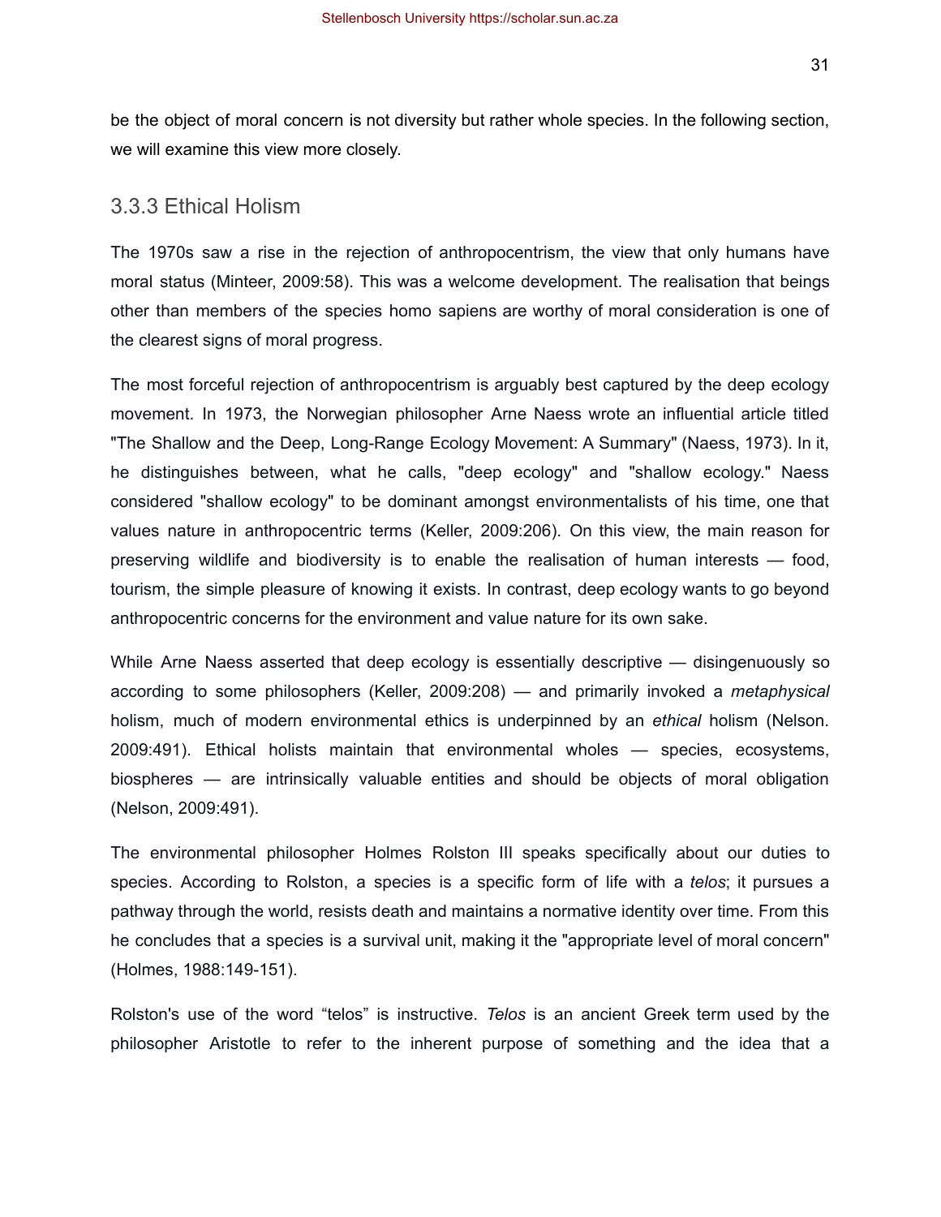be the object of moral concern is not diversity but rather whole species. In the following section, we will examine this view more closely.

### 3.3.3 Ethical Holism

The 1970s saw a rise in the rejection of anthropocentrism, the view that only humans have moral status (Minteer, 2009:58). This was a welcome development. The realisation that beings other than members of the species homo sapiens are worthy of moral consideration is one of the clearest signs of moral progress.

The most forceful rejection of anthropocentrism is arguably best captured by the deep ecology movement. In 1973, the Norwegian philosopher Arne Naess wrote an influential article titled "The Shallow and the Deep, Long-Range Ecology Movement: A Summary" (Naess, 1973). In it, he distinguishes between, what he calls, "deep ecology" and "shallow ecology." Naess considered "shallow ecology" to be dominant amongst environmentalists of his time, one that values nature in anthropocentric terms (Keller, 2009:206). On this view, the main reason for preserving wildlife and biodiversity is to enable the realisation of human interests — food, tourism, the simple pleasure of knowing it exists. In contrast, deep ecology wants to go beyond anthropocentric concerns for the environment and value nature for its own sake.

While Arne Naess asserted that deep ecology is essentially descriptive — disingenuously so according to some philosophers (Keller, 2009:208) — and primarily invoked a *metaphysical* holism, much of modern environmental ethics is underpinned by an *ethical* holism (Nelson. 2009:491). Ethical holists maintain that environmental wholes — species, ecosystems, biospheres — are intrinsically valuable entities and should be objects of moral obligation (Nelson, 2009:491).

The environmental philosopher Holmes Rolston III speaks specifically about our duties to species. According to Rolston, a species is a specific form of life with a *telos*; it pursues a pathway through the world, resists death and maintains a normative identity over time. From this he concludes that a species is a survival unit, making it the "appropriate level of moral concern" (Holmes, 1988:149-151).

Rolston's use of the word "telos" is instructive. *Telos* is an ancient Greek term used by the philosopher Aristotle to refer to the inherent purpose of something and the idea that a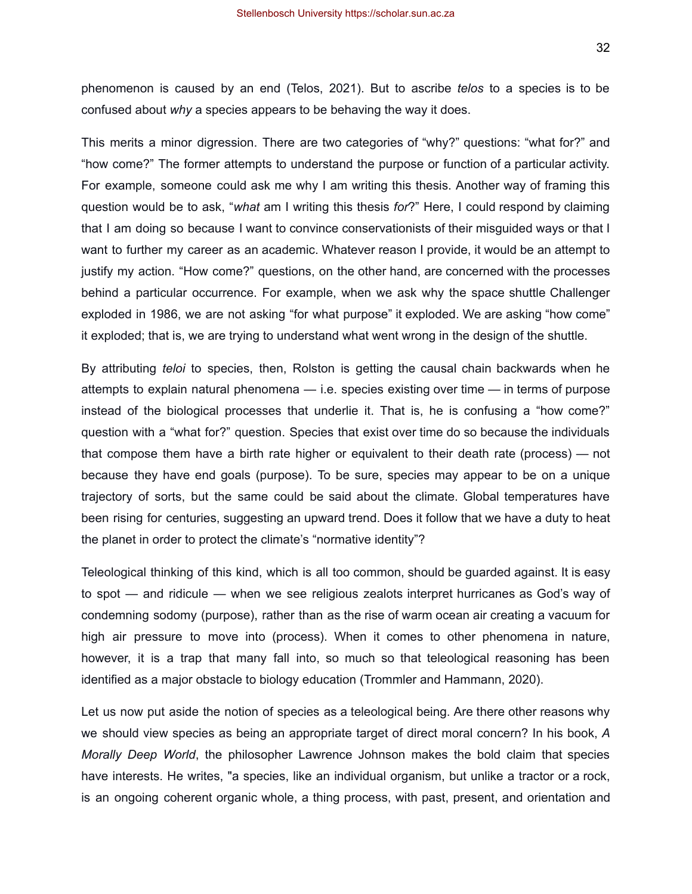phenomenon is caused by an end (Telos, 2021). But to ascribe *telos* to a species is to be confused about *why* a species appears to be behaving the way it does.

This merits a minor digression. There are two categories of “why?” questions: “what for?” and “how come?” The former attempts to understand the purpose or function of a particular activity. For example, someone could ask me why I am writing this thesis. Another way of framing this question would be to ask, “*what* am I writing this thesis *for*?” Here, I could respond by claiming that I am doing so because I want to convince conservationists of their misguided ways or that I want to further my career as an academic. Whatever reason I provide, it would be an attempt to justify my action. “How come?” questions, on the other hand, are concerned with the processes behind a particular occurrence. For example, when we ask why the space shuttle Challenger exploded in 1986, we are not asking “for what purpose” it exploded. We are asking “how come” it exploded; that is, we are trying to understand what went wrong in the design of the shuttle.

By attributing *teloi* to species, then, Rolston is getting the causal chain backwards when he attempts to explain natural phenomena — i.e. species existing over time — in terms of purpose instead of the biological processes that underlie it. That is, he is confusing a “how come?” question with a “what for?” question. Species that exist over time do so because the individuals that compose them have a birth rate higher or equivalent to their death rate (process) — not because they have end goals (purpose). To be sure, species may appear to be on a unique trajectory of sorts, but the same could be said about the climate. Global temperatures have been rising for centuries, suggesting an upward trend. Does it follow that we have a duty to heat the planet in order to protect the climate’s “normative identity”?

Teleological thinking of this kind, which is all too common, should be guarded against. It is easy to spot — and ridicule — when we see religious zealots interpret hurricanes as God’s way of condemning sodomy (purpose), rather than as the rise of warm ocean air creating a vacuum for high air pressure to move into (process). When it comes to other phenomena in nature, however, it is a trap that many fall into, so much so that teleological reasoning has been identified as a major obstacle to biology education (Trommler and Hammann, 2020).

Let us now put aside the notion of species as a teleological being. Are there other reasons why we should view species as being an appropriate target of direct moral concern? In his book, *A Morally Deep World*, the philosopher Lawrence Johnson makes the bold claim that species have interests. He writes, "a species, like an individual organism, but unlike a tractor or a rock, is an ongoing coherent organic whole, a thing process, with past, present, and orientation and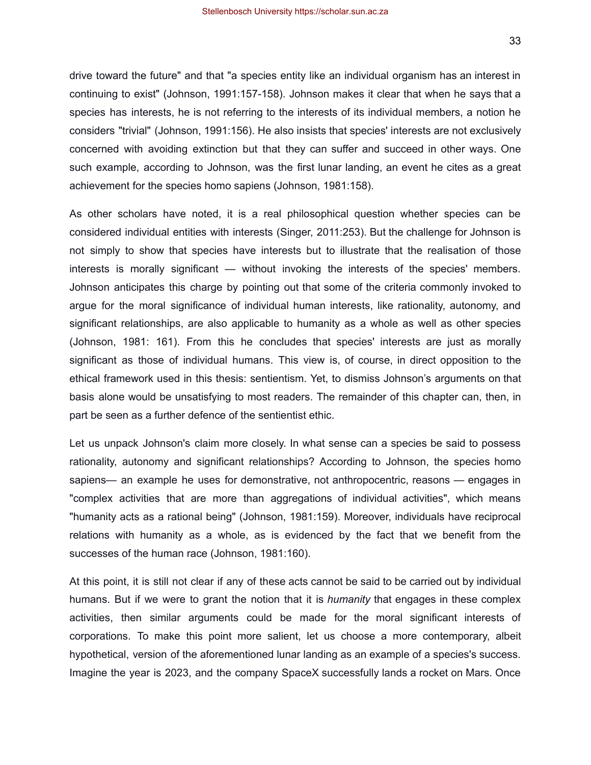drive toward the future" and that "a species entity like an individual organism has an interest in continuing to exist" (Johnson, 1991:157-158). Johnson makes it clear that when he says that a species has interests, he is not referring to the interests of its individual members, a notion he considers "trivial" (Johnson, 1991:156). He also insists that species' interests are not exclusively concerned with avoiding extinction but that they can suffer and succeed in other ways. One such example, according to Johnson, was the first lunar landing, an event he cites as a great achievement for the species homo sapiens (Johnson, 1981:158).

As other scholars have noted, it is a real philosophical question whether species can be considered individual entities with interests (Singer, 2011:253). But the challenge for Johnson is not simply to show that species have interests but to illustrate that the realisation of those interests is morally significant — without invoking the interests of the species' members. Johnson anticipates this charge by pointing out that some of the criteria commonly invoked to argue for the moral significance of individual human interests, like rationality, autonomy, and significant relationships, are also applicable to humanity as a whole as well as other species (Johnson, 1981: 161). From this he concludes that species' interests are just as morally significant as those of individual humans. This view is, of course, in direct opposition to the ethical framework used in this thesis: sentientism. Yet, to dismiss Johnson's arguments on that basis alone would be unsatisfying to most readers. The remainder of this chapter can, then, in part be seen as a further defence of the sentientist ethic.

Let us unpack Johnson's claim more closely. In what sense can a species be said to possess rationality, autonomy and significant relationships? According to Johnson, the species homo sapiens— an example he uses for demonstrative, not anthropocentric, reasons — engages in "complex activities that are more than aggregations of individual activities", which means "humanity acts as a rational being" (Johnson, 1981:159). Moreover, individuals have reciprocal relations with humanity as a whole, as is evidenced by the fact that we benefit from the successes of the human race (Johnson, 1981:160).

At this point, it is still not clear if any of these acts cannot be said to be carried out by individual humans. But if we were to grant the notion that it is *humanity* that engages in these complex activities, then similar arguments could be made for the moral significant interests of corporations. To make this point more salient, let us choose a more contemporary, albeit hypothetical, version of the aforementioned lunar landing as an example of a species's success. Imagine the year is 2023, and the company SpaceX successfully lands a rocket on Mars. Once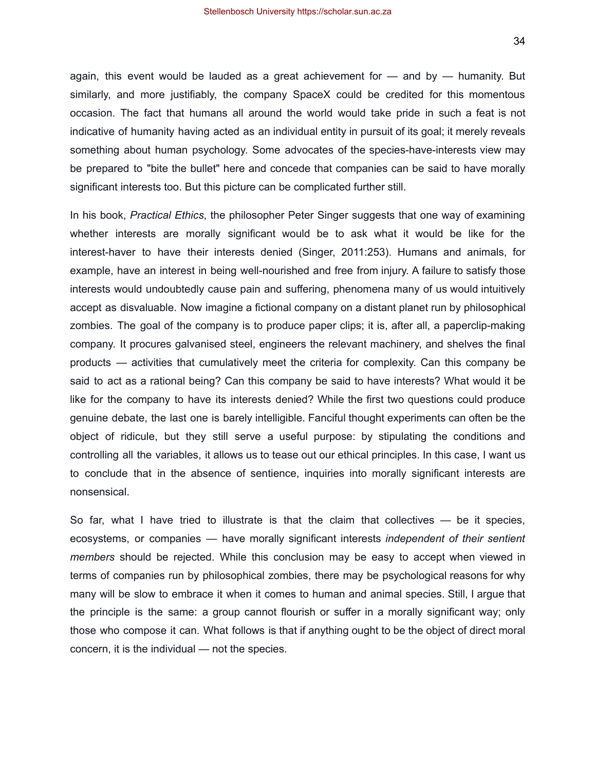again, this event would be lauded as a great achievement for — and by — humanity. But similarly, and more justifiably, the company SpaceX could be credited for this momentous occasion. The fact that humans all around the world would take pride in such a feat is not indicative of humanity having acted as an individual entity in pursuit of its goal; it merely reveals something about human psychology. Some advocates of the species-have-interests view may be prepared to "bite the bullet" here and concede that companies can be said to have morally significant interests too. But this picture can be complicated further still.

In his book, *Practical Ethics*, the philosopher Peter Singer suggests that one way of examining whether interests are morally significant would be to ask what it would be like for the interest-haver to have their interests denied (Singer, 2011:253). Humans and animals, for example, have an interest in being well-nourished and free from injury. A failure to satisfy those interests would undoubtedly cause pain and suffering, phenomena many of us would intuitively accept as disvaluable. Now imagine a fictional company on a distant planet run by philosophical zombies. The goal of the company is to produce paper clips; it is, after all, a paperclip-making company. It procures galvanised steel, engineers the relevant machinery, and shelves the final products — activities that cumulatively meet the criteria for complexity. Can this company be said to act as a rational being? Can this company be said to have interests? What would it be like for the company to have its interests denied? While the first two questions could produce genuine debate, the last one is barely intelligible. Fanciful thought experiments can often be the object of ridicule, but they still serve a useful purpose: by stipulating the conditions and controlling all the variables, it allows us to tease out our ethical principles. In this case, I want us to conclude that in the absence of sentience, inquiries into morally significant interests are nonsensical.

So far, what I have tried to illustrate is that the claim that collectives — be it species, ecosystems, or companies — have morally significant interests *independent of their sentient members* should be rejected. While this conclusion may be easy to accept when viewed in terms of companies run by philosophical zombies, there may be psychological reasons for why many will be slow to embrace it when it comes to human and animal species. Still, I argue that the principle is the same: a group cannot flourish or suffer in a morally significant way; only those who compose it can. What follows is that if anything ought to be the object of direct moral concern, it is the individual — not the species.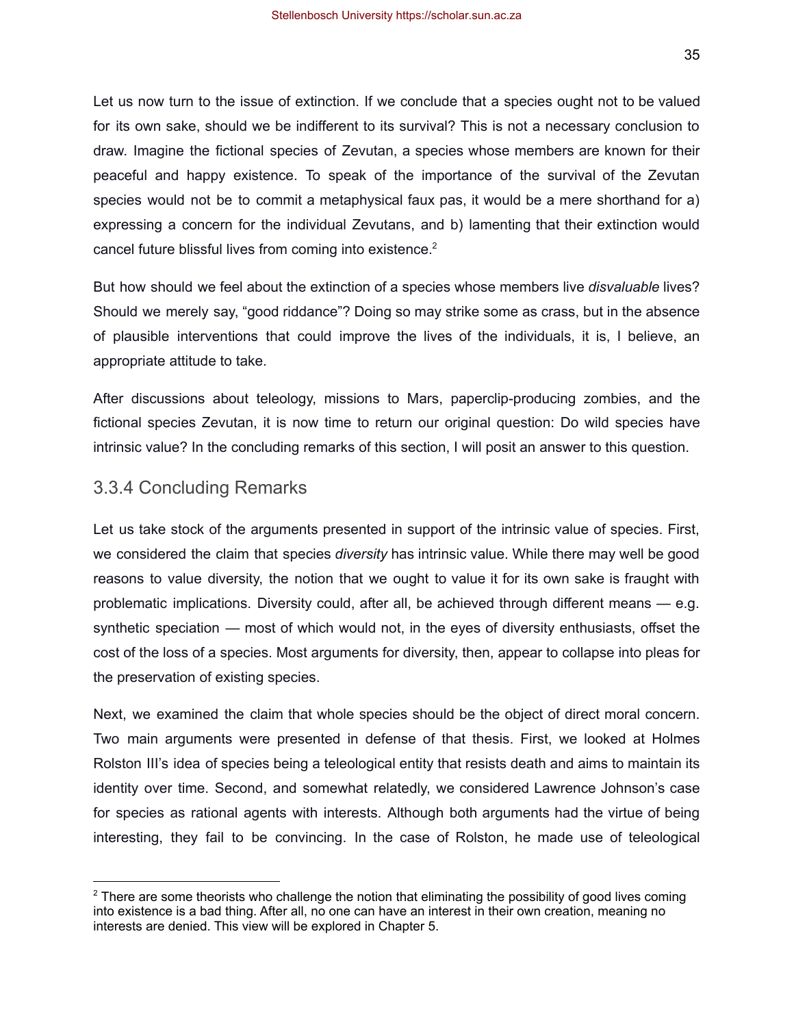Let us now turn to the issue of extinction. If we conclude that a species ought not to be valued for its own sake, should we be indifferent to its survival? This is not a necessary conclusion to draw. Imagine the fictional species of Zevutan, a species whose members are known for their peaceful and happy existence. To speak of the importance of the survival of the Zevutan species would not be to commit a metaphysical faux pas, it would be a mere shorthand for a) expressing a concern for the individual Zevutans, and b) lamenting that their extinction would cancel future blissful lives from coming into existence.[2]

But how should we feel about the extinction of a species whose members live *disvaluable* lives? Should we merely say, "good riddance"? Doing so may strike some as crass, but in the absence of plausible interventions that could improve the lives of the individuals, it is, I believe, an appropriate attitude to take.

After discussions about teleology, missions to Mars, paperclip-producing zombies, and the fictional species Zevutan, it is now time to return our original question: Do wild species have intrinsic value? In the concluding remarks of this section, I will posit an answer to this question.

### 3.3.4 Concluding Remarks

Let us take stock of the arguments presented in support of the intrinsic value of species. First, we considered the claim that species *diversity* has intrinsic value. While there may well be good reasons to value diversity, the notion that we ought to value it for its own sake is fraught with problematic implications. Diversity could, after all, be achieved through different means — e.g. synthetic speciation — most of which would not, in the eyes of diversity enthusiasts, offset the cost of the loss of a species. Most arguments for diversity, then, appear to collapse into pleas for the preservation of existing species.

Next, we examined the claim that whole species should be the object of direct moral concern. Two main arguments were presented in defense of that thesis. First, we looked at Holmes Rolston III's idea of species being a teleological entity that resists death and aims to maintain its identity over time. Second, and somewhat relatedly, we considered Lawrence Johnson's case for species as rational agents with interests. Although both arguments had the virtue of being interesting, they fail to be convincing. In the case of Rolston, he made use of teleological

---

[2] There are some theorists who challenge the notion that eliminating the possibility of good lives coming into existence is a bad thing. After all, no one can have an interest in their own creation, meaning no interests are denied. This view will be explored in Chapter 5.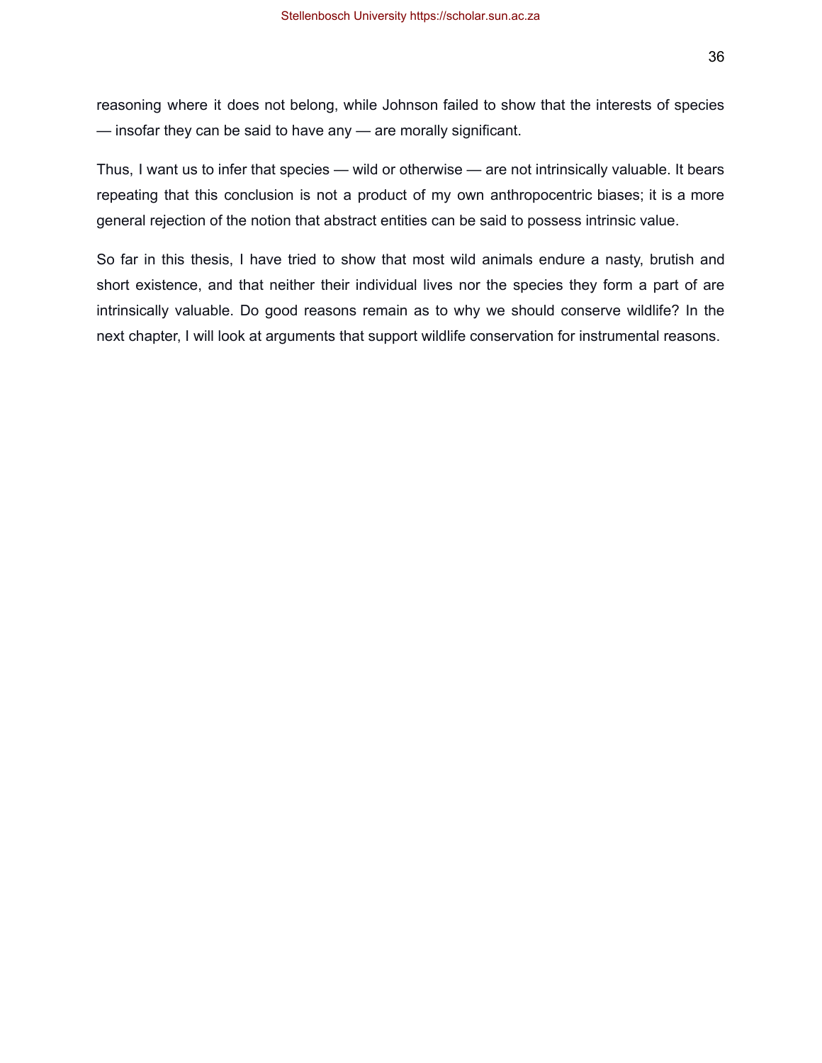reasoning where it does not belong, while Johnson failed to show that the interests of species — insofar they can be said to have any — are morally significant.

Thus, I want us to infer that species — wild or otherwise — are not intrinsically valuable. It bears repeating that this conclusion is not a product of my own anthropocentric biases; it is a more general rejection of the notion that abstract entities can be said to possess intrinsic value.

So far in this thesis, I have tried to show that most wild animals endure a nasty, brutish and short existence, and that neither their individual lives nor the species they form a part of are intrinsically valuable. Do good reasons remain as to why we should conserve wildlife? In the next chapter, I will look at arguments that support wildlife conservation for instrumental reasons.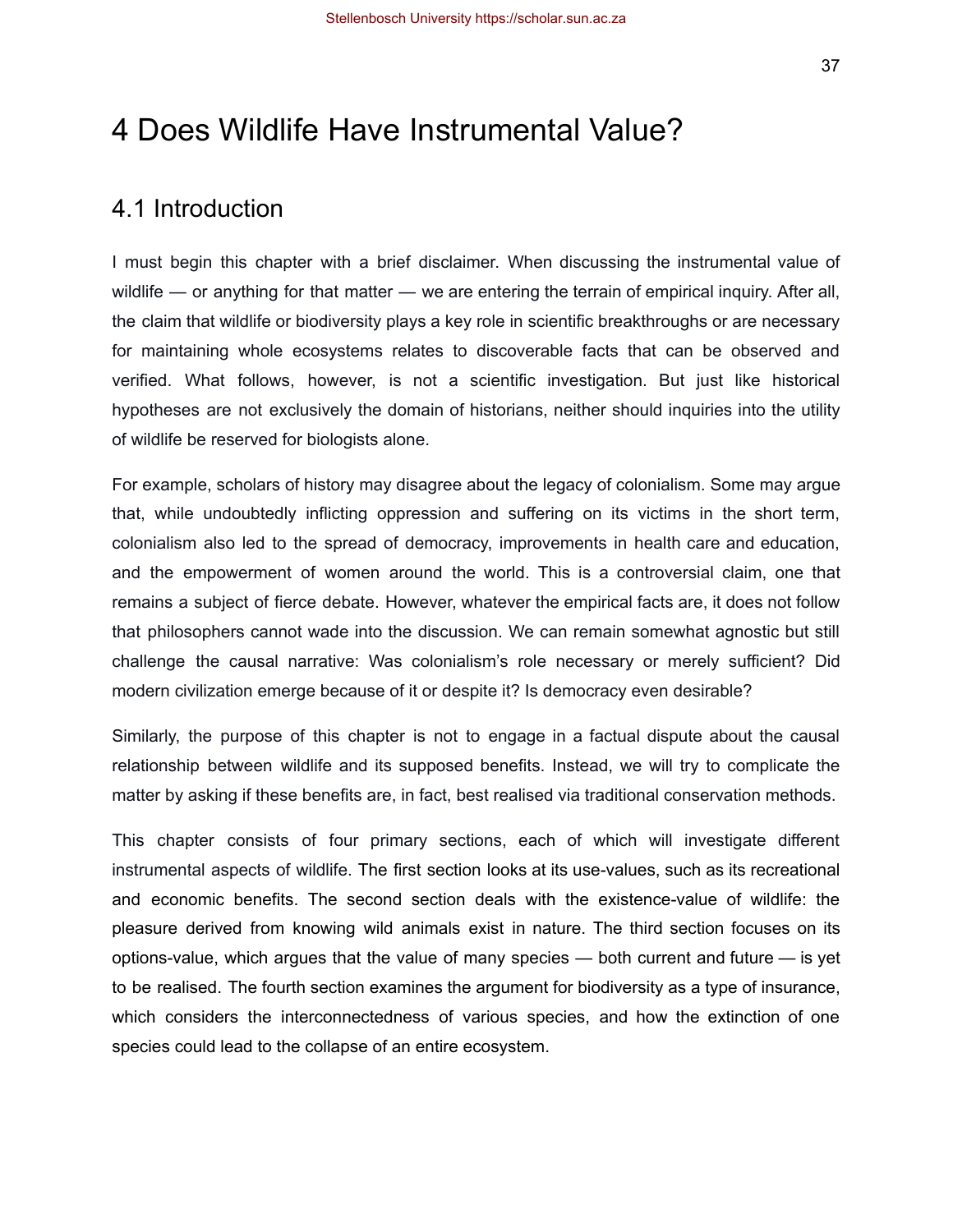# 4 Does Wildlife Have Instrumental Value?

## 4.1 Introduction

I must begin this chapter with a brief disclaimer. When discussing the instrumental value of wildlife — or anything for that matter — we are entering the terrain of empirical inquiry. After all, the claim that wildlife or biodiversity plays a key role in scientific breakthroughs or are necessary for maintaining whole ecosystems relates to discoverable facts that can be observed and verified. What follows, however, is not a scientific investigation. But just like historical hypotheses are not exclusively the domain of historians, neither should inquiries into the utility of wildlife be reserved for biologists alone.

For example, scholars of history may disagree about the legacy of colonialism. Some may argue that, while undoubtedly inflicting oppression and suffering on its victims in the short term, colonialism also led to the spread of democracy, improvements in health care and education, and the empowerment of women around the world. This is a controversial claim, one that remains a subject of fierce debate. However, whatever the empirical facts are, it does not follow that philosophers cannot wade into the discussion. We can remain somewhat agnostic but still challenge the causal narrative: Was colonialism's role necessary or merely sufficient? Did modern civilization emerge because of it or despite it? Is democracy even desirable?

Similarly, the purpose of this chapter is not to engage in a factual dispute about the causal relationship between wildlife and its supposed benefits. Instead, we will try to complicate the matter by asking if these benefits are, in fact, best realised via traditional conservation methods.

This chapter consists of four primary sections, each of which will investigate different instrumental aspects of wildlife. The first section looks at its use-values, such as its recreational and economic benefits. The second section deals with the existence-value of wildlife: the pleasure derived from knowing wild animals exist in nature. The third section focuses on its options-value, which argues that the value of many species — both current and future — is yet to be realised. The fourth section examines the argument for biodiversity as a type of insurance, which considers the interconnectedness of various species, and how the extinction of one species could lead to the collapse of an entire ecosystem.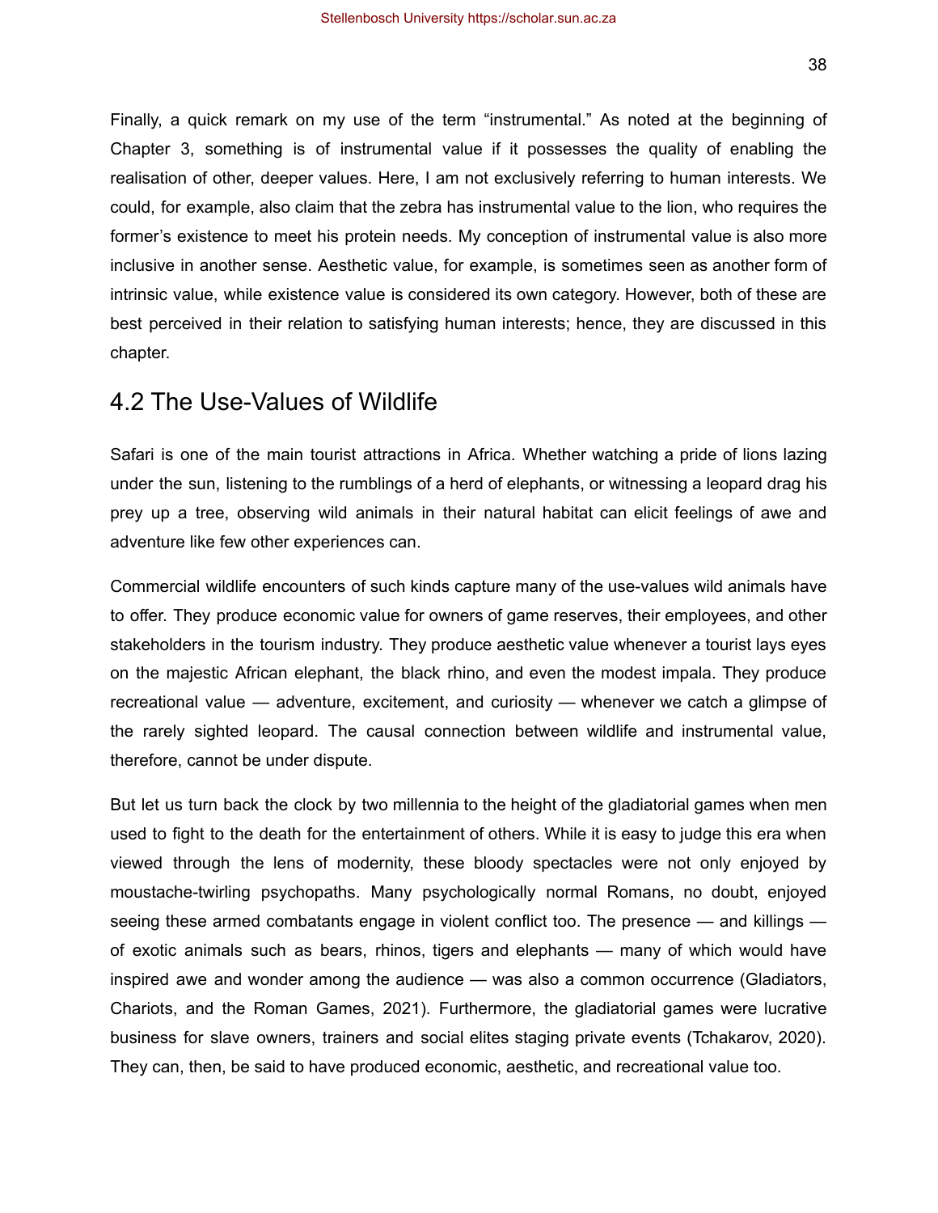Finally, a quick remark on my use of the term “instrumental.” As noted at the beginning of Chapter 3, something is of instrumental value if it possesses the quality of enabling the realisation of other, deeper values. Here, I am not exclusively referring to human interests. We could, for example, also claim that the zebra has instrumental value to the lion, who requires the former’s existence to meet his protein needs. My conception of instrumental value is also more inclusive in another sense. Aesthetic value, for example, is sometimes seen as another form of intrinsic value, while existence value is considered its own category. However, both of these are best perceived in their relation to satisfying human interests; hence, they are discussed in this chapter.

## 4.2 The Use-Values of Wildlife

Safari is one of the main tourist attractions in Africa. Whether watching a pride of lions lazing under the sun, listening to the rumblings of a herd of elephants, or witnessing a leopard drag his prey up a tree, observing wild animals in their natural habitat can elicit feelings of awe and adventure like few other experiences can.

Commercial wildlife encounters of such kinds capture many of the use-values wild animals have to offer. They produce economic value for owners of game reserves, their employees, and other stakeholders in the tourism industry. They produce aesthetic value whenever a tourist lays eyes on the majestic African elephant, the black rhino, and even the modest impala. They produce recreational value — adventure, excitement, and curiosity — whenever we catch a glimpse of the rarely sighted leopard. The causal connection between wildlife and instrumental value, therefore, cannot be under dispute.

But let us turn back the clock by two millennia to the height of the gladiatorial games when men used to fight to the death for the entertainment of others. While it is easy to judge this era when viewed through the lens of modernity, these bloody spectacles were not only enjoyed by moustache-twirling psychopaths. Many psychologically normal Romans, no doubt, enjoyed seeing these armed combatants engage in violent conflict too. The presence — and killings — of exotic animals such as bears, rhinos, tigers and elephants — many of which would have inspired awe and wonder among the audience — was also a common occurrence (Gladiators, Chariots, and the Roman Games, 2021). Furthermore, the gladiatorial games were lucrative business for slave owners, trainers and social elites staging private events (Tchakarov, 2020). They can, then, be said to have produced economic, aesthetic, and recreational value too.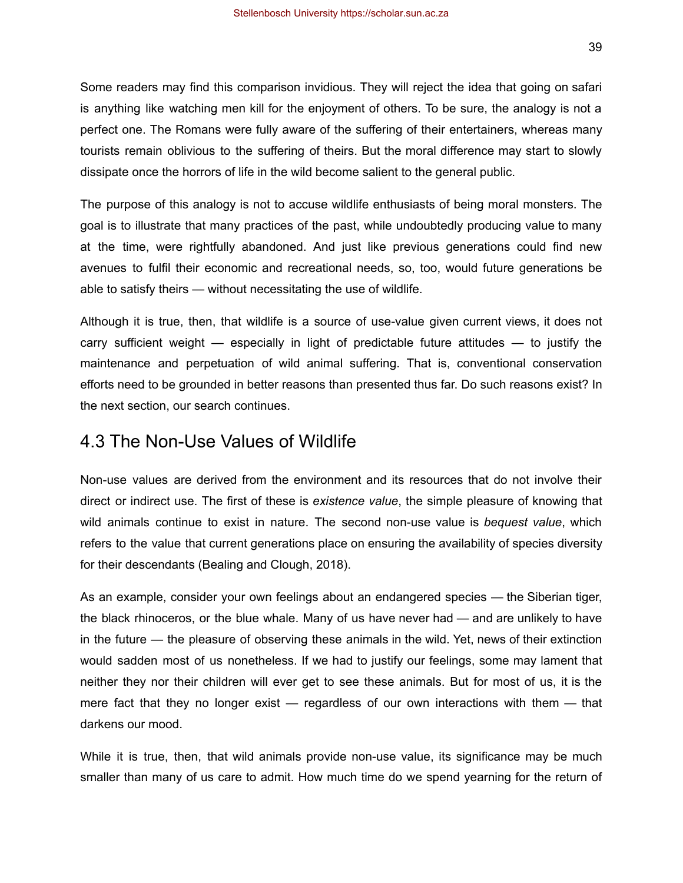Some readers may find this comparison invidious. They will reject the idea that going on safari is anything like watching men kill for the enjoyment of others. To be sure, the analogy is not a perfect one. The Romans were fully aware of the suffering of their entertainers, whereas many tourists remain oblivious to the suffering of theirs. But the moral difference may start to slowly dissipate once the horrors of life in the wild become salient to the general public.

The purpose of this analogy is not to accuse wildlife enthusiasts of being moral monsters. The goal is to illustrate that many practices of the past, while undoubtedly producing value to many at the time, were rightfully abandoned. And just like previous generations could find new avenues to fulfil their economic and recreational needs, so, too, would future generations be able to satisfy theirs — without necessitating the use of wildlife.

Although it is true, then, that wildlife is a source of use-value given current views, it does not carry sufficient weight — especially in light of predictable future attitudes — to justify the maintenance and perpetuation of wild animal suffering. That is, conventional conservation efforts need to be grounded in better reasons than presented thus far. Do such reasons exist? In the next section, our search continues.

## 4.3 The Non-Use Values of Wildlife

Non-use values are derived from the environment and its resources that do not involve their direct or indirect use. The first of these is *existence value*, the simple pleasure of knowing that wild animals continue to exist in nature. The second non-use value is *bequest value*, which refers to the value that current generations place on ensuring the availability of species diversity for their descendants (Bealing and Clough, 2018).

As an example, consider your own feelings about an endangered species — the Siberian tiger, the black rhinoceros, or the blue whale. Many of us have never had — and are unlikely to have in the future — the pleasure of observing these animals in the wild. Yet, news of their extinction would sadden most of us nonetheless. If we had to justify our feelings, some may lament that neither they nor their children will ever get to see these animals. But for most of us, it is the mere fact that they no longer exist — regardless of our own interactions with them — that darkens our mood.

While it is true, then, that wild animals provide non-use value, its significance may be much smaller than many of us care to admit. How much time do we spend yearning for the return of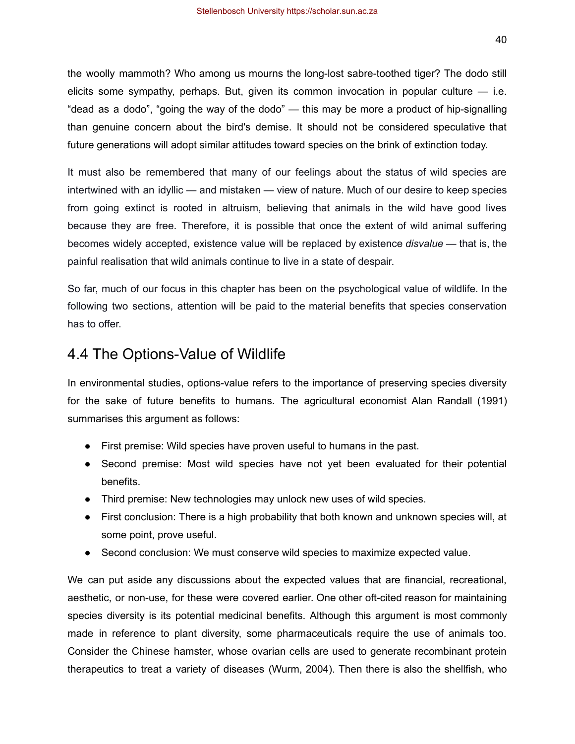the woolly mammoth? Who among us mourns the long-lost sabre-toothed tiger? The dodo still elicits some sympathy, perhaps. But, given its common invocation in popular culture — i.e. "dead as a dodo", "going the way of the dodo" — this may be more a product of hip-signalling than genuine concern about the bird's demise. It should not be considered speculative that future generations will adopt similar attitudes toward species on the brink of extinction today.

It must also be remembered that many of our feelings about the status of wild species are intertwined with an idyllic — and mistaken — view of nature. Much of our desire to keep species from going extinct is rooted in altruism, believing that animals in the wild have good lives because they are free. Therefore, it is possible that once the extent of wild animal suffering becomes widely accepted, existence value will be replaced by existence *disvalue* — that is, the painful realisation that wild animals continue to live in a state of despair.

So far, much of our focus in this chapter has been on the psychological value of wildlife. In the following two sections, attention will be paid to the material benefits that species conservation has to offer.

## 4.4 The Options-Value of Wildlife

In environmental studies, options-value refers to the importance of preserving species diversity for the sake of future benefits to humans. The agricultural economist Alan Randall (1991) summarises this argument as follows:

- First premise: Wild species have proven useful to humans in the past.
- Second premise: Most wild species have not yet been evaluated for their potential benefits.
- Third premise: New technologies may unlock new uses of wild species.
- First conclusion: There is a high probability that both known and unknown species will, at some point, prove useful.
- Second conclusion: We must conserve wild species to maximize expected value.

We can put aside any discussions about the expected values that are financial, recreational, aesthetic, or non-use, for these were covered earlier. One other oft-cited reason for maintaining species diversity is its potential medicinal benefits. Although this argument is most commonly made in reference to plant diversity, some pharmaceuticals require the use of animals too. Consider the Chinese hamster, whose ovarian cells are used to generate recombinant protein therapeutics to treat a variety of diseases (Wurm, 2004). Then there is also the shellfish, who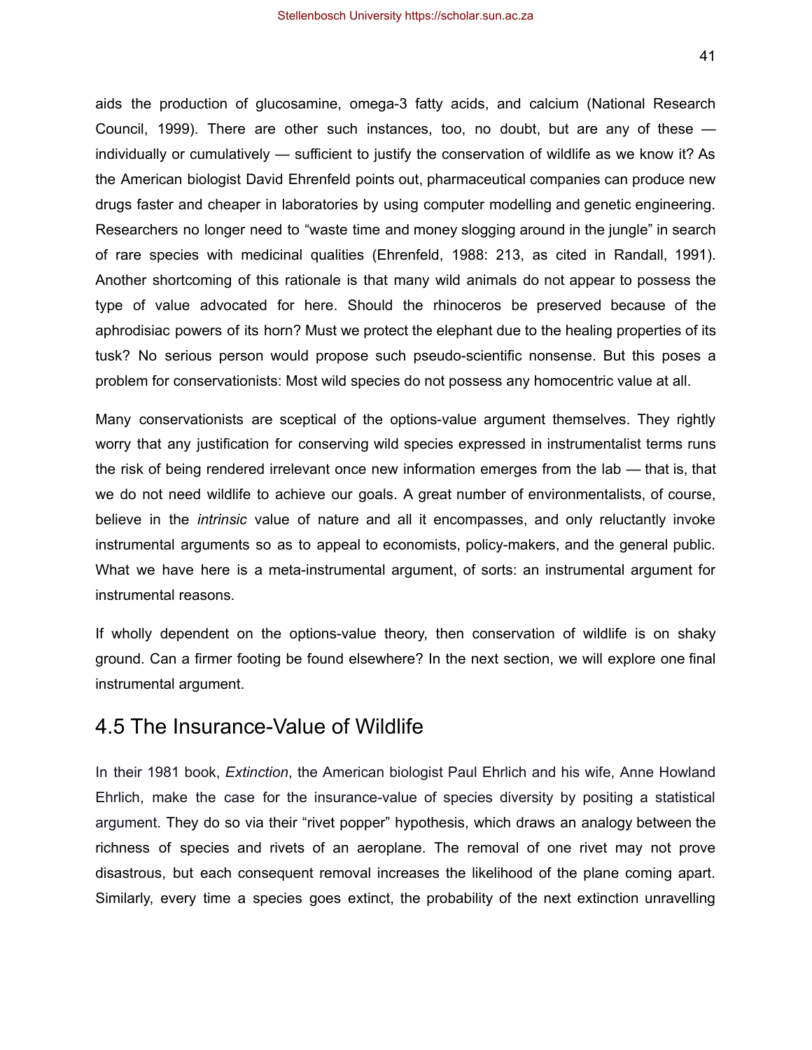aids the production of glucosamine, omega-3 fatty acids, and calcium (National Research Council, 1999). There are other such instances, too, no doubt, but are any of these — individually or cumulatively — sufficient to justify the conservation of wildlife as we know it? As the American biologist David Ehrenfeld points out, pharmaceutical companies can produce new drugs faster and cheaper in laboratories by using computer modelling and genetic engineering. Researchers no longer need to "waste time and money slogging around in the jungle" in search of rare species with medicinal qualities (Ehrenfeld, 1988: 213, as cited in Randall, 1991). Another shortcoming of this rationale is that many wild animals do not appear to possess the type of value advocated for here. Should the rhinoceros be preserved because of the aphrodisiac powers of its horn? Must we protect the elephant due to the healing properties of its tusk? No serious person would propose such pseudo-scientific nonsense. But this poses a problem for conservationists: Most wild species do not possess any homocentric value at all.

Many conservationists are sceptical of the options-value argument themselves. They rightly worry that any justification for conserving wild species expressed in instrumentalist terms runs the risk of being rendered irrelevant once new information emerges from the lab — that is, that we do not need wildlife to achieve our goals. A great number of environmentalists, of course, believe in the *intrinsic* value of nature and all it encompasses, and only reluctantly invoke instrumental arguments so as to appeal to economists, policy-makers, and the general public. What we have here is a meta-instrumental argument, of sorts: an instrumental argument for instrumental reasons.

If wholly dependent on the options-value theory, then conservation of wildlife is on shaky ground. Can a firmer footing be found elsewhere? In the next section, we will explore one final instrumental argument.

## 4.5 The Insurance-Value of Wildlife

In their 1981 book, *Extinction*, the American biologist Paul Ehrlich and his wife, Anne Howland Ehrlich, make the case for the insurance-value of species diversity by positing a statistical argument. They do so via their "rivet popper" hypothesis, which draws an analogy between the richness of species and rivets of an aeroplane. The removal of one rivet may not prove disastrous, but each consequent removal increases the likelihood of the plane coming apart. Similarly, every time a species goes extinct, the probability of the next extinction unravelling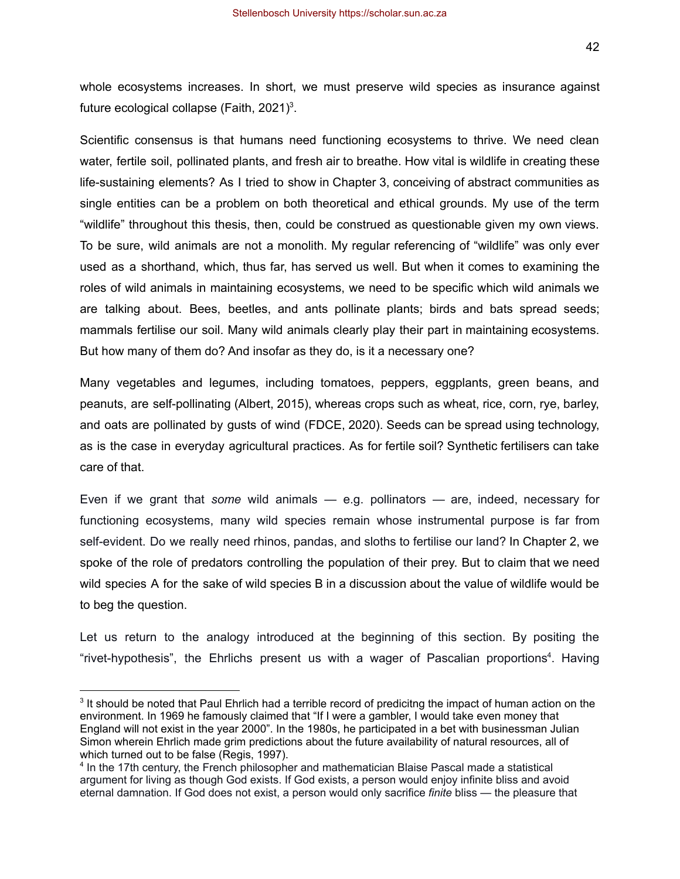whole ecosystems increases. In short, we must preserve wild species as insurance against future ecological collapse (Faith, 2021)[3].

Scientific consensus is that humans need functioning ecosystems to thrive. We need clean water, fertile soil, pollinated plants, and fresh air to breathe. How vital is wildlife in creating these life-sustaining elements? As I tried to show in Chapter 3, conceiving of abstract communities as single entities can be a problem on both theoretical and ethical grounds. My use of the term "wildlife" throughout this thesis, then, could be construed as questionable given my own views. To be sure, wild animals are not a monolith. My regular referencing of "wildlife" was only ever used as a shorthand, which, thus far, has served us well. But when it comes to examining the roles of wild animals in maintaining ecosystems, we need to be specific which wild animals we are talking about. Bees, beetles, and ants pollinate plants; birds and bats spread seeds; mammals fertilise our soil. Many wild animals clearly play their part in maintaining ecosystems. But how many of them do? And insofar as they do, is it a necessary one?

Many vegetables and legumes, including tomatoes, peppers, eggplants, green beans, and peanuts, are self-pollinating (Albert, 2015), whereas crops such as wheat, rice, corn, rye, barley, and oats are pollinated by gusts of wind (FDCE, 2020). Seeds can be spread using technology, as is the case in everyday agricultural practices. As for fertile soil? Synthetic fertilisers can take care of that.

Even if we grant that *some* wild animals — e.g. pollinators — are, indeed, necessary for functioning ecosystems, many wild species remain whose instrumental purpose is far from self-evident. Do we really need rhinos, pandas, and sloths to fertilise our land? In Chapter 2, we spoke of the role of predators controlling the population of their prey. But to claim that we need wild species A for the sake of wild species B in a discussion about the value of wildlife would be to beg the question.

Let us return to the analogy introduced at the beginning of this section. By positing the "rivet-hypothesis", the Ehrlichs present us with a wager of Pascalian proportions[4]. Having

---

[3] It should be noted that Paul Ehrlich had a terrible record of predicitng the impact of human action on the environment. In 1969 he famously claimed that "If I were a gambler, I would take even money that England will not exist in the year 2000". In the 1980s, he participated in a bet with businessman Julian Simon wherein Ehrlich made grim predictions about the future availability of natural resources, all of which turned out to be false (Regis, 1997).

[4] In the 17th century, the French philosopher and mathematician Blaise Pascal made a statistical argument for living as though God exists. If God exists, a person would enjoy infinite bliss and avoid eternal damnation. If God does not exist, a person would only sacrifice *finite* bliss — the pleasure that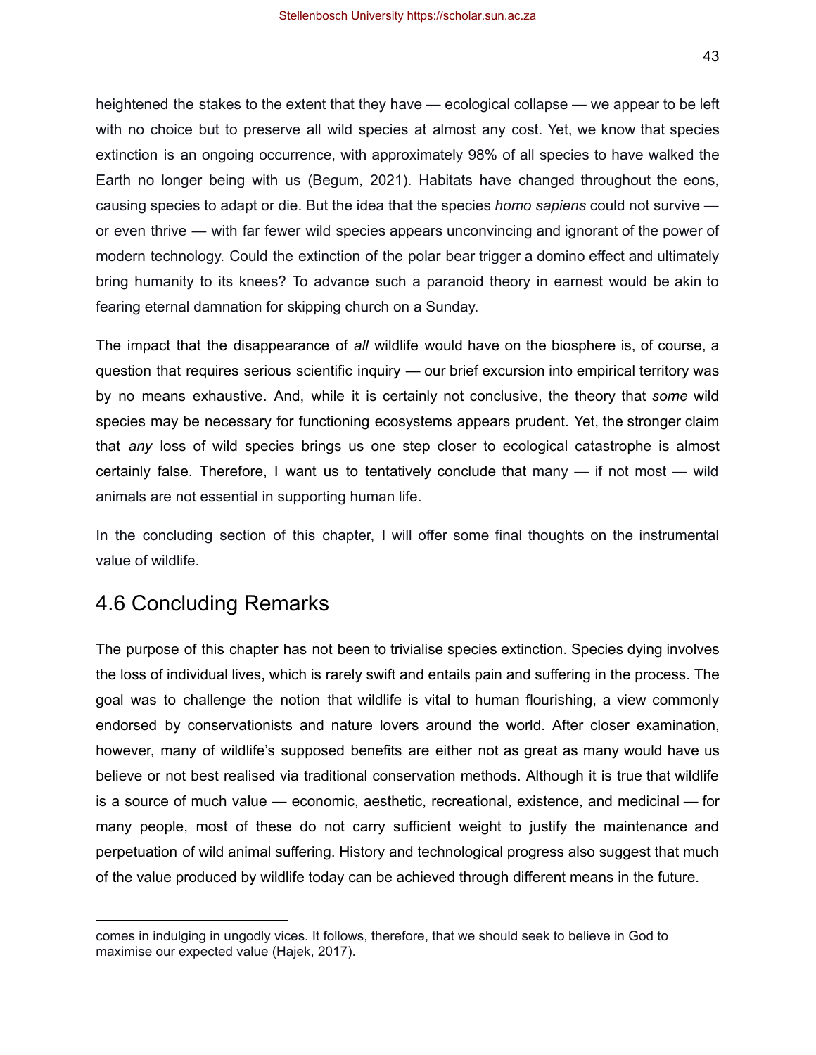heightened the stakes to the extent that they have — ecological collapse — we appear to be left with no choice but to preserve all wild species at almost any cost. Yet, we know that species extinction is an ongoing occurrence, with approximately 98% of all species to have walked the Earth no longer being with us (Begum, 2021). Habitats have changed throughout the eons, causing species to adapt or die. But the idea that the species *homo sapiens* could not survive — or even thrive — with far fewer wild species appears unconvincing and ignorant of the power of modern technology. Could the extinction of the polar bear trigger a domino effect and ultimately bring humanity to its knees? To advance such a paranoid theory in earnest would be akin to fearing eternal damnation for skipping church on a Sunday.

The impact that the disappearance of *all* wildlife would have on the biosphere is, of course, a question that requires serious scientific inquiry — our brief excursion into empirical territory was by no means exhaustive. And, while it is certainly not conclusive, the theory that *some* wild species may be necessary for functioning ecosystems appears prudent. Yet, the stronger claim that *any* loss of wild species brings us one step closer to ecological catastrophe is almost certainly false. Therefore, I want us to tentatively conclude that many — if not most — wild animals are not essential in supporting human life.

In the concluding section of this chapter, I will offer some final thoughts on the instrumental value of wildlife.

## 4.6 Concluding Remarks

The purpose of this chapter has not been to trivialise species extinction. Species dying involves the loss of individual lives, which is rarely swift and entails pain and suffering in the process. The goal was to challenge the notion that wildlife is vital to human flourishing, a view commonly endorsed by conservationists and nature lovers around the world. After closer examination, however, many of wildlife's supposed benefits are either not as great as many would have us believe or not best realised via traditional conservation methods. Although it is true that wildlife is a source of much value — economic, aesthetic, recreational, existence, and medicinal — for many people, most of these do not carry sufficient weight to justify the maintenance and perpetuation of wild animal suffering. History and technological progress also suggest that much of the value produced by wildlife today can be achieved through different means in the future.

---

comes in indulging in ungodly vices. It follows, therefore, that we should seek to believe in God to maximise our expected value (Hajek, 2017).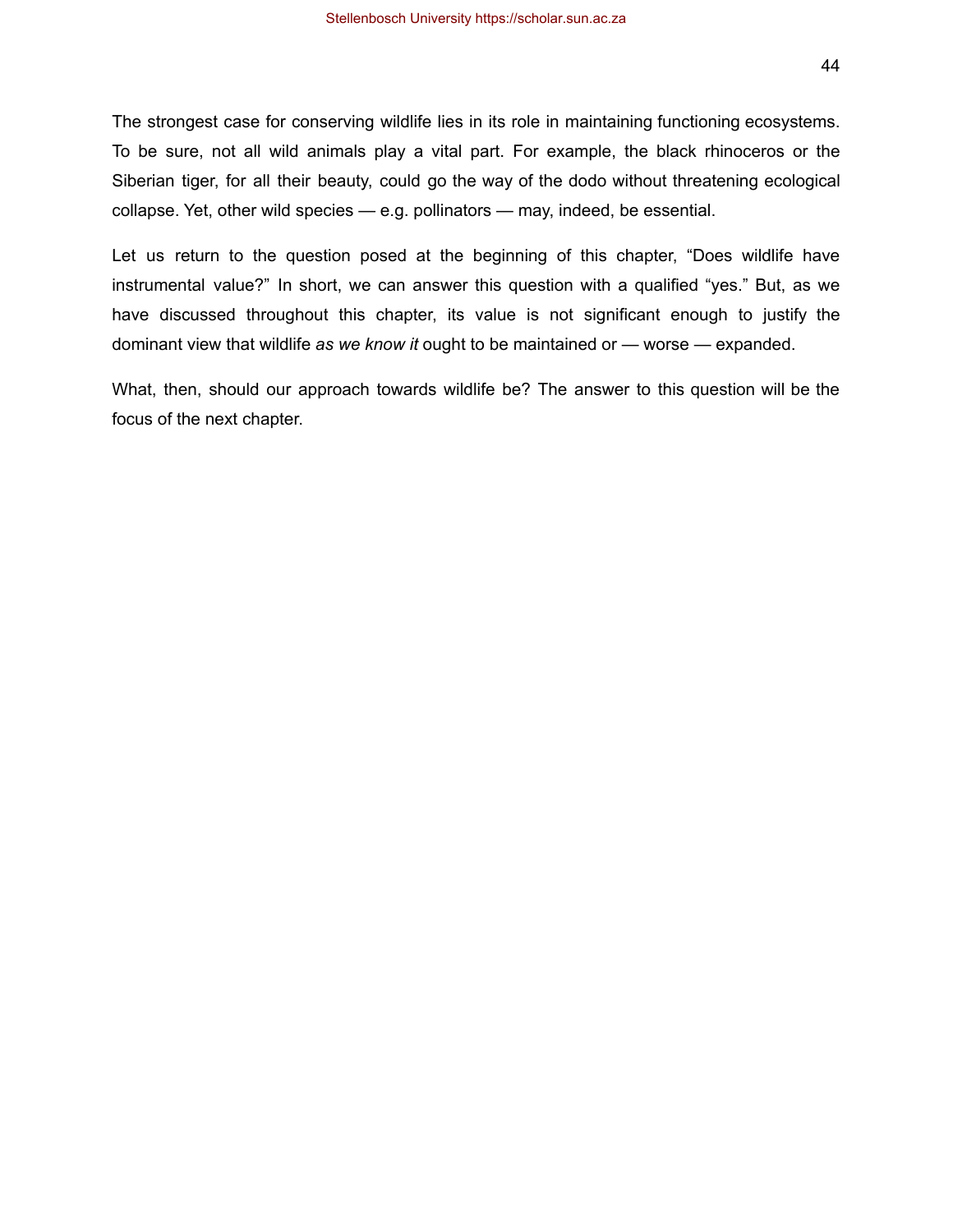The strongest case for conserving wildlife lies in its role in maintaining functioning ecosystems. To be sure, not all wild animals play a vital part. For example, the black rhinoceros or the Siberian tiger, for all their beauty, could go the way of the dodo without threatening ecological collapse. Yet, other wild species — e.g. pollinators — may, indeed, be essential.

Let us return to the question posed at the beginning of this chapter, “Does wildlife have instrumental value?” In short, we can answer this question with a qualified “yes.” But, as we have discussed throughout this chapter, its value is not significant enough to justify the dominant view that wildlife *as we know it* ought to be maintained or — worse — expanded.

What, then, should our approach towards wildlife be? The answer to this question will be the focus of the next chapter.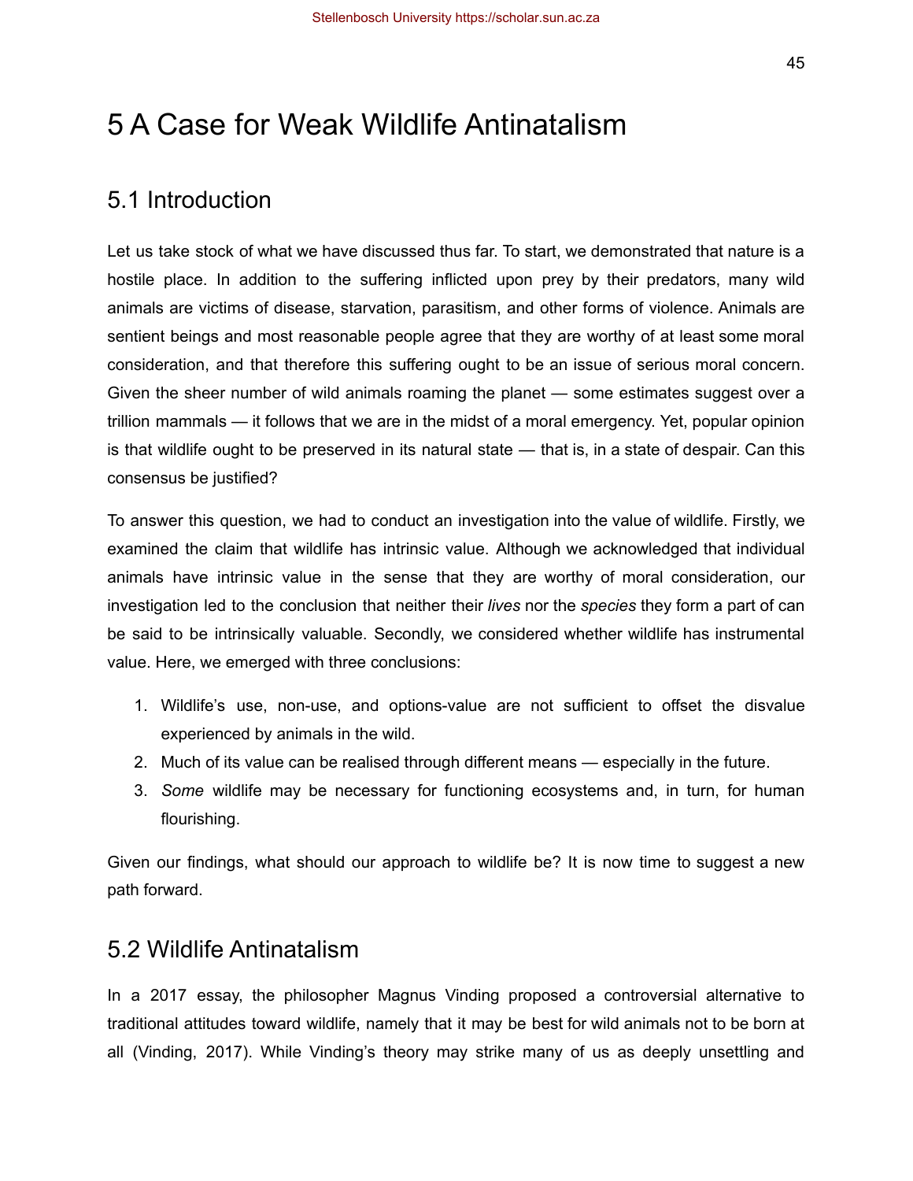# 5 A Case for Weak Wildlife Antinatalism

## 5.1 Introduction

Let us take stock of what we have discussed thus far. To start, we demonstrated that nature is a hostile place. In addition to the suffering inflicted upon prey by their predators, many wild animals are victims of disease, starvation, parasitism, and other forms of violence. Animals are sentient beings and most reasonable people agree that they are worthy of at least some moral consideration, and that therefore this suffering ought to be an issue of serious moral concern. Given the sheer number of wild animals roaming the planet — some estimates suggest over a trillion mammals — it follows that we are in the midst of a moral emergency. Yet, popular opinion is that wildlife ought to be preserved in its natural state — that is, in a state of despair. Can this consensus be justified?

To answer this question, we had to conduct an investigation into the value of wildlife. Firstly, we examined the claim that wildlife has intrinsic value. Although we acknowledged that individual animals have intrinsic value in the sense that they are worthy of moral consideration, our investigation led to the conclusion that neither their *lives* nor the *species* they form a part of can be said to be intrinsically valuable. Secondly, we considered whether wildlife has instrumental value. Here, we emerged with three conclusions:

1. Wildlife's use, non-use, and options-value are not sufficient to offset the disvalue experienced by animals in the wild.
2. Much of its value can be realised through different means — especially in the future.
3. *Some* wildlife may be necessary for functioning ecosystems and, in turn, for human flourishing.

Given our findings, what should our approach to wildlife be? It is now time to suggest a new path forward.

## 5.2 Wildlife Antinatalism

In a 2017 essay, the philosopher Magnus Vinding proposed a controversial alternative to traditional attitudes toward wildlife, namely that it may be best for wild animals not to be born at all (Vinding, 2017). While Vinding's theory may strike many of us as deeply unsettling and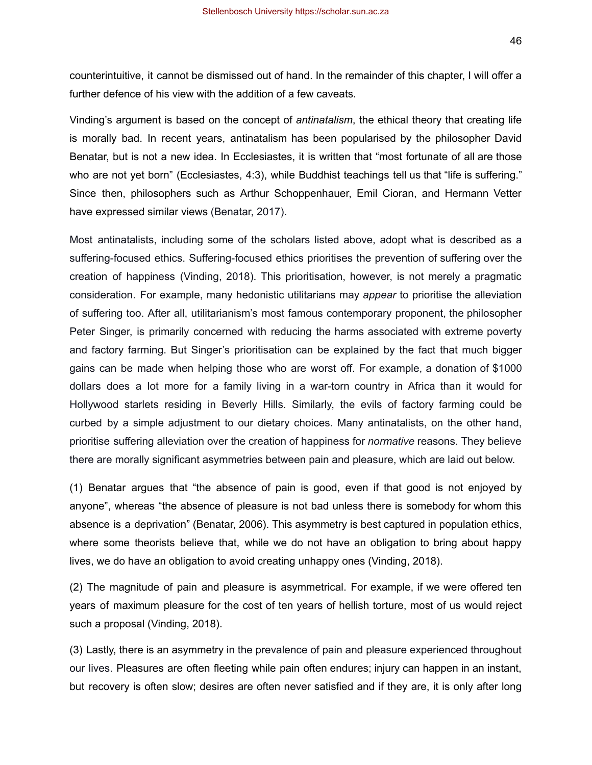counterintuitive, it cannot be dismissed out of hand. In the remainder of this chapter, I will offer a further defence of his view with the addition of a few caveats.

Vinding's argument is based on the concept of *antinatalism*, the ethical theory that creating life is morally bad. In recent years, antinatalism has been popularised by the philosopher David Benatar, but is not a new idea. In Ecclesiastes, it is written that "most fortunate of all are those who are not yet born" (Ecclesiastes, 4:3), while Buddhist teachings tell us that "life is suffering." Since then, philosophers such as Arthur Schoppenhauer, Emil Cioran, and Hermann Vetter have expressed similar views (Benatar, 2017).

Most antinatalists, including some of the scholars listed above, adopt what is described as a suffering-focused ethics. Suffering-focused ethics prioritises the prevention of suffering over the creation of happiness (Vinding, 2018). This prioritisation, however, is not merely a pragmatic consideration. For example, many hedonistic utilitarians may *appear* to prioritise the alleviation of suffering too. After all, utilitarianism's most famous contemporary proponent, the philosopher Peter Singer, is primarily concerned with reducing the harms associated with extreme poverty and factory farming. But Singer's prioritisation can be explained by the fact that much bigger gains can be made when helping those who are worst off. For example, a donation of $1000 dollars does a lot more for a family living in a war-torn country in Africa than it would for Hollywood starlets residing in Beverly Hills. Similarly, the evils of factory farming could be curbed by a simple adjustment to our dietary choices. Many antinatalists, on the other hand, prioritise suffering alleviation over the creation of happiness for *normative* reasons. They believe there are morally significant asymmetries between pain and pleasure, which are laid out below.

(1) Benatar argues that "the absence of pain is good, even if that good is not enjoyed by anyone", whereas "the absence of pleasure is not bad unless there is somebody for whom this absence is a deprivation" (Benatar, 2006). This asymmetry is best captured in population ethics, where some theorists believe that, while we do not have an obligation to bring about happy lives, we do have an obligation to avoid creating unhappy ones (Vinding, 2018).

(2) The magnitude of pain and pleasure is asymmetrical. For example, if we were offered ten years of maximum pleasure for the cost of ten years of hellish torture, most of us would reject such a proposal (Vinding, 2018).

(3) Lastly, there is an asymmetry in the prevalence of pain and pleasure experienced throughout our lives. Pleasures are often fleeting while pain often endures; injury can happen in an instant, but recovery is often slow; desires are often never satisfied and if they are, it is only after long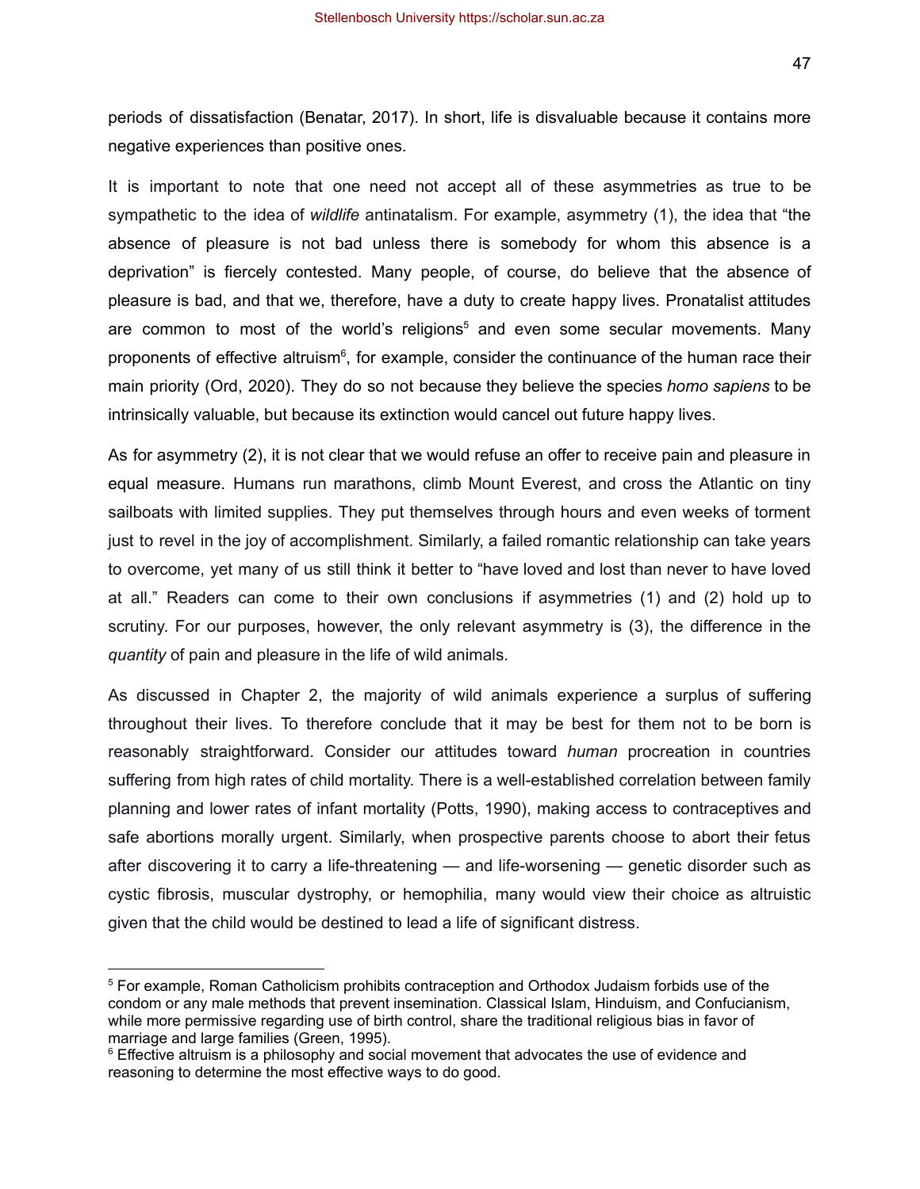periods of dissatisfaction (Benatar, 2017). In short, life is disvaluable because it contains more negative experiences than positive ones.

It is important to note that one need not accept all of these asymmetries as true to be sympathetic to the idea of *wildlife* antinatalism. For example, asymmetry (1), the idea that "the absence of pleasure is not bad unless there is somebody for whom this absence is a deprivation" is fiercely contested. Many people, of course, do believe that the absence of pleasure is bad, and that we, therefore, have a duty to create happy lives. Pronatalist attitudes are common to most of the world's religions[5] and even some secular movements. Many proponents of effective altruism[6], for example, consider the continuance of the human race their main priority (Ord, 2020). They do so not because they believe the species *homo sapiens* to be intrinsically valuable, but because its extinction would cancel out future happy lives.

As for asymmetry (2), it is not clear that we would refuse an offer to receive pain and pleasure in equal measure. Humans run marathons, climb Mount Everest, and cross the Atlantic on tiny sailboats with limited supplies. They put themselves through hours and even weeks of torment just to revel in the joy of accomplishment. Similarly, a failed romantic relationship can take years to overcome, yet many of us still think it better to "have loved and lost than never to have loved at all." Readers can come to their own conclusions if asymmetries (1) and (2) hold up to scrutiny. For our purposes, however, the only relevant asymmetry is (3), the difference in the *quantity* of pain and pleasure in the life of wild animals.

As discussed in Chapter 2, the majority of wild animals experience a surplus of suffering throughout their lives. To therefore conclude that it may be best for them not to be born is reasonably straightforward. Consider our attitudes toward *human* procreation in countries suffering from high rates of child mortality. There is a well-established correlation between family planning and lower rates of infant mortality (Potts, 1990), making access to contraceptives and safe abortions morally urgent. Similarly, when prospective parents choose to abort their fetus after discovering it to carry a life-threatening — and life-worsening — genetic disorder such as cystic fibrosis, muscular dystrophy, or hemophilia, many would view their choice as altruistic given that the child would be destined to lead a life of significant distress.

---

[5] For example, Roman Catholicism prohibits contraception and Orthodox Judaism forbids use of the condom or any male methods that prevent insemination. Classical Islam, Hinduism, and Confucianism, while more permissive regarding use of birth control, share the traditional religious bias in favor of marriage and large families (Green, 1995).

[6] Effective altruism is a philosophy and social movement that advocates the use of evidence and reasoning to determine the most effective ways to do good.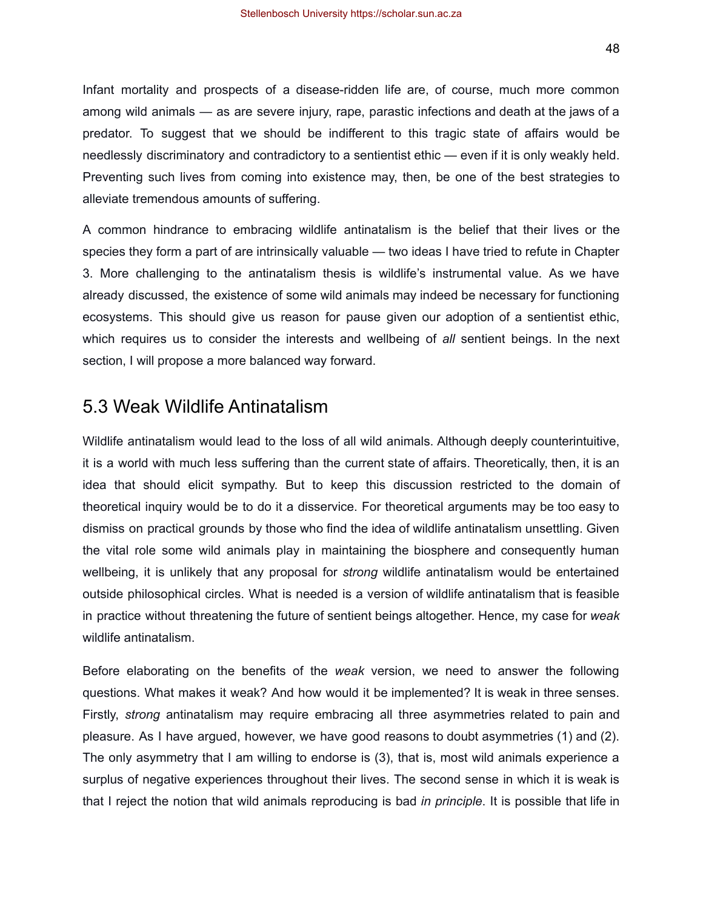Infant mortality and prospects of a disease-ridden life are, of course, much more common among wild animals — as are severe injury, rape, parastic infections and death at the jaws of a predator. To suggest that we should be indifferent to this tragic state of affairs would be needlessly discriminatory and contradictory to a sentientist ethic — even if it is only weakly held. Preventing such lives from coming into existence may, then, be one of the best strategies to alleviate tremendous amounts of suffering.

A common hindrance to embracing wildlife antinatalism is the belief that their lives or the species they form a part of are intrinsically valuable — two ideas I have tried to refute in Chapter 3. More challenging to the antinatalism thesis is wildlife's instrumental value. As we have already discussed, the existence of some wild animals may indeed be necessary for functioning ecosystems. This should give us reason for pause given our adoption of a sentientist ethic, which requires us to consider the interests and wellbeing of *all* sentient beings. In the next section, I will propose a more balanced way forward.

## 5.3 Weak Wildlife Antinatalism

Wildlife antinatalism would lead to the loss of all wild animals. Although deeply counterintuitive, it is a world with much less suffering than the current state of affairs. Theoretically, then, it is an idea that should elicit sympathy. But to keep this discussion restricted to the domain of theoretical inquiry would be to do it a disservice. For theoretical arguments may be too easy to dismiss on practical grounds by those who find the idea of wildlife antinatalism unsettling. Given the vital role some wild animals play in maintaining the biosphere and consequently human wellbeing, it is unlikely that any proposal for *strong* wildlife antinatalism would be entertained outside philosophical circles. What is needed is a version of wildlife antinatalism that is feasible in practice without threatening the future of sentient beings altogether. Hence, my case for *weak* wildlife antinatalism.

Before elaborating on the benefits of the *weak* version, we need to answer the following questions. What makes it weak? And how would it be implemented? It is weak in three senses. Firstly, *strong* antinatalism may require embracing all three asymmetries related to pain and pleasure. As I have argued, however, we have good reasons to doubt asymmetries (1) and (2). The only asymmetry that I am willing to endorse is (3), that is, most wild animals experience a surplus of negative experiences throughout their lives. The second sense in which it is weak is that I reject the notion that wild animals reproducing is bad *in principle*. It is possible that life in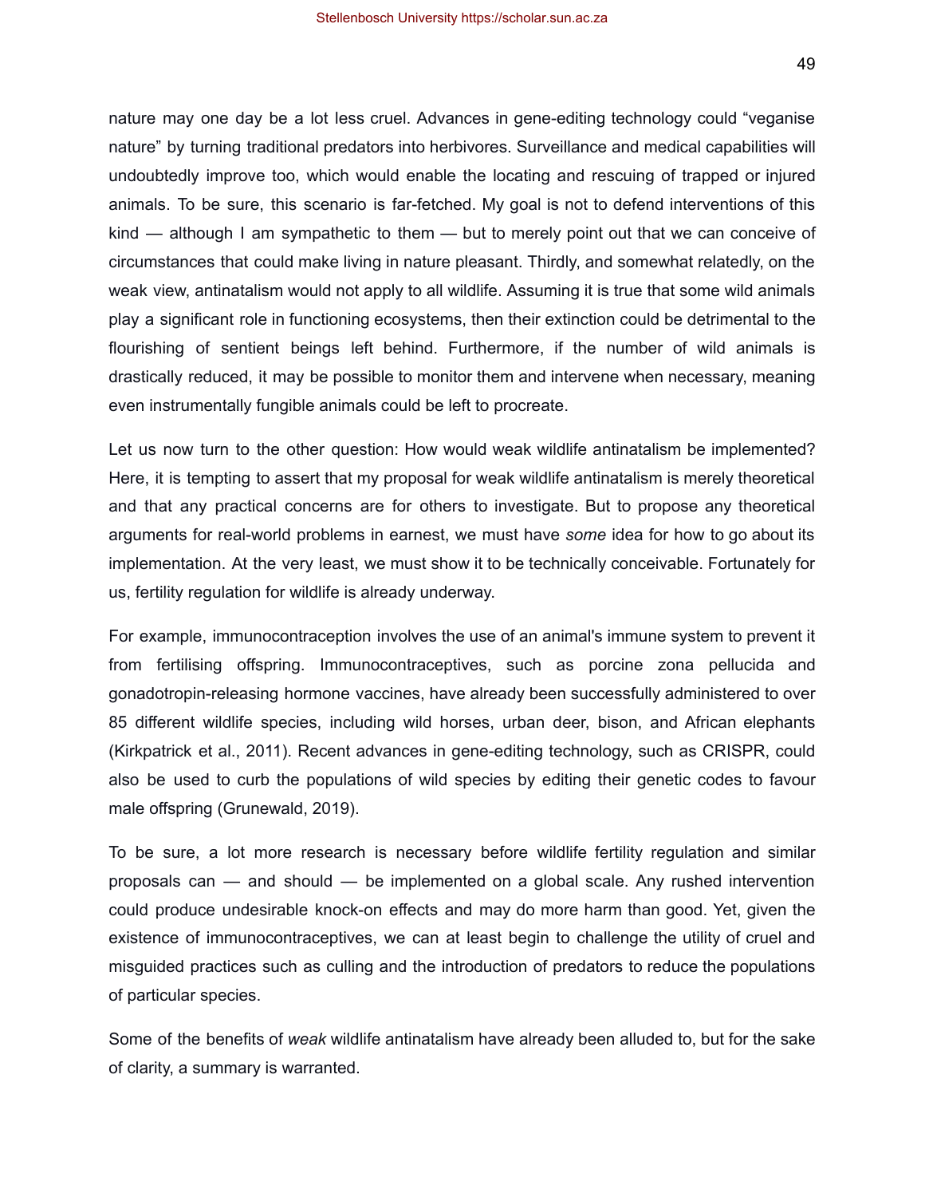nature may one day be a lot less cruel. Advances in gene-editing technology could "veganise nature" by turning traditional predators into herbivores. Surveillance and medical capabilities will undoubtedly improve too, which would enable the locating and rescuing of trapped or injured animals. To be sure, this scenario is far-fetched. My goal is not to defend interventions of this kind — although I am sympathetic to them — but to merely point out that we can conceive of circumstances that could make living in nature pleasant. Thirdly, and somewhat relatedly, on the weak view, antinatalism would not apply to all wildlife. Assuming it is true that some wild animals play a significant role in functioning ecosystems, then their extinction could be detrimental to the flourishing of sentient beings left behind. Furthermore, if the number of wild animals is drastically reduced, it may be possible to monitor them and intervene when necessary, meaning even instrumentally fungible animals could be left to procreate.

Let us now turn to the other question: How would weak wildlife antinatalism be implemented? Here, it is tempting to assert that my proposal for weak wildlife antinatalism is merely theoretical and that any practical concerns are for others to investigate. But to propose any theoretical arguments for real-world problems in earnest, we must have *some* idea for how to go about its implementation. At the very least, we must show it to be technically conceivable. Fortunately for us, fertility regulation for wildlife is already underway.

For example, immunocontraception involves the use of an animal's immune system to prevent it from fertilising offspring. Immunocontraceptives, such as porcine zona pellucida and gonadotropin-releasing hormone vaccines, have already been successfully administered to over 85 different wildlife species, including wild horses, urban deer, bison, and African elephants (Kirkpatrick et al., 2011). Recent advances in gene-editing technology, such as CRISPR, could also be used to curb the populations of wild species by editing their genetic codes to favour male offspring (Grunewald, 2019).

To be sure, a lot more research is necessary before wildlife fertility regulation and similar proposals can — and should — be implemented on a global scale. Any rushed intervention could produce undesirable knock-on effects and may do more harm than good. Yet, given the existence of immunocontraceptives, we can at least begin to challenge the utility of cruel and misguided practices such as culling and the introduction of predators to reduce the populations of particular species.

Some of the benefits of *weak* wildlife antinatalism have already been alluded to, but for the sake of clarity, a summary is warranted.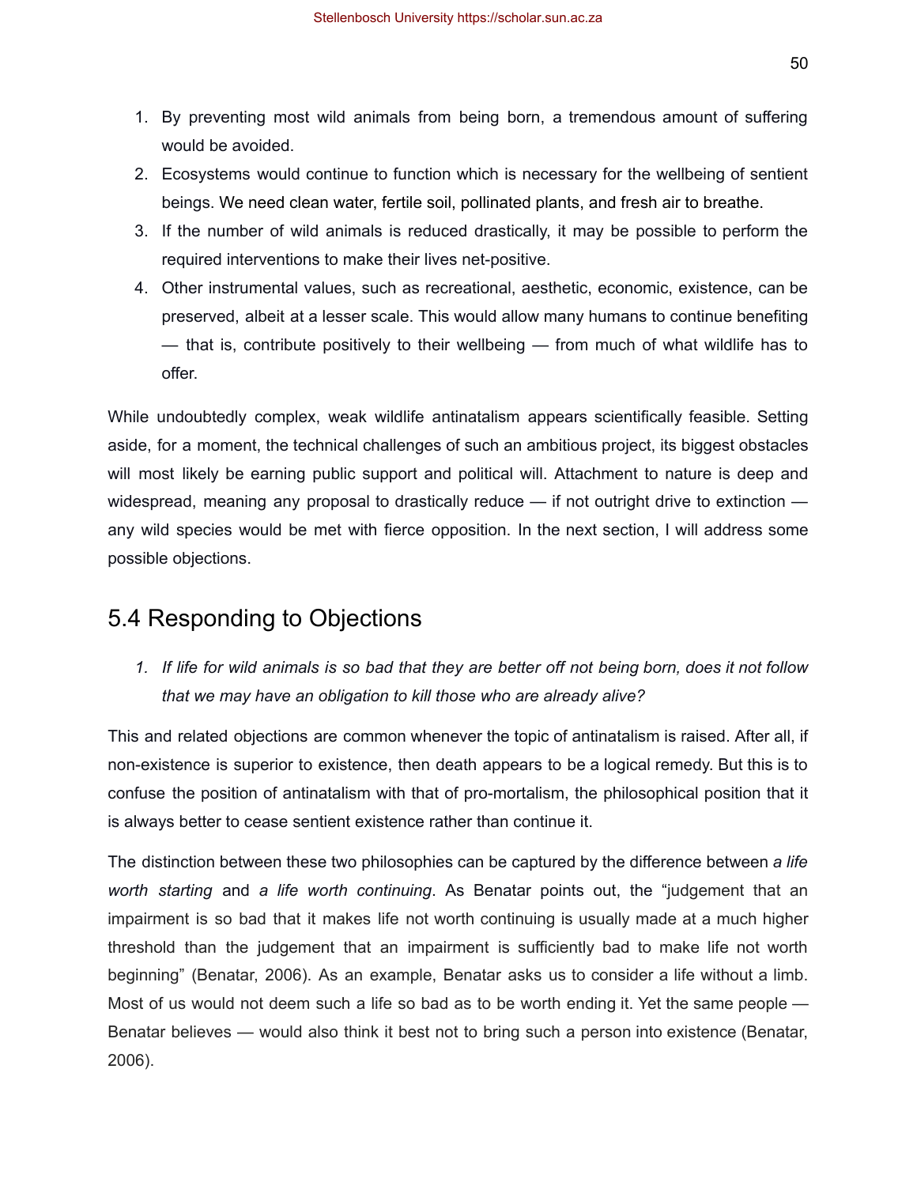1. By preventing most wild animals from being born, a tremendous amount of suffering would be avoided.
2. Ecosystems would continue to function which is necessary for the wellbeing of sentient beings. We need clean water, fertile soil, pollinated plants, and fresh air to breathe.
3. If the number of wild animals is reduced drastically, it may be possible to perform the required interventions to make their lives net-positive.
4. Other instrumental values, such as recreational, aesthetic, economic, existence, can be preserved, albeit at a lesser scale. This would allow many humans to continue benefiting — that is, contribute positively to their wellbeing — from much of what wildlife has to offer.

While undoubtedly complex, weak wildlife antinatalism appears scientifically feasible. Setting aside, for a moment, the technical challenges of such an ambitious project, its biggest obstacles will most likely be earning public support and political will. Attachment to nature is deep and widespread, meaning any proposal to drastically reduce — if not outright drive to extinction — any wild species would be met with fierce opposition. In the next section, I will address some possible objections.

## 5.4 Responding to Objections

1. *If life for wild animals is so bad that they are better off not being born, does it not follow that we may have an obligation to kill those who are already alive?*

This and related objections are common whenever the topic of antinatalism is raised. After all, if non-existence is superior to existence, then death appears to be a logical remedy. But this is to confuse the position of antinatalism with that of pro-mortalism, the philosophical position that it is always better to cease sentient existence rather than continue it.

The distinction between these two philosophies can be captured by the difference between *a life worth starting* and *a life worth continuing*. As Benatar points out, the "judgement that an impairment is so bad that it makes life not worth continuing is usually made at a much higher threshold than the judgement that an impairment is sufficiently bad to make life not worth beginning" (Benatar, 2006). As an example, Benatar asks us to consider a life without a limb. Most of us would not deem such a life so bad as to be worth ending it. Yet the same people — Benatar believes — would also think it best not to bring such a person into existence (Benatar, 2006).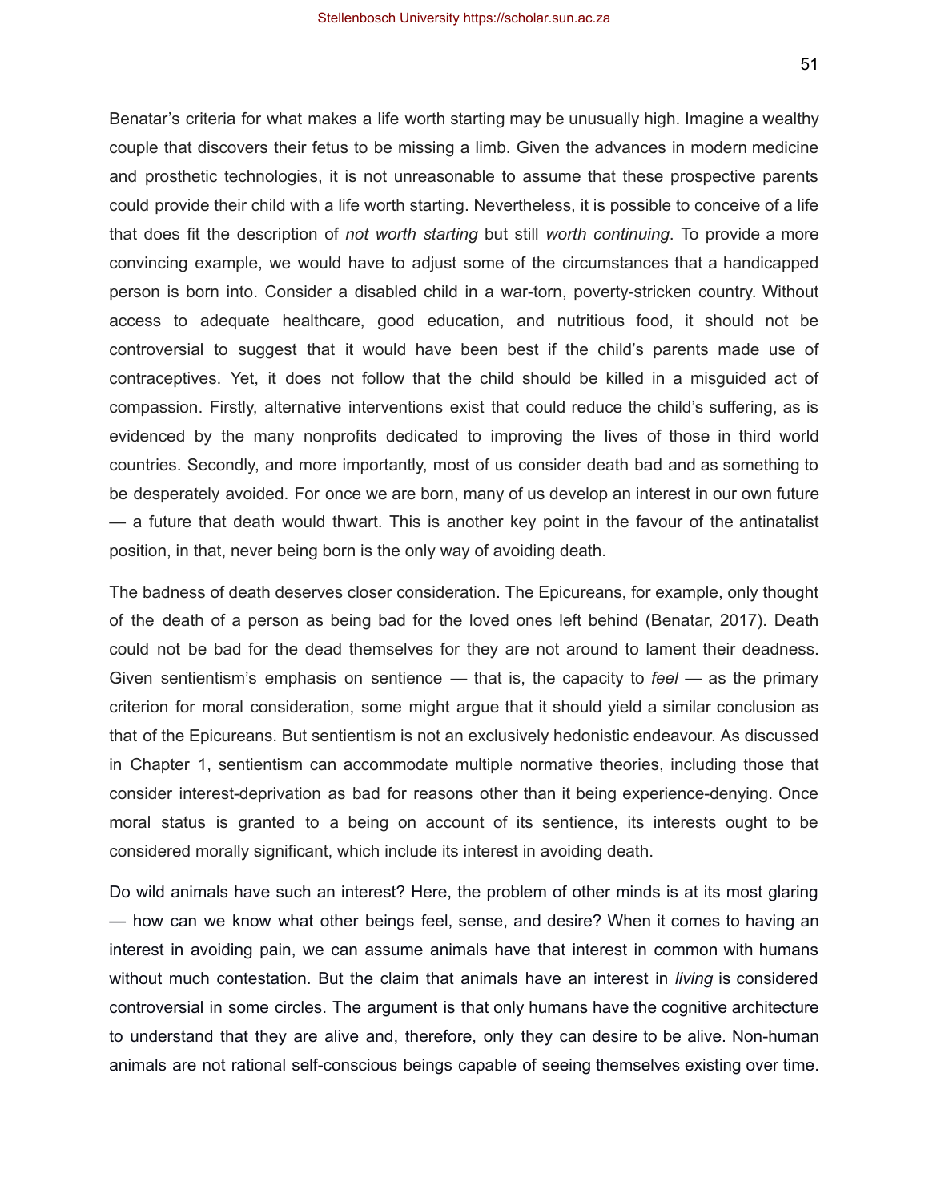Benatar's criteria for what makes a life worth starting may be unusually high. Imagine a wealthy couple that discovers their fetus to be missing a limb. Given the advances in modern medicine and prosthetic technologies, it is not unreasonable to assume that these prospective parents could provide their child with a life worth starting. Nevertheless, it is possible to conceive of a life that does fit the description of *not worth starting* but still *worth continuing*. To provide a more convincing example, we would have to adjust some of the circumstances that a handicapped person is born into. Consider a disabled child in a war-torn, poverty-stricken country. Without access to adequate healthcare, good education, and nutritious food, it should not be controversial to suggest that it would have been best if the child's parents made use of contraceptives. Yet, it does not follow that the child should be killed in a misguided act of compassion. Firstly, alternative interventions exist that could reduce the child's suffering, as is evidenced by the many nonprofits dedicated to improving the lives of those in third world countries. Secondly, and more importantly, most of us consider death bad and as something to be desperately avoided. For once we are born, many of us develop an interest in our own future — a future that death would thwart. This is another key point in the favour of the antinatalist position, in that, never being born is the only way of avoiding death.

The badness of death deserves closer consideration. The Epicureans, for example, only thought of the death of a person as being bad for the loved ones left behind (Benatar, 2017). Death could not be bad for the dead themselves for they are not around to lament their deadness. Given sentientism's emphasis on sentience — that is, the capacity to *feel* — as the primary criterion for moral consideration, some might argue that it should yield a similar conclusion as that of the Epicureans. But sentientism is not an exclusively hedonistic endeavour. As discussed in Chapter 1, sentientism can accommodate multiple normative theories, including those that consider interest-deprivation as bad for reasons other than it being experience-denying. Once moral status is granted to a being on account of its sentience, its interests ought to be considered morally significant, which include its interest in avoiding death.

Do wild animals have such an interest? Here, the problem of other minds is at its most glaring — how can we know what other beings feel, sense, and desire? When it comes to having an interest in avoiding pain, we can assume animals have that interest in common with humans without much contestation. But the claim that animals have an interest in *living* is considered controversial in some circles. The argument is that only humans have the cognitive architecture to understand that they are alive and, therefore, only they can desire to be alive. Non-human animals are not rational self-conscious beings capable of seeing themselves existing over time.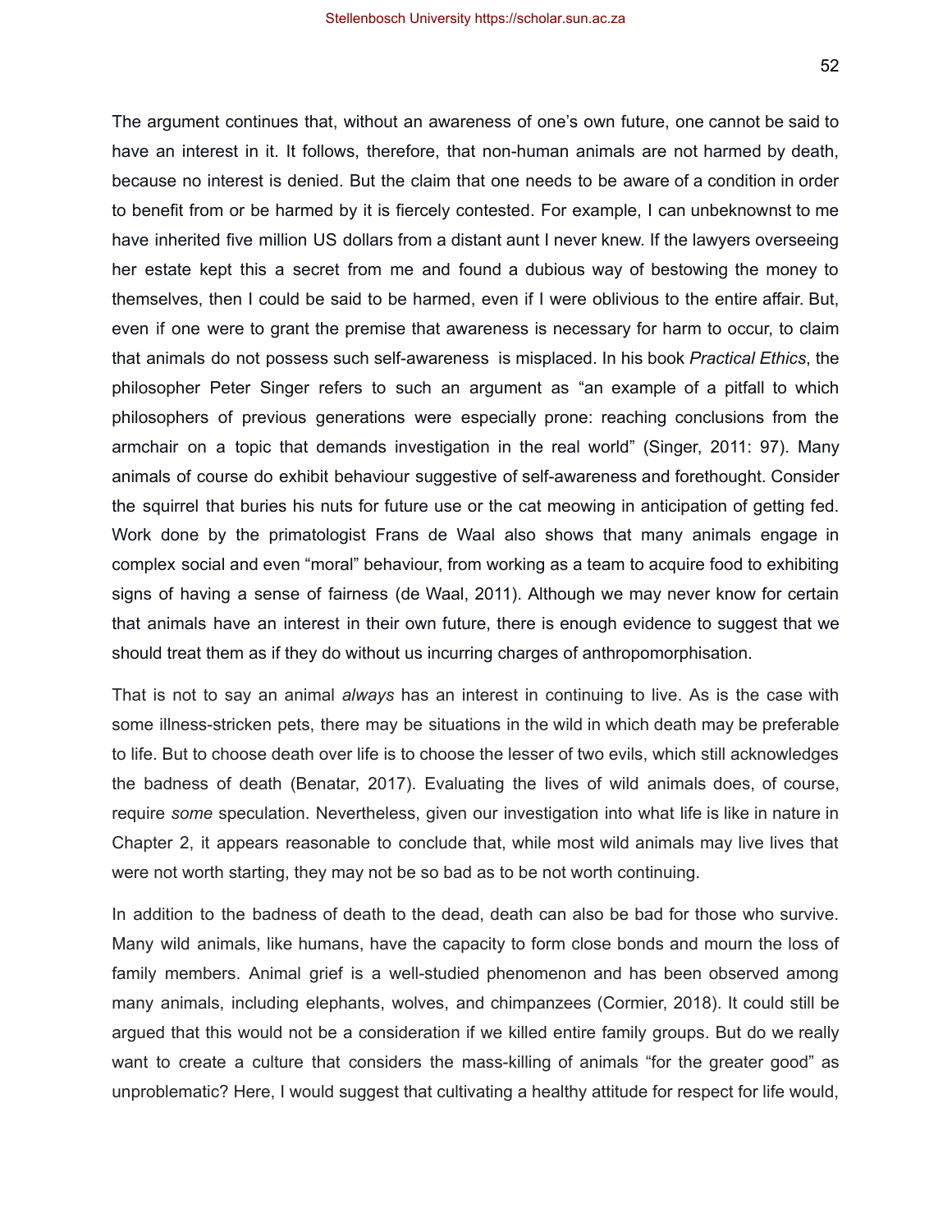The argument continues that, without an awareness of one's own future, one cannot be said to have an interest in it. It follows, therefore, that non-human animals are not harmed by death, because no interest is denied. But the claim that one needs to be aware of a condition in order to benefit from or be harmed by it is fiercely contested. For example, I can unbeknownst to me have inherited five million US dollars from a distant aunt I never knew. If the lawyers overseeing her estate kept this a secret from me and found a dubious way of bestowing the money to themselves, then I could be said to be harmed, even if I were oblivious to the entire affair. But, even if one were to grant the premise that awareness is necessary for harm to occur, to claim that animals do not possess such self-awareness is misplaced. In his book *Practical Ethics*, the philosopher Peter Singer refers to such an argument as "an example of a pitfall to which philosophers of previous generations were especially prone: reaching conclusions from the armchair on a topic that demands investigation in the real world" (Singer, 2011: 97). Many animals of course do exhibit behaviour suggestive of self-awareness and forethought. Consider the squirrel that buries his nuts for future use or the cat meowing in anticipation of getting fed. Work done by the primatologist Frans de Waal also shows that many animals engage in complex social and even "moral" behaviour, from working as a team to acquire food to exhibiting signs of having a sense of fairness (de Waal, 2011). Although we may never know for certain that animals have an interest in their own future, there is enough evidence to suggest that we should treat them as if they do without us incurring charges of anthropomorphisation.

That is not to say an animal *always* has an interest in continuing to live. As is the case with some illness-stricken pets, there may be situations in the wild in which death may be preferable to life. But to choose death over life is to choose the lesser of two evils, which still acknowledges the badness of death (Benatar, 2017). Evaluating the lives of wild animals does, of course, require *some* speculation. Nevertheless, given our investigation into what life is like in nature in Chapter 2, it appears reasonable to conclude that, while most wild animals may live lives that were not worth starting, they may not be so bad as to be not worth continuing.

In addition to the badness of death to the dead, death can also be bad for those who survive. Many wild animals, like humans, have the capacity to form close bonds and mourn the loss of family members. Animal grief is a well-studied phenomenon and has been observed among many animals, including elephants, wolves, and chimpanzees (Cormier, 2018). It could still be argued that this would not be a consideration if we killed entire family groups. But do we really want to create a culture that considers the mass-killing of animals "for the greater good" as unproblematic? Here, I would suggest that cultivating a healthy attitude for respect for life would,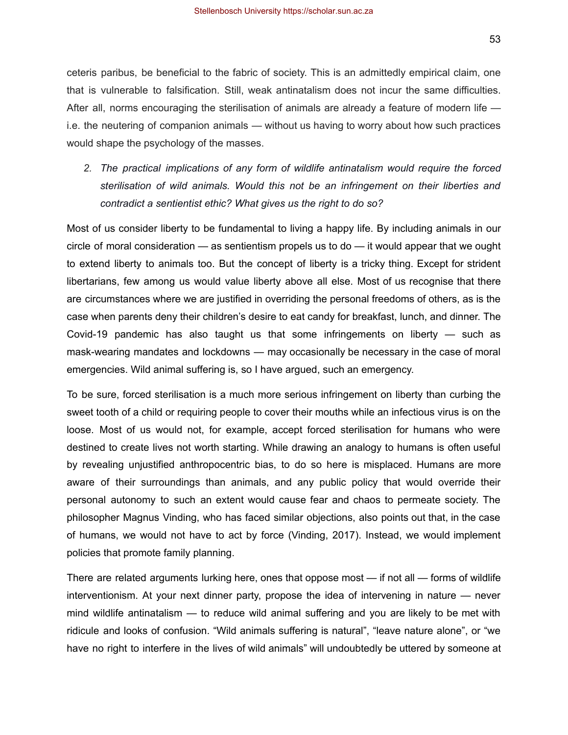ceteris paribus, be beneficial to the fabric of society. This is an admittedly empirical claim, one that is vulnerable to falsification. Still, weak antinatalism does not incur the same difficulties. After all, norms encouraging the sterilisation of animals are already a feature of modern life — i.e. the neutering of companion animals — without us having to worry about how such practices would shape the psychology of the masses.

2. *The practical implications of any form of wildlife antinatalism would require the forced sterilisation of wild animals. Would this not be an infringement on their liberties and contradict a sententist ethic? What gives us the right to do so?*

Most of us consider liberty to be fundamental to living a happy life. By including animals in our circle of moral consideration — as sentientism propels us to do — it would appear that we ought to extend liberty to animals too. But the concept of liberty is a tricky thing. Except for strident libertarians, few among us would value liberty above all else. Most of us recognise that there are circumstances where we are justified in overriding the personal freedoms of others, as is the case when parents deny their children's desire to eat candy for breakfast, lunch, and dinner. The Covid-19 pandemic has also taught us that some infringements on liberty — such as mask-wearing mandates and lockdowns — may occasionally be necessary in the case of moral emergencies. Wild animal suffering is, so I have argued, such an emergency.

To be sure, forced sterilisation is a much more serious infringement on liberty than curbing the sweet tooth of a child or requiring people to cover their mouths while an infectious virus is on the loose. Most of us would not, for example, accept forced sterilisation for humans who were destined to create lives not worth starting. While drawing an analogy to humans is often useful by revealing unjustified anthropocentric bias, to do so here is misplaced. Humans are more aware of their surroundings than animals, and any public policy that would override their personal autonomy to such an extent would cause fear and chaos to permeate society. The philosopher Magnus Vinding, who has faced similar objections, also points out that, in the case of humans, we would not have to act by force (Vinding, 2017). Instead, we would implement policies that promote family planning.

There are related arguments lurking here, ones that oppose most — if not all — forms of wildlife interventionism. At your next dinner party, propose the idea of intervening in nature — never mind wildlife antinatalism — to reduce wild animal suffering and you are likely to be met with ridicule and looks of confusion. "Wild animals suffering is natural", "leave nature alone", or "we have no right to interfere in the lives of wild animals" will undoubtedly be uttered by someone at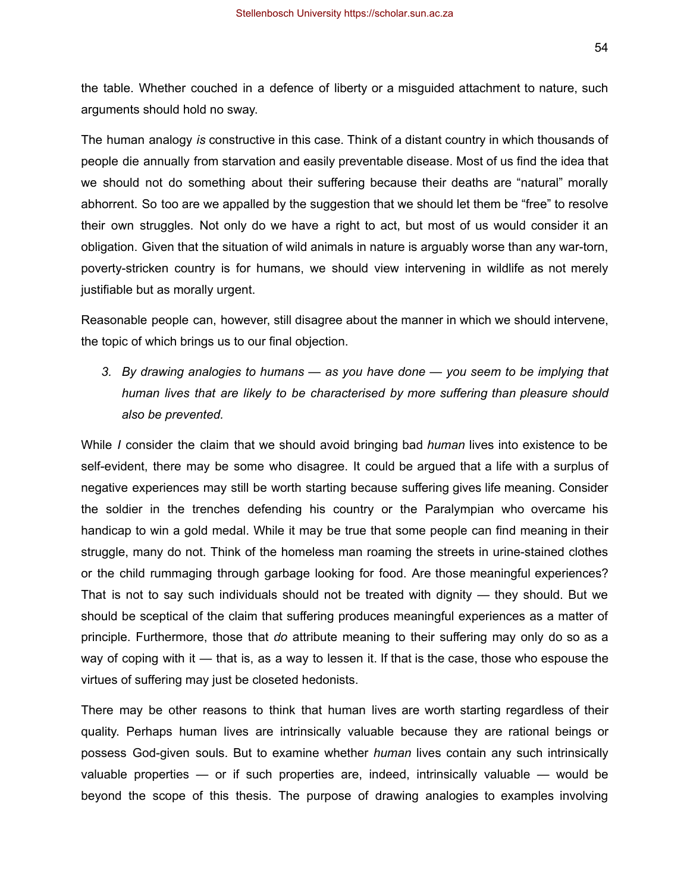the table. Whether couched in a defence of liberty or a misguided attachment to nature, such arguments should hold no sway.

The human analogy *is* constructive in this case. Think of a distant country in which thousands of people die annually from starvation and easily preventable disease. Most of us find the idea that we should not do something about their suffering because their deaths are "natural" morally abhorrent. So too are we appalled by the suggestion that we should let them be "free" to resolve their own struggles. Not only do we have a right to act, but most of us would consider it an obligation. Given that the situation of wild animals in nature is arguably worse than any war-torn, poverty-stricken country is for humans, we should view intervening in wildlife as not merely justifiable but as morally urgent.

Reasonable people can, however, still disagree about the manner in which we should intervene, the topic of which brings us to our final objection.

3. *By drawing analogies to humans — as you have done — you seem to be implying that human lives that are likely to be characterised by more suffering than pleasure should also be prevented.*

While *I* consider the claim that we should avoid bringing bad *human* lives into existence to be self-evident, there may be some who disagree. It could be argued that a life with a surplus of negative experiences may still be worth starting because suffering gives life meaning. Consider the soldier in the trenches defending his country or the Paralympian who overcame his handicap to win a gold medal. While it may be true that some people can find meaning in their struggle, many do not. Think of the homeless man roaming the streets in urine-stained clothes or the child rummaging through garbage looking for food. Are those meaningful experiences? That is not to say such individuals should not be treated with dignity — they should. But we should be sceptical of the claim that suffering produces meaningful experiences as a matter of principle. Furthermore, those that *do* attribute meaning to their suffering may only do so as a way of coping with it — that is, as a way to lessen it. If that is the case, those who espouse the virtues of suffering may just be closeted hedonists.

There may be other reasons to think that human lives are worth starting regardless of their quality. Perhaps human lives are intrinsically valuable because they are rational beings or possess God-given souls. But to examine whether *human* lives contain any such intrinsically valuable properties — or if such properties are, indeed, intrinsically valuable — would be beyond the scope of this thesis. The purpose of drawing analogies to examples involving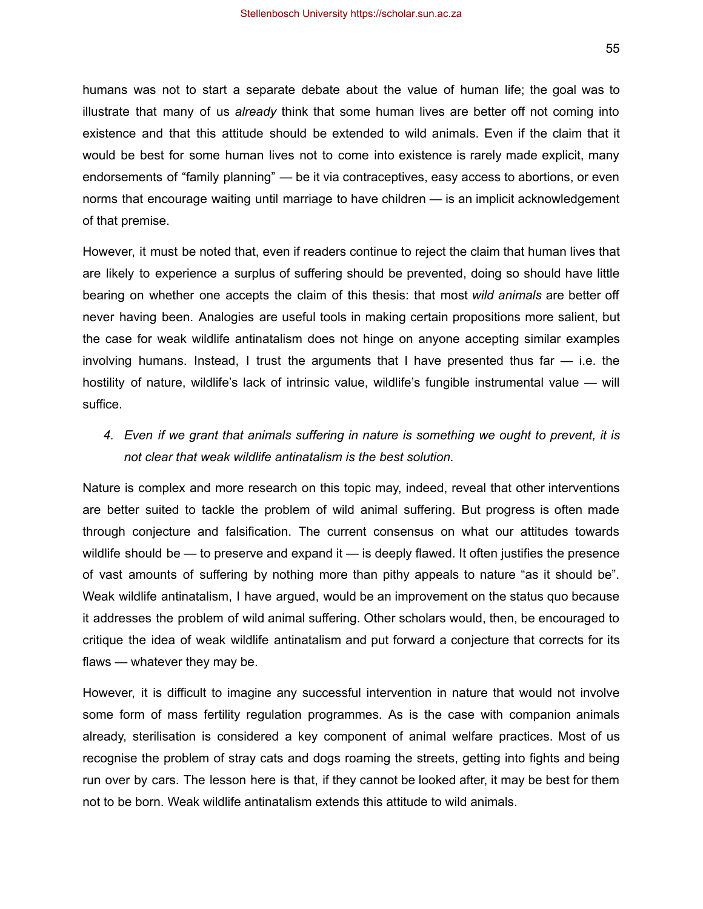humans was not to start a separate debate about the value of human life; the goal was to illustrate that many of us *already* think that some human lives are better off not coming into existence and that this attitude should be extended to wild animals. Even if the claim that it would be best for some human lives not to come into existence is rarely made explicit, many endorsements of "family planning" — be it via contraceptives, easy access to abortions, or even norms that encourage waiting until marriage to have children — is an implicit acknowledgement of that premise.

However, it must be noted that, even if readers continue to reject the claim that human lives that are likely to experience a surplus of suffering should be prevented, doing so should have little bearing on whether one accepts the claim of this thesis: that most *wild animals* are better off never having been. Analogies are useful tools in making certain propositions more salient, but the case for weak wildlife antinatalism does not hinge on anyone accepting similar examples involving humans. Instead, I trust the arguments that I have presented thus far — i.e. the hostility of nature, wildlife's lack of intrinsic value, wildlife's fungible instrumental value — will suffice.

4. *Even if we grant that animals suffering in nature is something we ought to prevent, it is not clear that weak wildlife antinatalism is the best solution.*

Nature is complex and more research on this topic may, indeed, reveal that other interventions are better suited to tackle the problem of wild animal suffering. But progress is often made through conjecture and falsification. The current consensus on what our attitudes towards wildlife should be — to preserve and expand it — is deeply flawed. It often justifies the presence of vast amounts of suffering by nothing more than pithy appeals to nature "as it should be". Weak wildlife antinatalism, I have argued, would be an improvement on the status quo because it addresses the problem of wild animal suffering. Other scholars would, then, be encouraged to critique the idea of weak wildlife antinatalism and put forward a conjecture that corrects for its flaws — whatever they may be.

However, it is difficult to imagine any successful intervention in nature that would not involve some form of mass fertility regulation programmes. As is the case with companion animals already, sterilisation is considered a key component of animal welfare practices. Most of us recognise the problem of stray cats and dogs roaming the streets, getting into fights and being run over by cars. The lesson here is that, if they cannot be looked after, it may be best for them not to be born. Weak wildlife antinatalism extends this attitude to wild animals.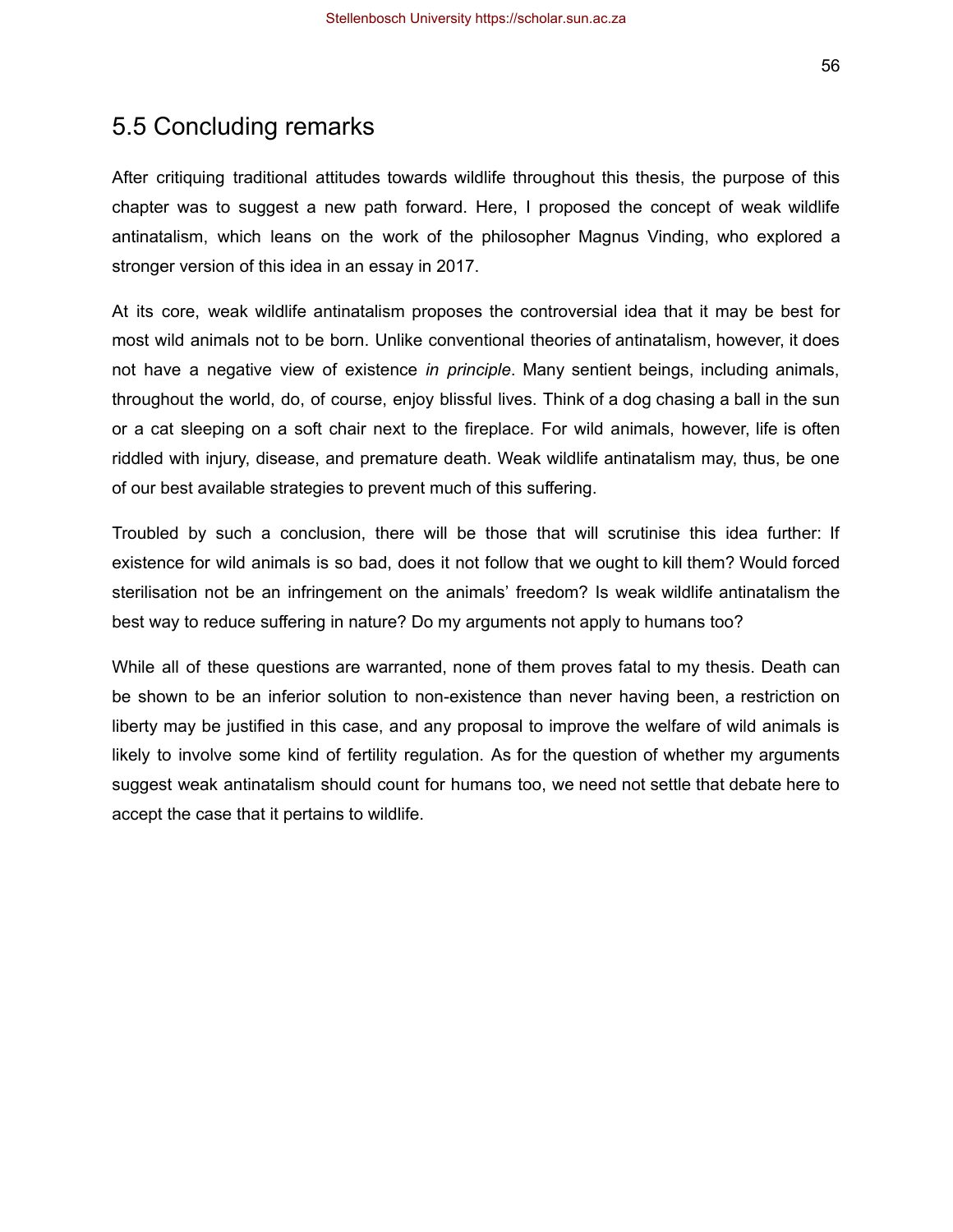## 5.5 Concluding remarks

After critiquing traditional attitudes towards wildlife throughout this thesis, the purpose of this chapter was to suggest a new path forward. Here, I proposed the concept of weak wildlife antinatalism, which leans on the work of the philosopher Magnus Vinding, who explored a stronger version of this idea in an essay in 2017.

At its core, weak wildlife antinatalism proposes the controversial idea that it may be best for most wild animals not to be born. Unlike conventional theories of antinatalism, however, it does not have a negative view of existence *in principle*. Many sentient beings, including animals, throughout the world, do, of course, enjoy blissful lives. Think of a dog chasing a ball in the sun or a cat sleeping on a soft chair next to the fireplace. For wild animals, however, life is often riddled with injury, disease, and premature death. Weak wildlife antinatalism may, thus, be one of our best available strategies to prevent much of this suffering.

Troubled by such a conclusion, there will be those that will scrutinise this idea further: If existence for wild animals is so bad, does it not follow that we ought to kill them? Would forced sterilisation not be an infringement on the animals' freedom? Is weak wildlife antinatalism the best way to reduce suffering in nature? Do my arguments not apply to humans too?

While all of these questions are warranted, none of them proves fatal to my thesis. Death can be shown to be an inferior solution to non-existence than never having been, a restriction on liberty may be justified in this case, and any proposal to improve the welfare of wild animals is likely to involve some kind of fertility regulation. As for the question of whether my arguments suggest weak antinatalism should count for humans too, we need not settle that debate here to accept the case that it pertains to wildlife.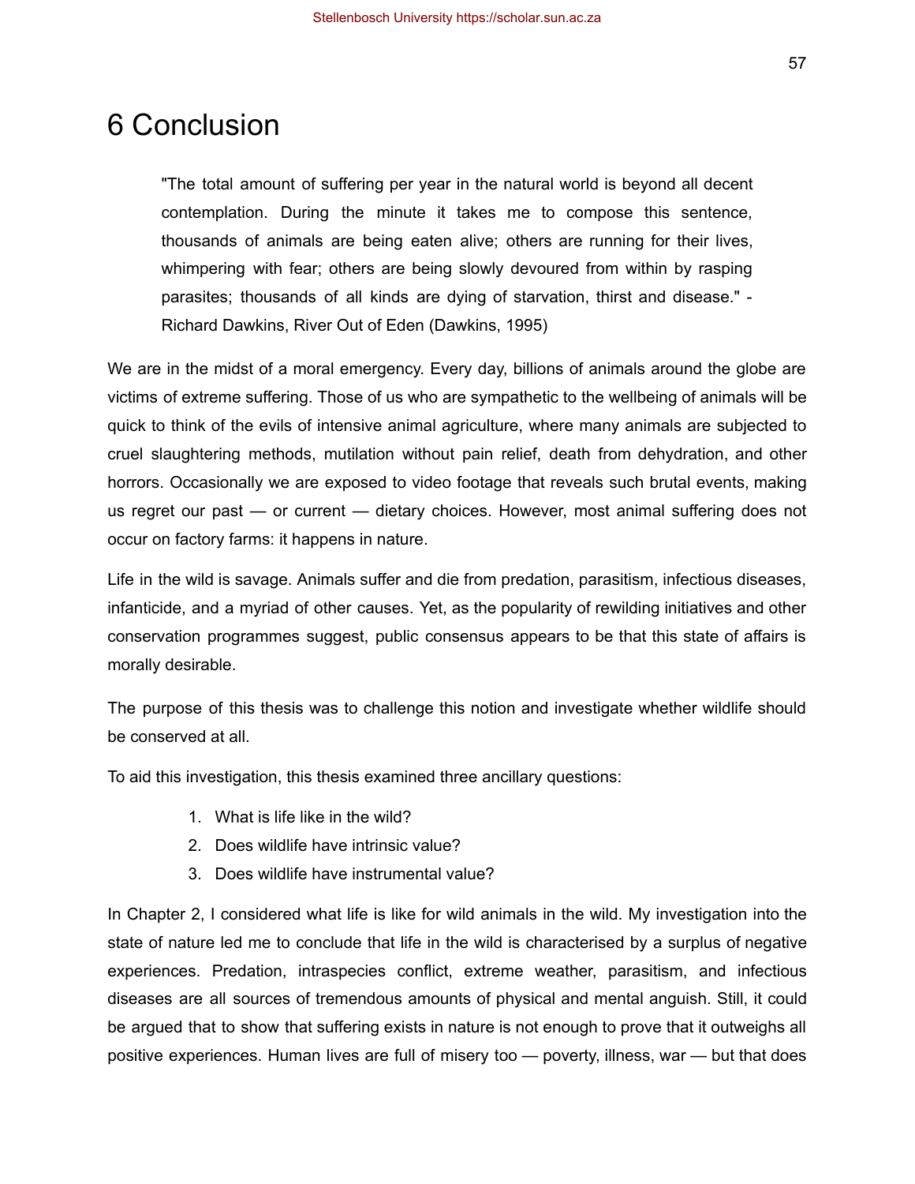# 6 Conclusion

> "The total amount of suffering per year in the natural world is beyond all decent contemplation. During the minute it takes me to compose this sentence, thousands of animals are being eaten alive; others are running for their lives, whimpering with fear; others are being slowly devoured from within by rasping parasites; thousands of all kinds are dying of starvation, thirst and disease." - Richard Dawkins, River Out of Eden (Dawkins, 1995)

We are in the midst of a moral emergency. Every day, billions of animals around the globe are victims of extreme suffering. Those of us who are sympathetic to the wellbeing of animals will be quick to think of the evils of intensive animal agriculture, where many animals are subjected to cruel slaughtering methods, mutilation without pain relief, death from dehydration, and other horrors. Occasionally we are exposed to video footage that reveals such brutal events, making us regret our past — or current — dietary choices. However, most animal suffering does not occur on factory farms: it happens in nature.

Life in the wild is savage. Animals suffer and die from predation, parasitism, infectious diseases, infanticide, and a myriad of other causes. Yet, as the popularity of rewilding initiatives and other conservation programmes suggest, public consensus appears to be that this state of affairs is morally desirable.

The purpose of this thesis was to challenge this notion and investigate whether wildlife should be conserved at all.

To aid this investigation, this thesis examined three ancillary questions:

1. What is life like in the wild?
2. Does wildlife have intrinsic value?
3. Does wildlife have instrumental value?

In Chapter 2, I considered what life is like for wild animals in the wild. My investigation into the state of nature led me to conclude that life in the wild is characterised by a surplus of negative experiences. Predation, intraspecies conflict, extreme weather, parasitism, and infectious diseases are all sources of tremendous amounts of physical and mental anguish. Still, it could be argued that to show that suffering exists in nature is not enough to prove that it outweighs all positive experiences. Human lives are full of misery too — poverty, illness, war — but that does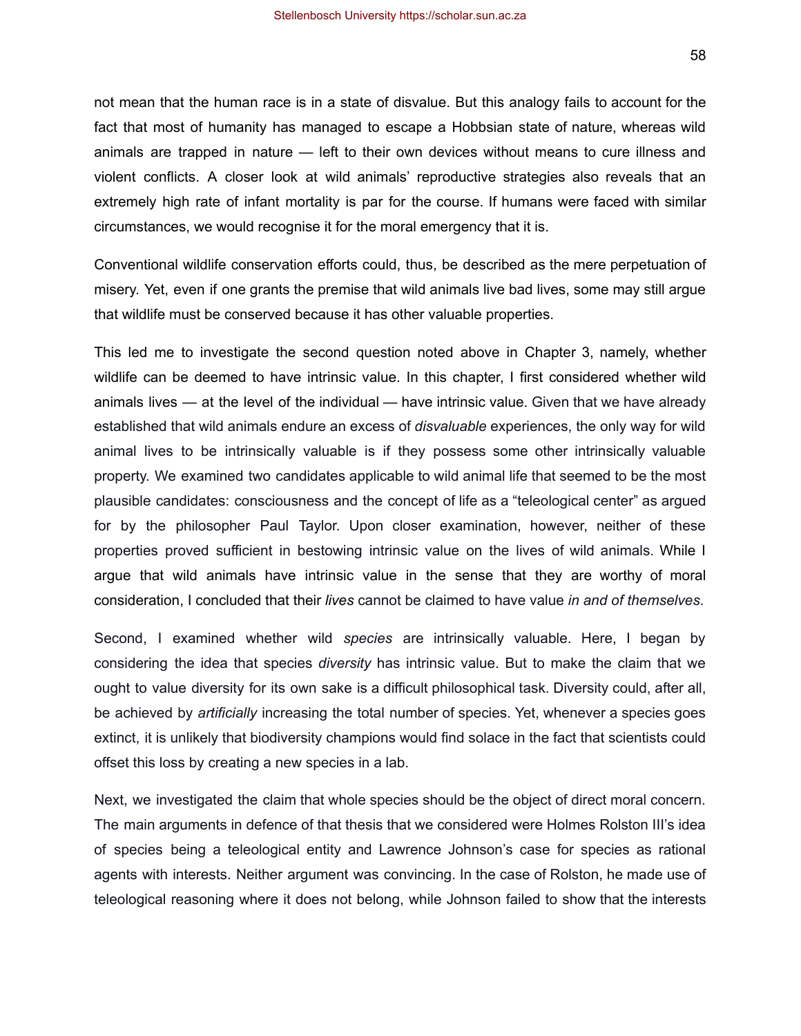not mean that the human race is in a state of disvalue. But this analogy fails to account for the fact that most of humanity has managed to escape a Hobbsian state of nature, whereas wild animals are trapped in nature — left to their own devices without means to cure illness and violent conflicts. A closer look at wild animals' reproductive strategies also reveals that an extremely high rate of infant mortality is par for the course. If humans were faced with similar circumstances, we would recognise it for the moral emergency that it is.

Conventional wildlife conservation efforts could, thus, be described as the mere perpetuation of misery. Yet, even if one grants the premise that wild animals live bad lives, some may still argue that wildlife must be conserved because it has other valuable properties.

This led me to investigate the second question noted above in Chapter 3, namely, whether wildlife can be deemed to have intrinsic value. In this chapter, I first considered whether wild animals lives — at the level of the individual — have intrinsic value. Given that we have already established that wild animals endure an excess of *disvaluable* experiences, the only way for wild animal lives to be intrinsically valuable is if they possess some other intrinsically valuable property. We examined two candidates applicable to wild animal life that seemed to be the most plausible candidates: consciousness and the concept of life as a "teleological center" as argued for by the philosopher Paul Taylor. Upon closer examination, however, neither of these properties proved sufficient in bestowing intrinsic value on the lives of wild animals. While I argue that wild animals have intrinsic value in the sense that they are worthy of moral consideration, I concluded that their *lives* cannot be claimed to have value *in and of themselves*.

Second, I examined whether wild *species* are intrinsically valuable. Here, I began by considering the idea that species *diversity* has intrinsic value. But to make the claim that we ought to value diversity for its own sake is a difficult philosophical task. Diversity could, after all, be achieved by *artificially* increasing the total number of species. Yet, whenever a species goes extinct, it is unlikely that biodiversity champions would find solace in the fact that scientists could offset this loss by creating a new species in a lab.

Next, we investigated the claim that whole species should be the object of direct moral concern. The main arguments in defence of that thesis that we considered were Holmes Rolston III's idea of species being a teleological entity and Lawrence Johnson's case for species as rational agents with interests. Neither argument was convincing. In the case of Rolston, he made use of teleological reasoning where it does not belong, while Johnson failed to show that the interests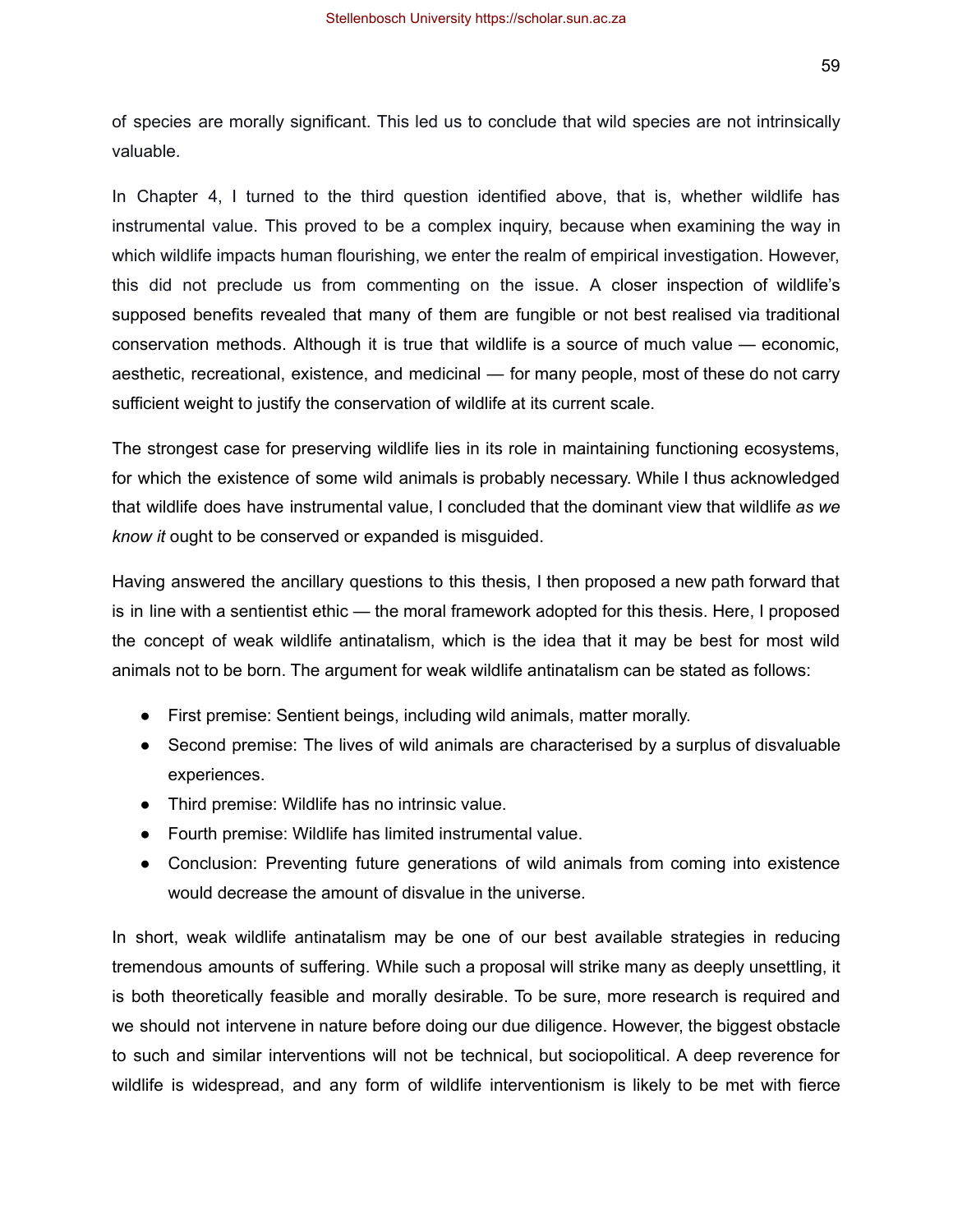of species are morally significant. This led us to conclude that wild species are not intrinsically valuable.

In Chapter 4, I turned to the third question identified above, that is, whether wildlife has instrumental value. This proved to be a complex inquiry, because when examining the way in which wildlife impacts human flourishing, we enter the realm of empirical investigation. However, this did not preclude us from commenting on the issue. A closer inspection of wildlife's supposed benefits revealed that many of them are fungible or not best realised via traditional conservation methods. Although it is true that wildlife is a source of much value — economic, aesthetic, recreational, existence, and medicinal — for many people, most of these do not carry sufficient weight to justify the conservation of wildlife at its current scale.

The strongest case for preserving wildlife lies in its role in maintaining functioning ecosystems, for which the existence of some wild animals is probably necessary. While I thus acknowledged that wildlife does have instrumental value, I concluded that the dominant view that wildlife *as we know it* ought to be conserved or expanded is misguided.

Having answered the ancillary questions to this thesis, I then proposed a new path forward that is in line with a sentientist ethic — the moral framework adopted for this thesis. Here, I proposed the concept of weak wildlife antinatalism, which is the idea that it may be best for most wild animals not to be born. The argument for weak wildlife antinatalism can be stated as follows:

- First premise: Sentient beings, including wild animals, matter morally.
- Second premise: The lives of wild animals are characterised by a surplus of disvaluable experiences.
- Third premise: Wildlife has no intrinsic value.
- Fourth premise: Wildlife has limited instrumental value.
- Conclusion: Preventing future generations of wild animals from coming into existence would decrease the amount of disvalue in the universe.

In short, weak wildlife antinatalism may be one of our best available strategies in reducing tremendous amounts of suffering. While such a proposal will strike many as deeply unsettling, it is both theoretically feasible and morally desirable. To be sure, more research is required and we should not intervene in nature before doing our due diligence. However, the biggest obstacle to such and similar interventions will not be technical, but sociopolitical. A deep reverence for wildlife is widespread, and any form of wildlife interventionism is likely to be met with fierce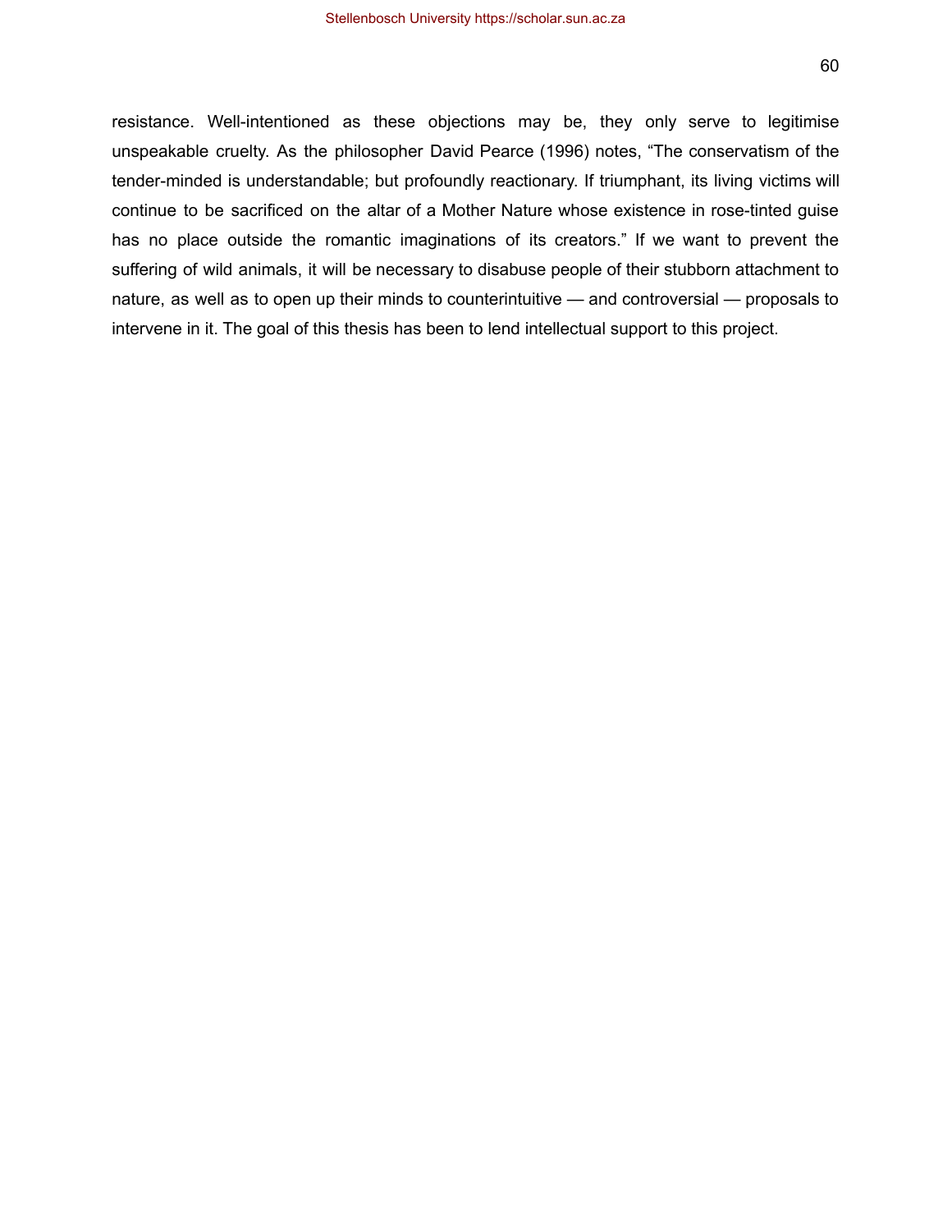resistance. Well-intentioned as these objections may be, they only serve to legitimise unspeakable cruelty. As the philosopher David Pearce (1996) notes, "The conservatism of the tender-minded is understandable; but profoundly reactionary. If triumphant, its living victims will continue to be sacrificed on the altar of a Mother Nature whose existence in rose-tinted guise has no place outside the romantic imaginations of its creators." If we want to prevent the suffering of wild animals, it will be necessary to disabuse people of their stubborn attachment to nature, as well as to open up their minds to counterintuitive — and controversial — proposals to intervene in it. The goal of this thesis has been to lend intellectual support to this project.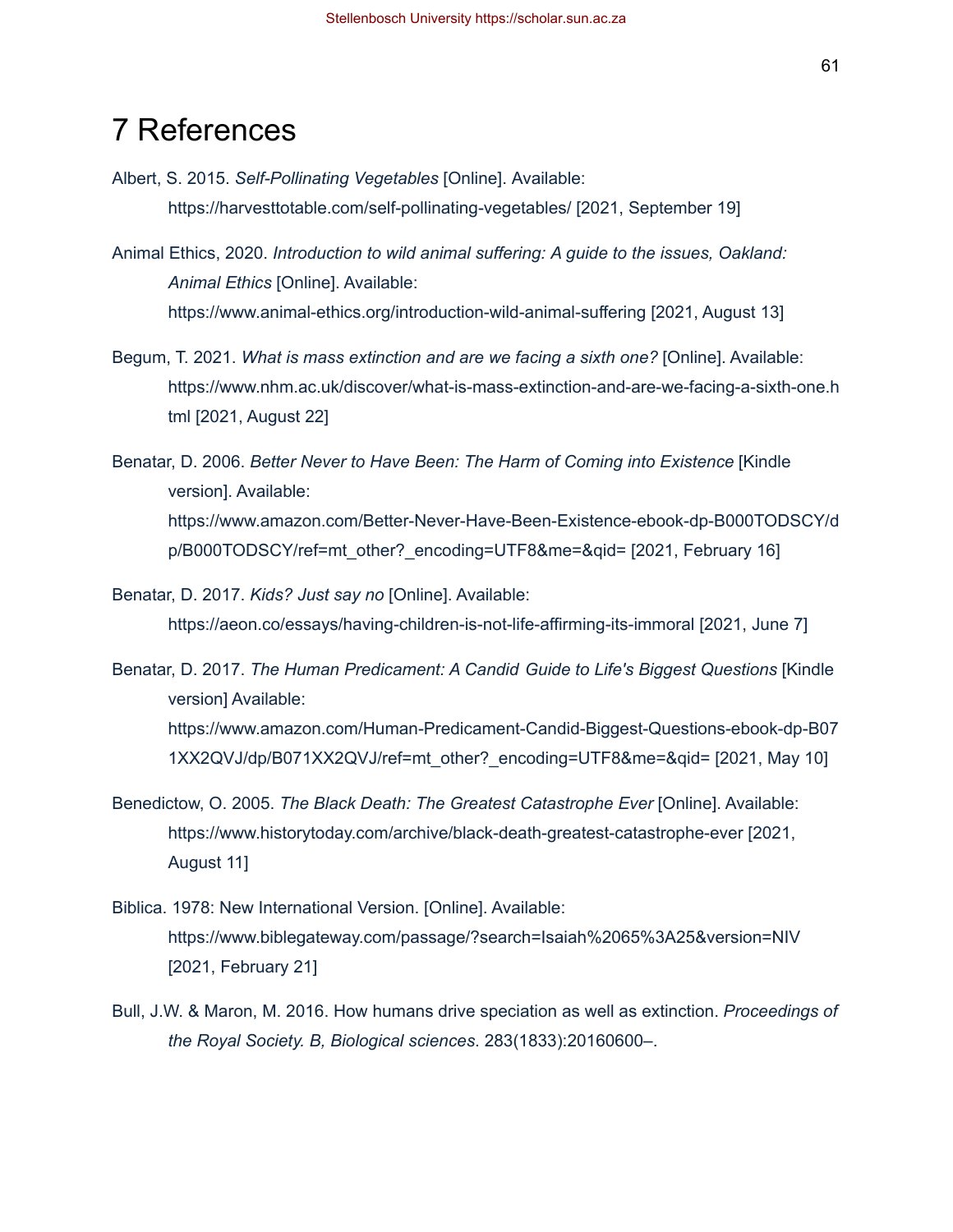# 7 References

Albert, S. 2015. *Self-Pollinating Vegetables* [Online]. Available: https://harvesttotable.com/self-pollinating-vegetables/ [2021, September 19]

Animal Ethics, 2020. *Introduction to wild animal suffering: A guide to the issues, Oakland: Animal Ethics* [Online]. Available: https://www.animal-ethics.org/introduction-wild-animal-suffering [2021, August 13]

Begum, T. 2021. *What is mass extinction and are we facing a sixth one?* [Online]. Available: https://www.nhm.ac.uk/discover/what-is-mass-extinction-and-are-we-facing-a-sixth-one.html [2021, August 22]

Benatar, D. 2006. *Better Never to Have Been: The Harm of Coming into Existence* [Kindle version]. Available: https://www.amazon.com/Better-Never-Have-Been-Existence-ebook-dp-B000TODSCY/dp/B000TODSCY/ref=mt_other?_encoding=UTF8&me=&qid= [2021, February 16]

Benatar, D. 2017. *Kids? Just say no* [Online]. Available: https://aeon.co/essays/having-children-is-not-life-affirming-its-immoral [2021, June 7]

Benatar, D. 2017. *The Human Predicament: A Candid Guide to Life's Biggest Questions* [Kindle version] Available: https://www.amazon.com/Human-Predicament-Candid-Biggest-Questions-ebook-dp-B071XX2QVJ/dp/B071XX2QVJ/ref=mt_other?_encoding=UTF8&me=&qid= [2021, May 10]

Benedictow, O. 2005. *The Black Death: The Greatest Catastrophe Ever* [Online]. Available: https://www.historytoday.com/archive/black-death-greatest-catastrophe-ever [2021, August 11]

Biblica. 1978: New International Version. [Online]. Available: https://www.biblegateway.com/passage/?search=Isaiah%2065%3A25&version=NIV [2021, February 21]

Bull, J.W. & Maron, M. 2016. How humans drive speciation as well as extinction. *Proceedings of the Royal Society. B, Biological sciences*. 283(1833):20160600–.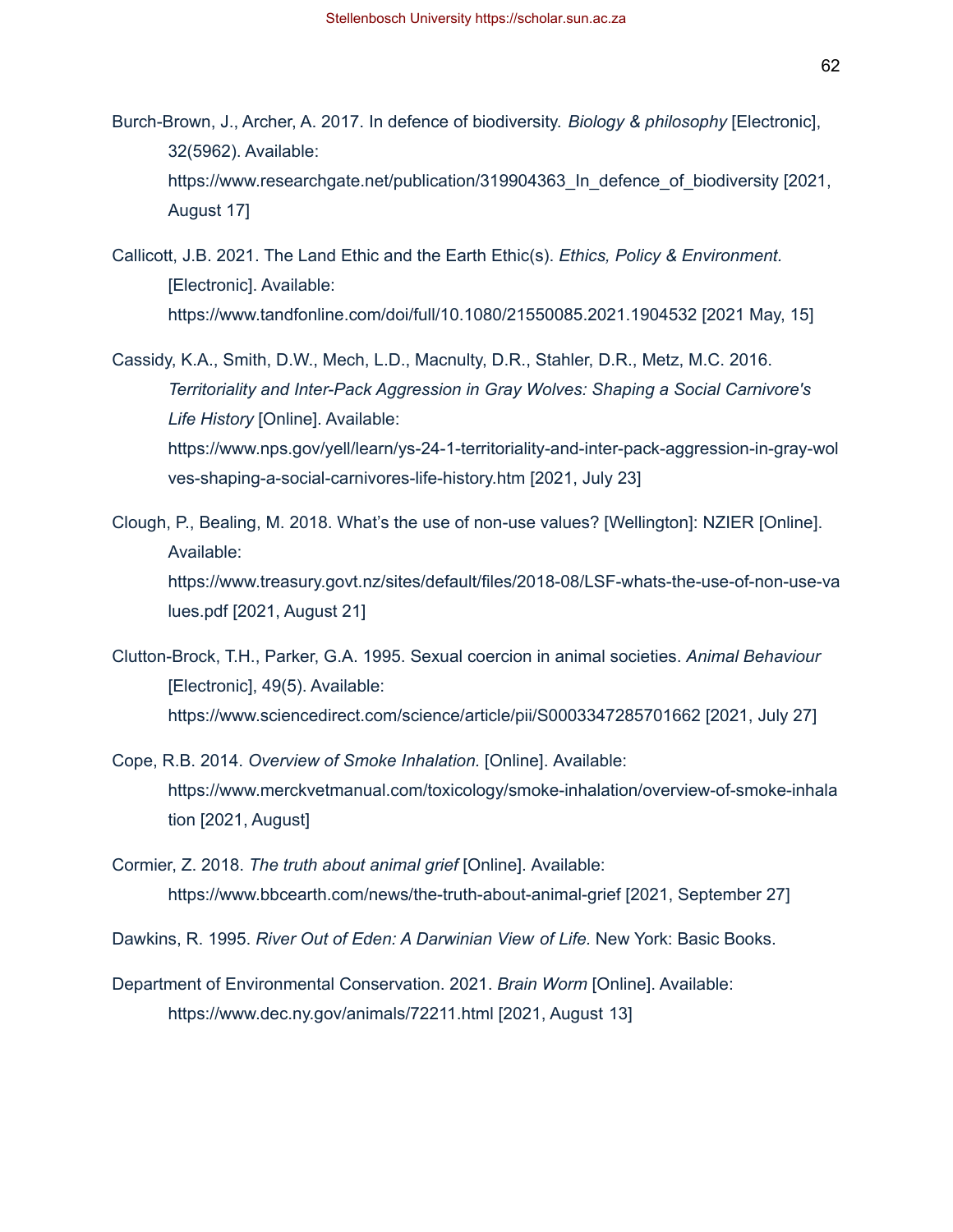Burch-Brown, J., Archer, A. 2017. In defence of biodiversity. *Biology & philosophy* [Electronic], 32(5962). Available: https://www.researchgate.net/publication/319904363_In_defence_of_biodiversity [2021, August 17]

Callicott, J.B. 2021. The Land Ethic and the Earth Ethic(s). *Ethics, Policy & Environment.* [Electronic]. Available: https://www.tandfonline.com/doi/full/10.1080/21550085.2021.1904532 [2021 May, 15]

Cassidy, K.A., Smith, D.W., Mech, L.D., Macnulty, D.R., Stahler, D.R., Metz, M.C. 2016. *Territoriality and Inter-Pack Aggression in Gray Wolves: Shaping a Social Carnivore's Life History* [Online]. Available: https://www.nps.gov/yell/learn/ys-24-1-territoriality-and-inter-pack-aggression-in-gray-wolves-shaping-a-social-carnivores-life-history.htm [2021, July 23]

Clough, P., Bealing, M. 2018. What's the use of non-use values? [Wellington]: NZIER [Online]. Available: https://www.treasury.govt.nz/sites/default/files/2018-08/LSF-whats-the-use-of-non-use-values.pdf [2021, August 21]

Clutton-Brock, T.H., Parker, G.A. 1995. Sexual coercion in animal societies. *Animal Behaviour* [Electronic], 49(5). Available: https://www.sciencedirect.com/science/article/pii/S0003347285701662 [2021, July 27]

Cope, R.B. 2014. *Overview of Smoke Inhalation.* [Online]. Available: https://www.merckvetmanual.com/toxicology/smoke-inhalation/overview-of-smoke-inhalation [2021, August]

Cormier, Z. 2018. *The truth about animal grief* [Online]. Available: https://www.bbcearth.com/news/the-truth-about-animal-grief [2021, September 27]

Dawkins, R. 1995. *River Out of Eden: A Darwinian View of Life.* New York: Basic Books.

Department of Environmental Conservation. 2021. *Brain Worm* [Online]. Available: https://www.dec.ny.gov/animals/72211.html [2021, August 13]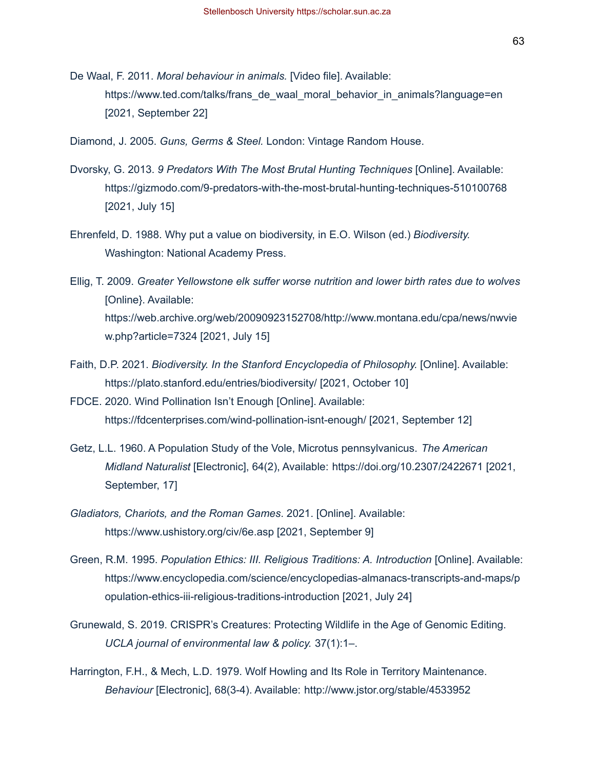De Waal, F. 2011. *Moral behaviour in animals.* [Video file]. Available: https://www.ted.com/talks/frans_de_waal_moral_behavior_in_animals?language=en [2021, September 22]

Diamond, J. 2005. *Guns, Germs & Steel.* London: Vintage Random House.

Dvorsky, G. 2013. *9 Predators With The Most Brutal Hunting Techniques* [Online]. Available: https://gizmodo.com/9-predators-with-the-most-brutal-hunting-techniques-510100768 [2021, July 15]

Ehrenfeld, D. 1988. Why put a value on biodiversity, in E.O. Wilson (ed.) *Biodiversity.* Washington: National Academy Press.

Ellig, T. 2009. *Greater Yellowstone elk suffer worse nutrition and lower birth rates due to wolves* [Online}. Available: https://web.archive.org/web/20090923152708/http://www.montana.edu/cpa/news/nwview.php?article=7324 [2021, July 15]

Faith, D.P. 2021. *Biodiversity. In the Stanford Encyclopedia of Philosophy.* [Online]. Available: https://plato.stanford.edu/entries/biodiversity/ [2021, October 10]

FDCE. 2020. Wind Pollination Isn't Enough [Online]. Available: https://fdcenterprises.com/wind-pollination-isnt-enough/ [2021, September 12]

Getz, L.L. 1960. A Population Study of the Vole, Microtus pennsylvanicus. *The American Midland Naturalist* [Electronic], 64(2), Available: https://doi.org/10.2307/2422671 [2021, September, 17]

*Gladiators, Chariots, and the Roman Games*. 2021. [Online]. Available: https://www.ushistory.org/civ/6e.asp [2021, September 9]

Green, R.M. 1995. *Population Ethics: III. Religious Traditions: A. Introduction* [Online]. Available: https://www.encyclopedia.com/science/encyclopedias-almanacs-transcripts-and-maps/population-ethics-iii-religious-traditions-introduction [2021, July 24]

Grunewald, S. 2019. CRISPR's Creatures: Protecting Wildlife in the Age of Genomic Editing. *UCLA journal of environmental law & policy.* 37(1):1–.

Harrington, F.H., & Mech, L.D. 1979. Wolf Howling and Its Role in Territory Maintenance. *Behaviour* [Electronic], 68(3-4). Available: http://www.jstor.org/stable/4533952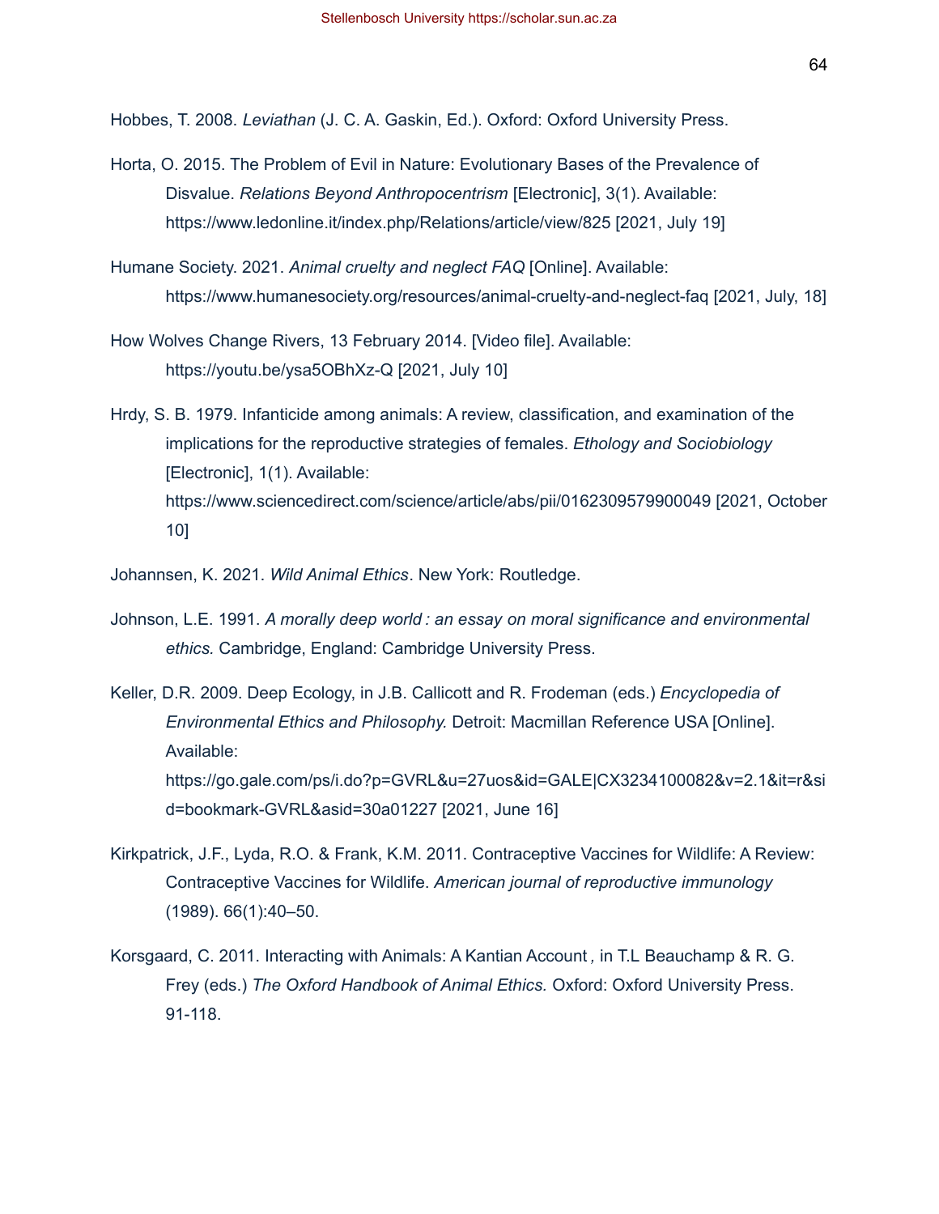Hobbes, T. 2008. *Leviathan* (J. C. A. Gaskin, Ed.). Oxford: Oxford University Press.

Horta, O. 2015. The Problem of Evil in Nature: Evolutionary Bases of the Prevalence of Disvalue. *Relations Beyond Anthropocentrism* [Electronic], 3(1). Available: https://www.ledonline.it/index.php/Relations/article/view/825 [2021, July 19]

Humane Society. 2021. *Animal cruelty and neglect FAQ* [Online]. Available: https://www.humanesociety.org/resources/animal-cruelty-and-neglect-faq [2021, July, 18]

How Wolves Change Rivers, 13 February 2014. [Video file]. Available: https://youtu.be/ysa5OBhXz-Q [2021, July 10]

Hrdy, S. B. 1979. Infanticide among animals: A review, classification, and examination of the implications for the reproductive strategies of females. *Ethology and Sociobiology* [Electronic], 1(1). Available: https://www.sciencedirect.com/science/article/abs/pii/0162309579900049 [2021, October 10]

Johannsen, K. 2021. *Wild Animal Ethics*. New York: Routledge.

Johnson, L.E. 1991. *A morally deep world : an essay on moral significance and environmental ethics.* Cambridge, England: Cambridge University Press.

Keller, D.R. 2009. Deep Ecology, in J.B. Callicott and R. Frodeman (eds.) *Encyclopedia of Environmental Ethics and Philosophy.* Detroit: Macmillan Reference USA [Online]. Available: https://go.gale.com/ps/i.do?p=GVRL&u=27uos&id=GALE|CX3234100082&v=2.1&it=r&sid=bookmark-GVRL&asid=30a01227 [2021, June 16]

Kirkpatrick, J.F., Lyda, R.O. & Frank, K.M. 2011. Contraceptive Vaccines for Wildlife: A Review: Contraceptive Vaccines for Wildlife. *American journal of reproductive immunology* (1989). 66(1):40–50.

Korsgaard, C. 2011. Interacting with Animals: A Kantian Account*,* in T.L Beauchamp & R. G. Frey (eds.) *The Oxford Handbook of Animal Ethics.* Oxford: Oxford University Press. 91-118.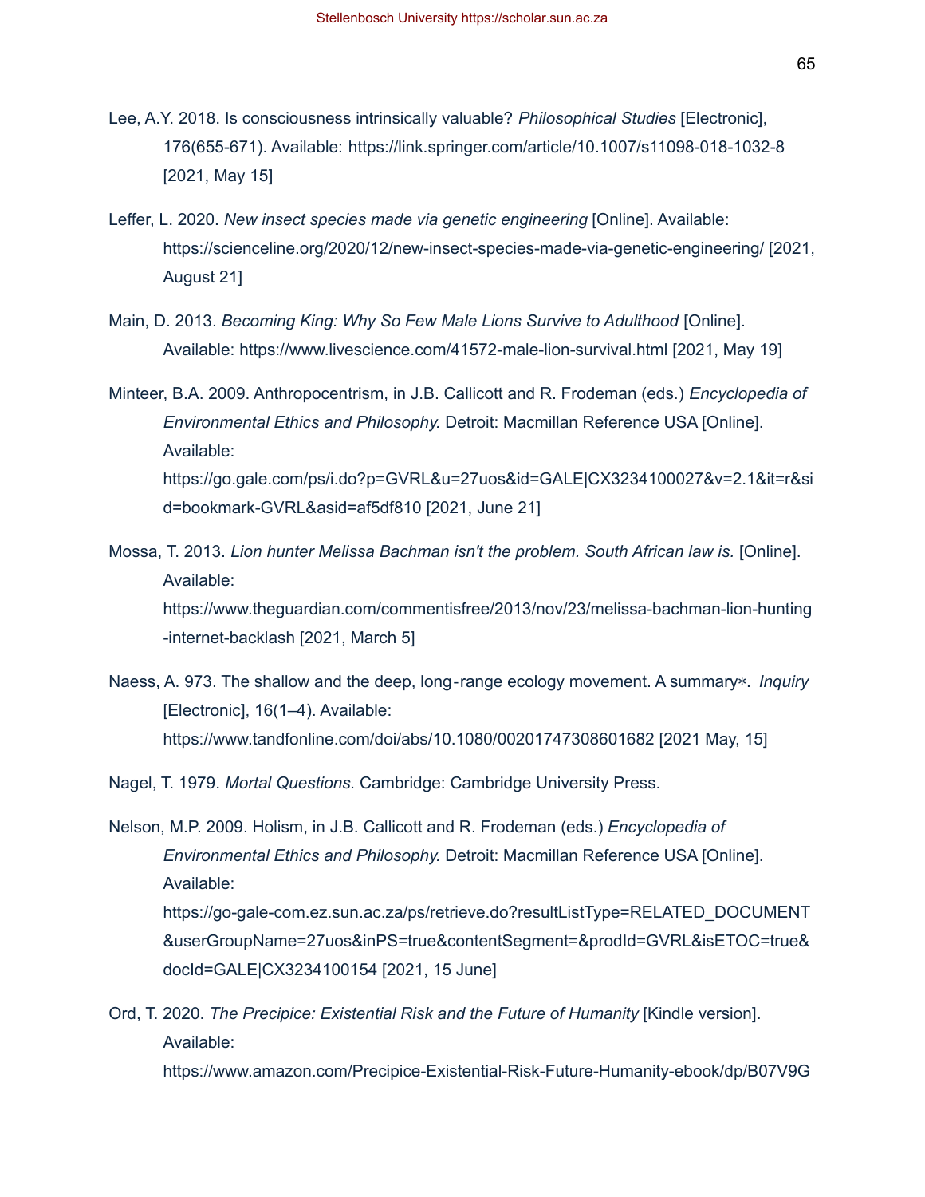Lee, A.Y. 2018. Is consciousness intrinsically valuable? *Philosophical Studies* [Electronic], 176(655-671). Available: https://link.springer.com/article/10.1007/s11098-018-1032-8 [2021, May 15]

Leffer, L. 2020. *New insect species made via genetic engineering* [Online]. Available: https://scienceline.org/2020/12/new-insect-species-made-via-genetic-engineering/ [2021, August 21]

Main, D. 2013. *Becoming King: Why So Few Male Lions Survive to Adulthood* [Online]. Available: https://www.livescience.com/41572-male-lion-survival.html [2021, May 19]

Minteer, B.A. 2009. Anthropocentrism, in J.B. Callicott and R. Frodeman (eds.) *Encyclopedia of Environmental Ethics and Philosophy.* Detroit: Macmillan Reference USA [Online]. Available: https://go.gale.com/ps/i.do?p=GVRL&u=27uos&id=GALE|CX3234100027&v=2.1&it=r&sid=bookmark-GVRL&asid=af5df810 [2021, June 21]

Mossa, T. 2013. *Lion hunter Melissa Bachman isn't the problem. South African law is.* [Online]. Available: https://www.theguardian.com/commentisfree/2013/nov/23/melissa-bachman-lion-hunting-internet-backlash [2021, March 5]

Naess, A. 973. The shallow and the deep, long‐range ecology movement. A summary∗. *Inquiry* [Electronic], 16(1–4). Available: https://www.tandfonline.com/doi/abs/10.1080/00201747308601682 [2021 May, 15]

Nagel, T. 1979. *Mortal Questions.* Cambridge: Cambridge University Press.

Nelson, M.P. 2009. Holism, in J.B. Callicott and R. Frodeman (eds.) *Encyclopedia of Environmental Ethics and Philosophy.* Detroit: Macmillan Reference USA [Online]. Available: https://go-gale-com.ez.sun.ac.za/ps/retrieve.do?resultListType=RELATED_DOCUMENT&userGroupName=27uos&inPS=true&contentSegment=&prodId=GVRL&isETOC=true&docId=GALE|CX3234100154 [2021, 15 June]

Ord, T. 2020. *The Precipice: Existential Risk and the Future of Humanity* [Kindle version]. Available: https://www.amazon.com/Precipice-Existential-Risk-Future-Humanity-ebook/dp/B07V9G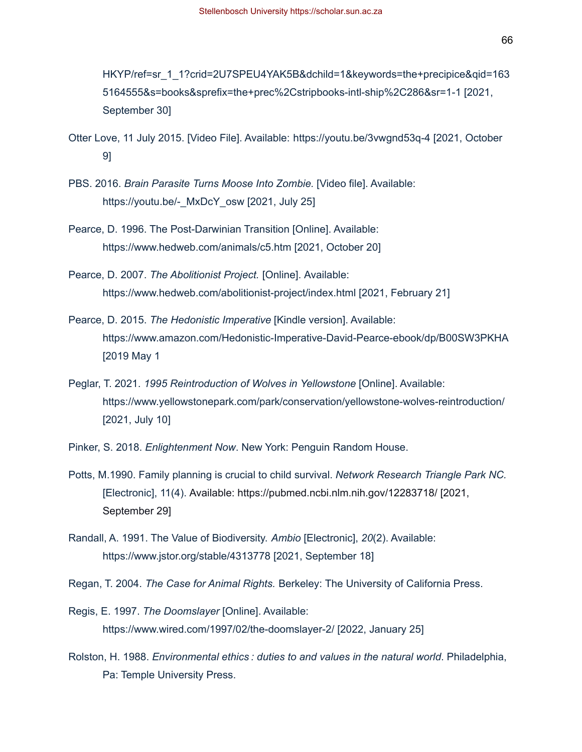HKYP/ref=sr_1_1?crid=2U7SPEU4YAK5B&dchild=1&keywords=the+precipice&qid=1635164555&s=books&sprefix=the+prec%2Cstripbooks-intl-ship%2C286&sr=1-1 [2021, September 30]

Otter Love, 11 July 2015. [Video File]. Available: https://youtu.be/3vwgnd53q-4 [2021, October 9]

PBS. 2016. *Brain Parasite Turns Moose Into Zombie.* [Video file]. Available: https://youtu.be/-_MxDcY_osw [2021, July 25]

Pearce, D. 1996. The Post-Darwinian Transition [Online]. Available: https://www.hedweb.com/animals/c5.htm [2021, October 20]

Pearce, D. 2007. *The Abolitionist Project.* [Online]. Available: https://www.hedweb.com/abolitionist-project/index.html [2021, February 21]

Pearce, D. 2015. *The Hedonistic Imperative* [Kindle version]. Available: https://www.amazon.com/Hedonistic-Imperative-David-Pearce-ebook/dp/B00SW3PKHA [2019 May 1

Peglar, T. 2021. *1995 Reintroduction of Wolves in Yellowstone* [Online]. Available: https://www.yellowstonepark.com/park/conservation/yellowstone-wolves-reintroduction/ [2021, July 10]

Pinker, S. 2018. *Enlightenment Now*. New York: Penguin Random House.

Potts, M.1990. Family planning is crucial to child survival. *Network Research Triangle Park NC.* [Electronic], 11(4). Available: https://pubmed.ncbi.nlm.nih.gov/12283718/ [2021, September 29]

Randall, A. 1991. The Value of Biodiversity. *Ambio* [Electronic], *20*(2). Available: https://www.jstor.org/stable/4313778 [2021, September 18]

Regan, T. 2004. *The Case for Animal Rights.* Berkeley: The University of California Press.

Regis, E. 1997. *The Doomslayer* [Online]. Available: https://www.wired.com/1997/02/the-doomslayer-2/ [2022, January 25]

Rolston, H. 1988. *Environmental ethics : duties to and values in the natural world*. Philadelphia, Pa: Temple University Press.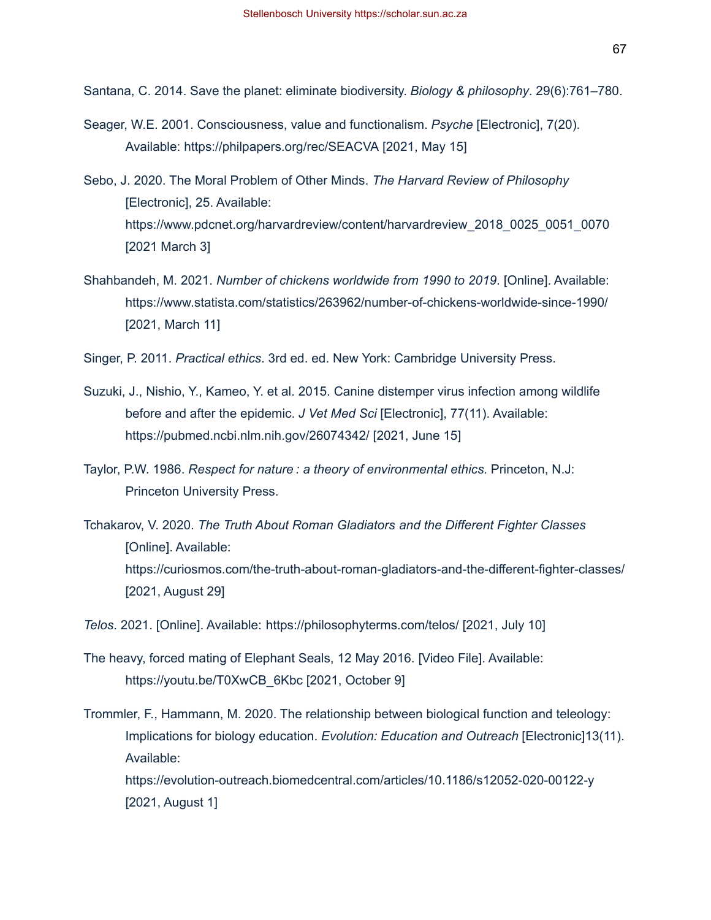Santana, C. 2014. Save the planet: eliminate biodiversity. *Biology & philosophy*. 29(6):761–780.

Seager, W.E. 2001. Consciousness, value and functionalism. *Psyche* [Electronic], 7(20). Available: https://philpapers.org/rec/SEACVA [2021, May 15]

Sebo, J. 2020. The Moral Problem of Other Minds. *The Harvard Review of Philosophy* [Electronic], 25. Available: https://www.pdcnet.org/harvardreview/content/harvardreview_2018_0025_0051_0070 [2021 March 3]

Shahbandeh, M. 2021. *Number of chickens worldwide from 1990 to 2019*. [Online]. Available: https://www.statista.com/statistics/263962/number-of-chickens-worldwide-since-1990/ [2021, March 11]

Singer, P. 2011. *Practical ethics*. 3rd ed. ed. New York: Cambridge University Press.

Suzuki, J., Nishio, Y., Kameo, Y. et al. 2015. Canine distemper virus infection among wildlife before and after the epidemic. *J Vet Med Sci* [Electronic], 77(11). Available: https://pubmed.ncbi.nlm.nih.gov/26074342/ [2021, June 15]

Taylor, P.W. 1986. *Respect for nature : a theory of environmental ethics.* Princeton, N.J: Princeton University Press.

Tchakarov, V. 2020. *The Truth About Roman Gladiators and the Different Fighter Classes* [Online]. Available: https://curiosmos.com/the-truth-about-roman-gladiators-and-the-different-fighter-classes/ [2021, August 29]

*Telos*. 2021. [Online]. Available: https://philosophyterms.com/telos/ [2021, July 10]

The heavy, forced mating of Elephant Seals, 12 May 2016. [Video File]. Available: https://youtu.be/T0XwCB_6Kbc [2021, October 9]

Trommler, F., Hammann, M. 2020. The relationship between biological function and teleology: Implications for biology education. *Evolution: Education and Outreach* [Electronic]13(11). Available: https://evolution-outreach.biomedcentral.com/articles/10.1186/s12052-020-00122-y [2021, August 1]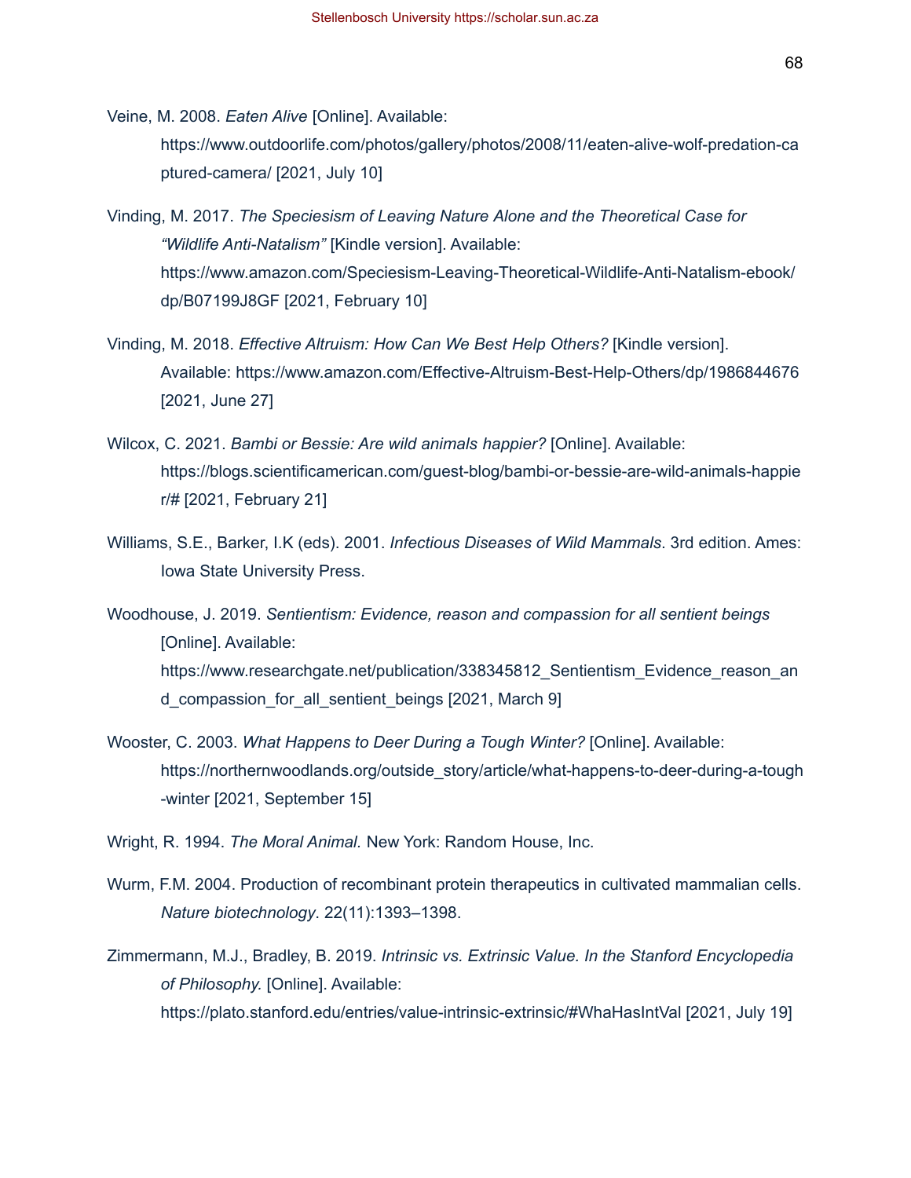Veine, M. 2008. *Eaten Alive* [Online]. Available: https://www.outdoorlife.com/photos/gallery/photos/2008/11/eaten-alive-wolf-predation-captured-camera/ [2021, July 10]

Vinding, M. 2017. *The Speciesism of Leaving Nature Alone and the Theoretical Case for "Wildlife Anti-Natalism"* [Kindle version]. Available: https://www.amazon.com/Speciesism-Leaving-Theoretical-Wildlife-Anti-Natalism-ebook/dp/B07199J8GF [2021, February 10]

Vinding, M. 2018. *Effective Altruism: How Can We Best Help Others?* [Kindle version]. Available: https://www.amazon.com/Effective-Altruism-Best-Help-Others/dp/1986844676 [2021, June 27]

Wilcox, C. 2021. *Bambi or Bessie: Are wild animals happier?* [Online]. Available: https://blogs.scientificamerican.com/guest-blog/bambi-or-bessie-are-wild-animals-happier/# [2021, February 21]

Williams, S.E., Barker, I.K (eds). 2001. *Infectious Diseases of Wild Mammals*. 3rd edition. Ames: Iowa State University Press.

Woodhouse, J. 2019. *Sentientism: Evidence, reason and compassion for all sentient beings* [Online]. Available: https://www.researchgate.net/publication/338345812_Sentientism_Evidence_reason_and_compassion_for_all_sentient_beings [2021, March 9]

Wooster, C. 2003. *What Happens to Deer During a Tough Winter?* [Online]. Available: https://northernwoodlands.org/outside_story/article/what-happens-to-deer-during-a-tough-winter [2021, September 15]

Wright, R. 1994. *The Moral Animal.* New York: Random House, Inc.

Wurm, F.M. 2004. Production of recombinant protein therapeutics in cultivated mammalian cells. *Nature biotechnology*. 22(11):1393–1398.

Zimmermann, M.J., Bradley, B. 2019. *Intrinsic vs. Extrinsic Value. In the Stanford Encyclopedia of Philosophy.* [Online]. Available: https://plato.stanford.edu/entries/value-intrinsic-extrinsic/#WhaHasIntVal [2021, July 19]